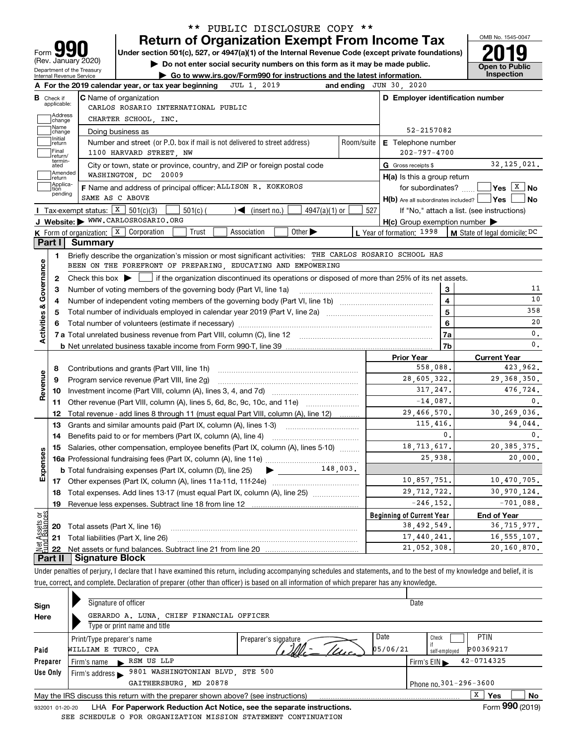\*\* PUBLIC DISCLOSURE COPY \*\*

# Form 990 Return of Organization Exempt From Income Tax

(Rev. January 2020)

Department of the Treasury
Internal Revenue Service

**Under section 501(c), 527, or 4947(a)(1) of the Internal Revenue Code (except private foundations)**

▶ **Do not enter social security numbers on this form as it may be made public.**

▶ **Go to www.irs.gov/Form990 for instructions and the latest information.**

OMB No. 1545-0047

**2019**

**Open to Public Inspection**

**A** For the 2019 calendar year, or tax year beginning JUL 1, 2019 and ending JUN 30, 2020

**B** Check if applicable: Address change, Name change, Initial return, Final return/terminated, Amended return, Application pending

**C** Name of organization: CARLOS ROSARIO INTERNATIONAL PUBLIC CHARTER SCHOOL, INC.

Doing business as

Number and street (or P.O. box if mail is not delivered to street address): 1100 HARVARD STREET, NW — Room/suite

City or town, state or province, country, and ZIP or foreign postal code: WASHINGTON, DC 20009

**D** Employer identification number: 52-2157082

**E** Telephone number: 202-797-4700

**G** Gross receipts $ 32,125,021.

**F** Name and address of principal officer: ALLISON R. KOKKOROS, SAME AS C ABOVE

**H(a)** Is this a group return for subordinates? ☐ Yes ☒ No

**H(b)** Are all subordinates included? ☐ Yes ☐ No — If "No," attach a list. (see instructions)

**H(c)** Group exemption number ▶

**I** Tax-exempt status: ☒ 501(c)(3) ☐ 501(c) ( ) ◀ (insert no.) ☐ 4947(a)(1) or ☐ 527

**J** Website: ▶ WWW.CARLOSROSARIO.ORG

**K** Form of organization: ☒ Corporation ☐ Trust ☐ Association ☐ Other ▶

**L** Year of formation: 1998 **M** State of legal domicile: DC

## Part I Summary

### Activities & Governance

1 Briefly describe the organization's mission or most significant activities: THE CARLOS ROSARIO SCHOOL HAS BEEN ON THE FOREFRONT OF PREPARING, EDUCATING AND EMPOWERING

2 Check this box ▶ ☐ if the organization discontinued its operations or disposed of more than 25% of its net assets.

| Line | Description | No. | Value |
|---|---|---|---|
| 3 | Number of voting members of the governing body (Part VI, line 1a) | 3 | 11 |
| 4 | Number of independent voting members of the governing body (Part VI, line 1b) | 4 | 10 |
| 5 | Total number of individuals employed in calendar year 2019 (Part V, line 2a) | 5 | 358 |
| 6 | Total number of volunteers (estimate if necessary) | 6 | 20 |
| 7a | Total unrelated business revenue from Part VIII, column (C), line 12 | 7a | 0. |
| 7b | Net unrelated business taxable income from Form 990-T, line 39 | 7b | 0. |

### Revenue / Expenses

| Line | Description | Prior Year | Current Year |
|---|---|---|---|
| 8 | Contributions and grants (Part VIII, line 1h) | 558,088. | 423,962. |
| 9 | Program service revenue (Part VIII, line 2g) | 28,605,322. | 29,368,350. |
| 10 | Investment income (Part VIII, column (A), lines 3, 4, and 7d) | 317,247. | 476,724. |
| 11 | Other revenue (Part VIII, column (A), lines 5, 6d, 8c, 9c, 10c, and 11e) | -14,087. | 0. |
| 12 | Total revenue - add lines 8 through 11 (must equal Part VIII, column (A), line 12) | 29,466,570. | 30,269,036. |
| 13 | Grants and similar amounts paid (Part IX, column (A), lines 1-3) | 115,416. | 94,044. |
| 14 | Benefits paid to or for members (Part IX, column (A), line 4) | 0. | 0. |
| 15 | Salaries, other compensation, employee benefits (Part IX, column (A), lines 5-10) | 18,713,617. | 20,385,375. |
| 16a | Professional fundraising fees (Part IX, column (A), line 11e) | 25,938. | 20,000. |
| b | Total fundraising expenses (Part IX, column (D), line 25) ▶ 148,003. | | |
| 17 | Other expenses (Part IX, column (A), lines 11a-11d, 11f-24e) | 10,857,751. | 10,470,705. |
| 18 | Total expenses. Add lines 13-17 (must equal Part IX, column (A), line 25) | 29,712,722. | 30,970,124. |
| 19 | Revenue less expenses. Subtract line 18 from line 12 | -246,152. | -701,088. |

### Net Assets or Fund Balances

| Line | Description | Beginning of Current Year | End of Year |
|---|---|---|---|
| 20 | Total assets (Part X, line 16) | 38,492,549. | 36,715,977. |
| 21 | Total liabilities (Part X, line 26) | 17,440,241. | 16,555,107. |
| 22 | Net assets or fund balances. Subtract line 21 from line 20 | 21,052,308. | 20,160,870. |

## Part II Signature Block

Under penalties of perjury, I declare that I have examined this return, including accompanying schedules and statements, and to the best of my knowledge and belief, it is true, correct, and complete. Declaration of preparer (other than officer) is based on all information of which preparer has any knowledge.

**Sign Here**

Signature of officer — Date

GERARDO A. LUNA, CHIEF FINANCIAL OFFICER

Type or print name and title

**Paid Preparer Use Only**

| Print/Type preparer's name | Preparer's signature | Date | Check ☐ if self-employed | PTIN |
|---|---|---|---|---|
| WILLIAM E TURCO, CPA | [signature] | 05/06/21 | | P00369217 |

Firm's name ▶ RSM US LLP — Firm's EIN ▶ 42-0714325

Firm's address ▶ 9801 WASHINGTONIAN BLVD, STE 500, GAITHERSBURG, MD 20878 — Phone no. 301-296-3600

May the IRS discuss this return with the preparer shown above? (see instructions) ☒ Yes ☐ No

932001 01-20-20 LHA **For Paperwork Reduction Act Notice, see the separate instructions.** Form **990** (2019)

SEE SCHEDULE O FOR ORGANIZATION MISSION STATEMENT CONTINUATION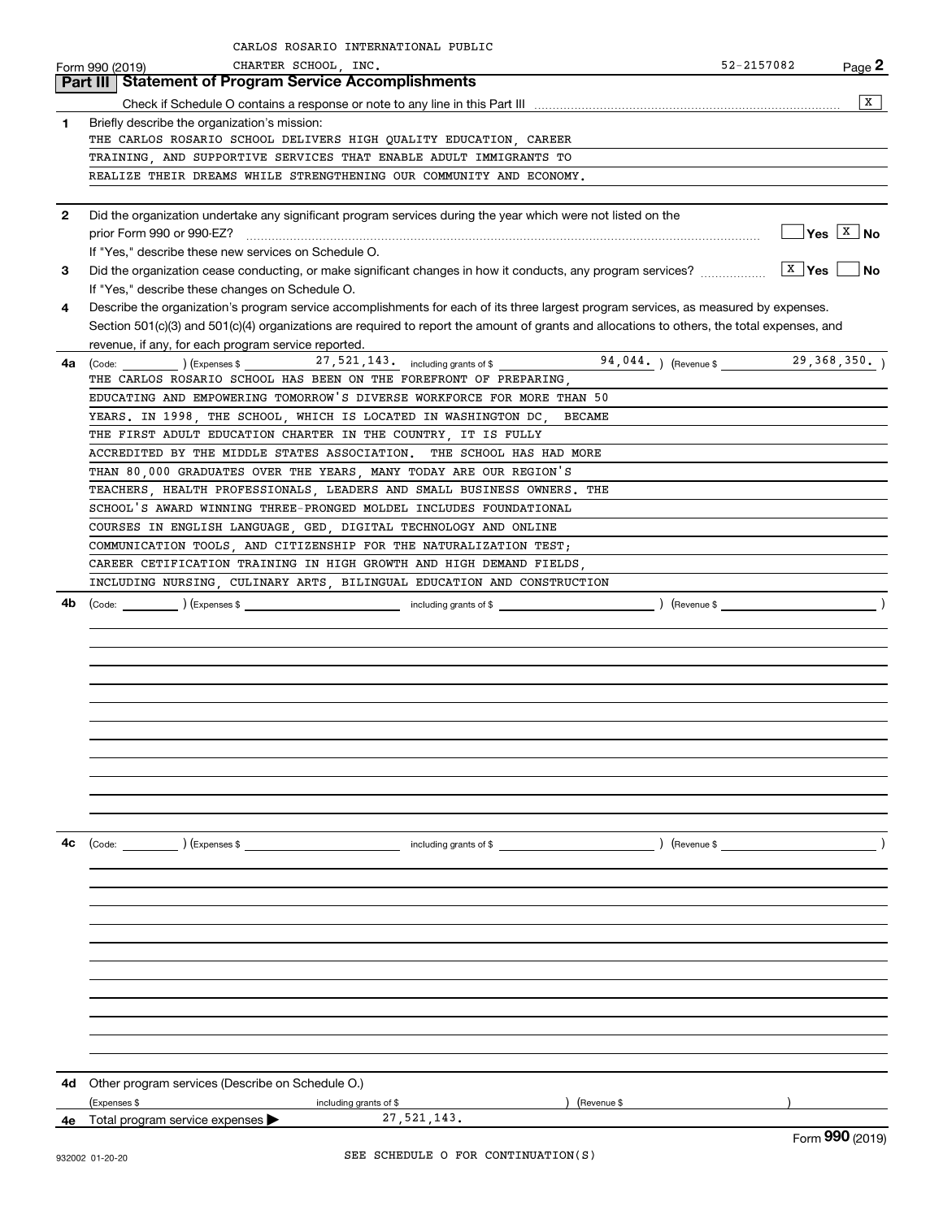CARLOS ROSARIO INTERNATIONAL PUBLIC CHARTER SCHOOL, INC. 52-2157082

Form 990 (2019)

## Part III Statement of Program Service Accomplishments

Check if Schedule O contains a response or note to any line in this Part III .......... [X]

**1** Briefly describe the organization's mission:

THE CARLOS ROSARIO SCHOOL DELIVERS HIGH QUALITY EDUCATION, CAREER TRAINING, AND SUPPORTIVE SERVICES THAT ENABLE ADULT IMMIGRANTS TO REALIZE THEIR DREAMS WHILE STRENGTHENING OUR COMMUNITY AND ECONOMY.

**2** Did the organization undertake any significant program services during the year which were not listed on the prior Form 990 or 990-EZ? .......... [ ] Yes [X] No

If "Yes," describe these new services on Schedule O.

**3** Did the organization cease conducting, or make significant changes in how it conducts, any program services? .......... [X] Yes [ ] No

If "Yes," describe these changes on Schedule O.

**4** Describe the organization's program service accomplishments for each of its three largest program services, as measured by expenses. Section 501(c)(3) and 501(c)(4) organizations are required to report the amount of grants and allocations to others, the total expenses, and revenue, if any, for each program service reported.

**4a** (Code: ) (Expenses $ 27,521,143. including grants of $ 94,044. ) (Revenue $ 29,368,350. )

THE CARLOS ROSARIO SCHOOL HAS BEEN ON THE FOREFRONT OF PREPARING, EDUCATING AND EMPOWERING TOMORROW'S DIVERSE WORKFORCE FOR MORE THAN 50 YEARS. IN 1998, THE SCHOOL, WHICH IS LOCATED IN WASHINGTON DC, BECAME THE FIRST ADULT EDUCATION CHARTER IN THE COUNTRY, IT IS FULLY ACCREDITED BY THE MIDDLE STATES ASSOCIATION. THE SCHOOL HAS HAD MORE THAN 80,000 GRADUATES OVER THE YEARS, MANY TODAY ARE OUR REGION'S TEACHERS, HEALTH PROFESSIONALS, LEADERS AND SMALL BUSINESS OWNERS. THE SCHOOL'S AWARD WINNING THREE-PRONGED MOLDEL INCLUDES FOUNDATIONAL COURSES IN ENGLISH LANGUAGE, GED, DIGITAL TECHNOLOGY AND ONLINE COMMUNICATION TOOLS, AND CITIZENSHIP FOR THE NATURALIZATION TEST; CAREER CETIFICATION TRAINING IN HIGH GROWTH AND HIGH DEMAND FIELDS, INCLUDING NURSING, CULINARY ARTS, BILINGUAL EDUCATION AND CONSTRUCTION

**4b** (Code: ) (Expenses $ including grants of $ ) (Revenue $ )

**4c** (Code: ) (Expenses $ including grants of $ ) (Revenue $ )

**4d** Other program services (Describe on Schedule O.)

(Expenses $ including grants of $ ) (Revenue $ )

**4e** Total program service expenses ▶ 27,521,143.

SEE SCHEDULE O FOR CONTINUATION(S)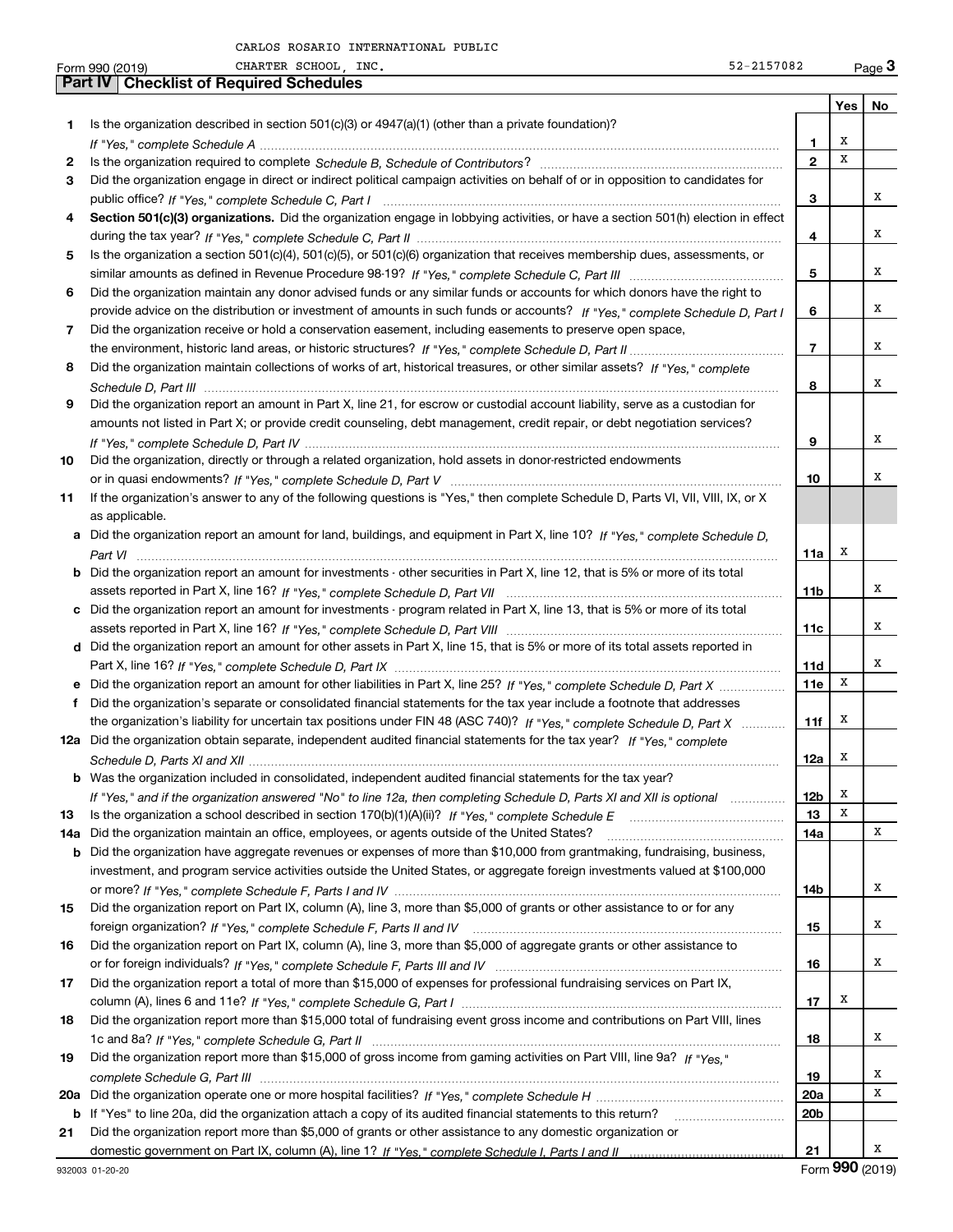CARLOS ROSARIO INTERNATIONAL PUBLIC CHARTER SCHOOL, INC. 52-2157082

## Part IV | Checklist of Required Schedules

| | | | Yes | No |
|---|---|---|---|---|
| **1** | Is the organization described in section 501(c)(3) or 4947(a)(1) (other than a private foundation)? *If "Yes," complete Schedule A* | **1** | X | |
| **2** | Is the organization required to complete *Schedule B, Schedule of Contributors*? | **2** | X | |
| **3** | Did the organization engage in direct or indirect political campaign activities on behalf of or in opposition to candidates for public office? *If "Yes," complete Schedule C, Part I* | **3** | | X |
| **4** | **Section 501(c)(3) organizations.** Did the organization engage in lobbying activities, or have a section 501(h) election in effect during the tax year? *If "Yes," complete Schedule C, Part II* | **4** | | X |
| **5** | Is the organization a section 501(c)(4), 501(c)(5), or 501(c)(6) organization that receives membership dues, assessments, or similar amounts as defined in Revenue Procedure 98-19? *If "Yes," complete Schedule C, Part III* | **5** | | X |
| **6** | Did the organization maintain any donor advised funds or any similar funds or accounts for which donors have the right to provide advice on the distribution or investment of amounts in such funds or accounts? *If "Yes," complete Schedule D, Part I* | **6** | | X |
| **7** | Did the organization receive or hold a conservation easement, including easements to preserve open space, the environment, historic land areas, or historic structures? *If "Yes," complete Schedule D, Part II* | **7** | | X |
| **8** | Did the organization maintain collections of works of art, historical treasures, or other similar assets? *If "Yes," complete Schedule D, Part III* | **8** | | X |
| **9** | Did the organization report an amount in Part X, line 21, for escrow or custodial account liability, serve as a custodian for amounts not listed in Part X; or provide credit counseling, debt management, credit repair, or debt negotiation services? *If "Yes," complete Schedule D, Part IV* | **9** | | X |
| **10** | Did the organization, directly or through a related organization, hold assets in donor-restricted endowments or in quasi endowments? *If "Yes," complete Schedule D, Part V* | **10** | | X |
| **11** | If the organization's answer to any of the following questions is "Yes," then complete Schedule D, Parts VI, VII, VIII, IX, or X as applicable. | | | |
| **a** | Did the organization report an amount for land, buildings, and equipment in Part X, line 10? *If "Yes," complete Schedule D, Part VI* | **11a** | X | |
| **b** | Did the organization report an amount for investments - other securities in Part X, line 12, that is 5% or more of its total assets reported in Part X, line 16? *If "Yes," complete Schedule D, Part VII* | **11b** | | X |
| **c** | Did the organization report an amount for investments - program related in Part X, line 13, that is 5% or more of its total assets reported in Part X, line 16? *If "Yes," complete Schedule D, Part VIII* | **11c** | | X |
| **d** | Did the organization report an amount for other assets in Part X, line 15, that is 5% or more of its total assets reported in Part X, line 16? *If "Yes," complete Schedule D, Part IX* | **11d** | | X |
| **e** | Did the organization report an amount for other liabilities in Part X, line 25? *If "Yes," complete Schedule D, Part X* | **11e** | X | |
| **f** | Did the organization's separate or consolidated financial statements for the tax year include a footnote that addresses the organization's liability for uncertain tax positions under FIN 48 (ASC 740)? *If "Yes," complete Schedule D, Part X* | **11f** | X | |
| **12a** | Did the organization obtain separate, independent audited financial statements for the tax year? *If "Yes," complete Schedule D, Parts XI and XII* | **12a** | X | |
| **b** | Was the organization included in consolidated, independent audited financial statements for the tax year? *If "Yes," and if the organization answered "No" to line 12a, then completing Schedule D, Parts XI and XII is optional* | **12b** | X | |
| **13** | Is the organization a school described in section 170(b)(1)(A)(ii)? *If "Yes," complete Schedule E* | **13** | X | |
| **14a** | Did the organization maintain an office, employees, or agents outside of the United States? | **14a** | | X |
| **b** | Did the organization have aggregate revenues or expenses of more than $10,000 from grantmaking, fundraising, business, investment, and program service activities outside the United States, or aggregate foreign investments valued at $100,000 or more? *If "Yes," complete Schedule F, Parts I and IV* | **14b** | | X |
| **15** | Did the organization report on Part IX, column (A), line 3, more than $5,000 of grants or other assistance to or for any foreign organization? *If "Yes," complete Schedule F, Parts II and IV* | **15** | | X |
| **16** | Did the organization report on Part IX, column (A), line 3, more than $5,000 of aggregate grants or other assistance to or for foreign individuals? *If "Yes," complete Schedule F, Parts III and IV* | **16** | | X |
| **17** | Did the organization report a total of more than $15,000 of expenses for professional fundraising services on Part IX, column (A), lines 6 and 11e? *If "Yes," complete Schedule G, Part I* | **17** | X | |
| **18** | Did the organization report more than $15,000 total of fundraising event gross income and contributions on Part VIII, lines 1c and 8a? *If "Yes," complete Schedule G, Part II* | **18** | | X |
| **19** | Did the organization report more than $15,000 of gross income from gaming activities on Part VIII, line 9a? *If "Yes," complete Schedule G, Part III* | **19** | | X |
| **20a** | Did the organization operate one or more hospital facilities? *If "Yes," complete Schedule H* | **20a** | | X |
| **b** | If "Yes" to line 20a, did the organization attach a copy of its audited financial statements to this return? | **20b** | | |
| **21** | Did the organization report more than $5,000 of grants or other assistance to any domestic organization or domestic government on Part IX, column (A), line 1? *If "Yes," complete Schedule I, Parts I and II* | **21** | | X |

932003 01-20-20 Form **990** (2019)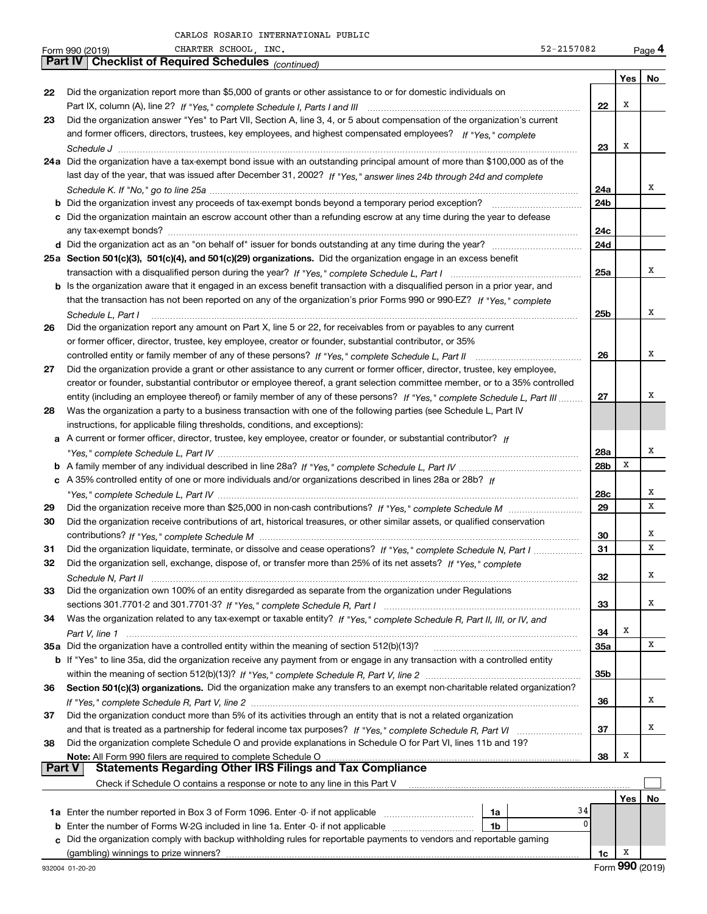CARLOS ROSARIO INTERNATIONAL PUBLIC CHARTER SCHOOL, INC. 52-2157082

Form 990 (2019) Page 4

## Part IV Checklist of Required Schedules *(continued)*

| | | | Yes | No |
|---|---|---|---|---|
| 22 | Did the organization report more than $5,000 of grants or other assistance to or for domestic individuals on Part IX, column (A), line 2? *If "Yes," complete Schedule I, Parts I and III* | 22 | X | |
| 23 | Did the organization answer "Yes" to Part VII, Section A, line 3, 4, or 5 about compensation of the organization's current and former officers, directors, trustees, key employees, and highest compensated employees? *If "Yes," complete Schedule J* | 23 | X | |
| 24a | Did the organization have a tax-exempt bond issue with an outstanding principal amount of more than $100,000 as of the last day of the year, that was issued after December 31, 2002? *If "Yes," answer lines 24b through 24d and complete Schedule K. If "No," go to line 25a* | 24a | | X |
| b | Did the organization invest any proceeds of tax-exempt bonds beyond a temporary period exception? | 24b | | |
| c | Did the organization maintain an escrow account other than a refunding escrow at any time during the year to defease any tax-exempt bonds? | 24c | | |
| d | Did the organization act as an "on behalf of" issuer for bonds outstanding at any time during the year? | 24d | | |
| 25a | **Section 501(c)(3), 501(c)(4), and 501(c)(29) organizations.** Did the organization engage in an excess benefit transaction with a disqualified person during the year? *If "Yes," complete Schedule L, Part I* | 25a | | X |
| b | Is the organization aware that it engaged in an excess benefit transaction with a disqualified person in a prior year, and that the transaction has not been reported on any of the organization's prior Forms 990 or 990-EZ? *If "Yes," complete Schedule L, Part I* | 25b | | X |
| 26 | Did the organization report any amount on Part X, line 5 or 22, for receivables from or payables to any current or former officer, director, trustee, key employee, creator or founder, substantial contributor, or 35% controlled entity or family member of any of these persons? *If "Yes," complete Schedule L, Part II* | 26 | | X |
| 27 | Did the organization provide a grant or other assistance to any current or former officer, director, trustee, key employee, creator or founder, substantial contributor or employee thereof, a grant selection committee member, or to a 35% controlled entity (including an employee thereof) or family member of any of these persons? *If "Yes," complete Schedule L, Part III* | 27 | | X |
| 28 | Was the organization a party to a business transaction with one of the following parties (see Schedule L, Part IV instructions, for applicable filing thresholds, conditions, and exceptions): | | | |
| a | A current or former officer, director, trustee, key employee, creator or founder, or substantial contributor? *If "Yes," complete Schedule L, Part IV* | 28a | | X |
| b | A family member of any individual described in line 28a? *If "Yes," complete Schedule L, Part IV* | 28b | X | |
| c | A 35% controlled entity of one or more individuals and/or organizations described in lines 28a or 28b? *If "Yes," complete Schedule L, Part IV* | 28c | | X |
| 29 | Did the organization receive more than $25,000 in non-cash contributions? *If "Yes," complete Schedule M* | 29 | | X |
| 30 | Did the organization receive contributions of art, historical treasures, or other similar assets, or qualified conservation contributions? *If "Yes," complete Schedule M* | 30 | | X |
| 31 | Did the organization liquidate, terminate, or dissolve and cease operations? *If "Yes," complete Schedule N, Part I* | 31 | | X |
| 32 | Did the organization sell, exchange, dispose of, or transfer more than 25% of its net assets? *If "Yes," complete Schedule N, Part II* | 32 | | X |
| 33 | Did the organization own 100% of an entity disregarded as separate from the organization under Regulations sections 301.7701-2 and 301.7701-3? *If "Yes," complete Schedule R, Part I* | 33 | | X |
| 34 | Was the organization related to any tax-exempt or taxable entity? *If "Yes," complete Schedule R, Part II, III, or IV, and Part V, line 1* | 34 | X | |
| 35a | Did the organization have a controlled entity within the meaning of section 512(b)(13)? | 35a | | X |
| b | If "Yes" to line 35a, did the organization receive any payment from or engage in any transaction with a controlled entity within the meaning of section 512(b)(13)? *If "Yes," complete Schedule R, Part V, line 2* | 35b | | |
| 36 | **Section 501(c)(3) organizations.** Did the organization make any transfers to an exempt non-charitable related organization? *If "Yes," complete Schedule R, Part V, line 2* | 36 | | X |
| 37 | Did the organization conduct more than 5% of its activities through an entity that is not a related organization and that is treated as a partnership for federal income tax purposes? *If "Yes," complete Schedule R, Part VI* | 37 | | X |
| 38 | Did the organization complete Schedule O and provide explanations in Schedule O for Part VI, lines 11b and 19? **Note:** All Form 990 filers are required to complete Schedule O | 38 | X | |

## Part V Statements Regarding Other IRS Filings and Tax Compliance

Check if Schedule O contains a response or note to any line in this Part V ☐

| | | | | | Yes | No |
|---|---|---|---|---|---|---|
| 1a | Enter the number reported in Box 3 of Form 1096. Enter -0- if not applicable | 1a | 34 | | | |
| b | Enter the number of Forms W-2G included in line 1a. Enter -0- if not applicable | 1b | 0 | | | |
| c | Did the organization comply with backup withholding rules for reportable payments to vendors and reportable gaming (gambling) winnings to prize winners? | | | 1c | X | |

932004 01-20-20 Form **990** (2019)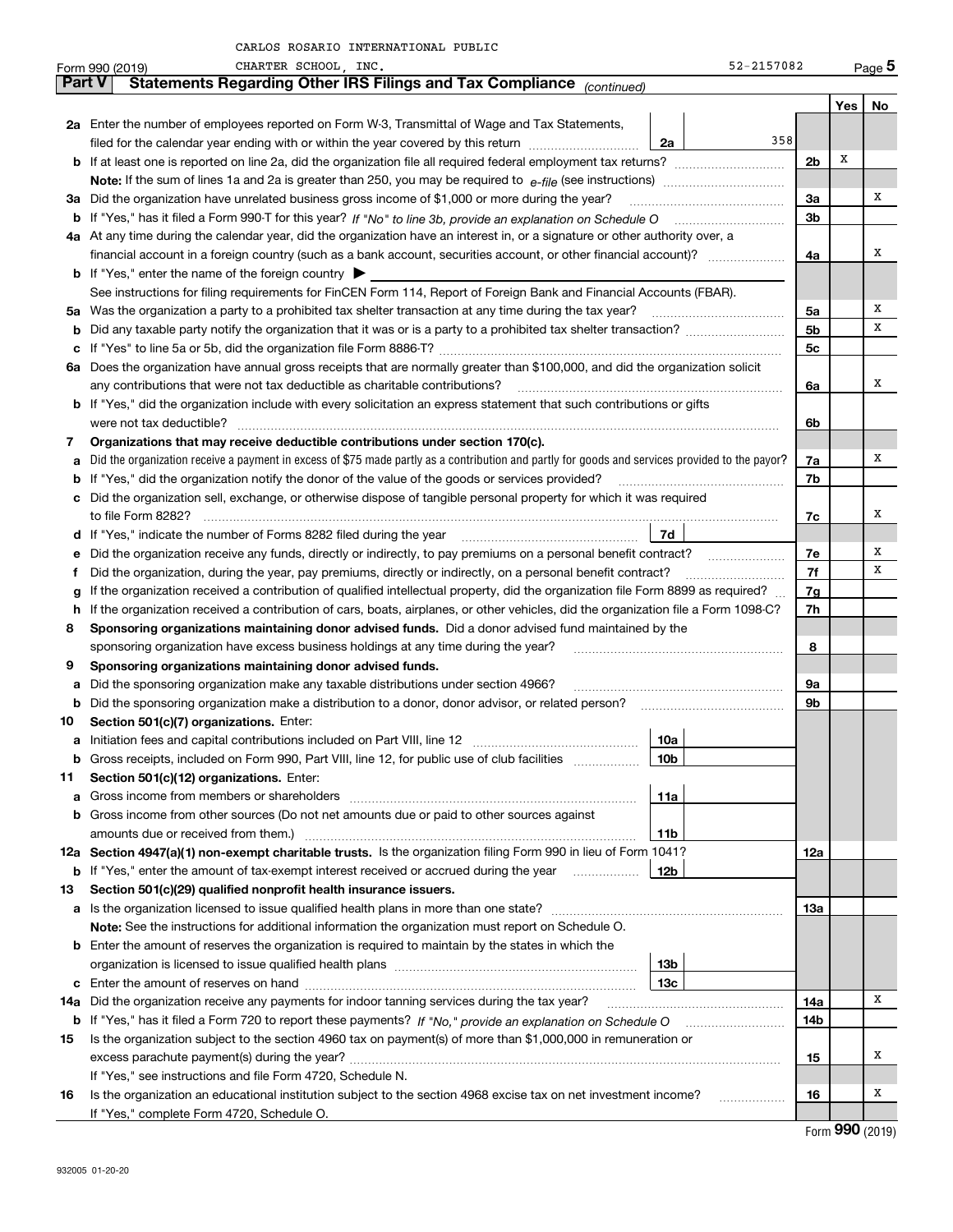CARLOS ROSARIO INTERNATIONAL PUBLIC CHARTER SCHOOL, INC. 52-2157082

Form 990 (2019) Page 5

**Part V Statements Regarding Other IRS Filings and Tax Compliance** *(continued)*

| | | | | Yes | No |
|---|---|---|---|---|---|
| **2a** | Enter the number of employees reported on Form W-3, Transmittal of Wage and Tax Statements, filed for the calendar year ending with or within the year covered by this return | 2a 358 | | | |
| **b** | If at least one is reported on line 2a, did the organization file all required federal employment tax returns? | | 2b | X | |
| | **Note:** If the sum of lines 1a and 2a is greater than 250, you may be required to *e-file* (see instructions) | | | | |
| **3a** | Did the organization have unrelated business gross income of $1,000 or more during the year? | | 3a | | X |
| **b** | If "Yes," has it filed a Form 990-T for this year? *If "No" to line 3b, provide an explanation on Schedule O* | | 3b | | |
| **4a** | At any time during the calendar year, did the organization have an interest in, or a signature or other authority over, a financial account in a foreign country (such as a bank account, securities account, or other financial account)? | | 4a | | X |
| **b** | If "Yes," enter the name of the foreign country ▶ | | | | |
| | See instructions for filing requirements for FinCEN Form 114, Report of Foreign Bank and Financial Accounts (FBAR). | | | | |
| **5a** | Was the organization a party to a prohibited tax shelter transaction at any time during the tax year? | | 5a | | X |
| **b** | Did any taxable party notify the organization that it was or is a party to a prohibited tax shelter transaction? | | 5b | | X |
| **c** | If "Yes" to line 5a or 5b, did the organization file Form 8886-T? | | 5c | | |
| **6a** | Does the organization have annual gross receipts that are normally greater than $100,000, and did the organization solicit any contributions that were not tax deductible as charitable contributions? | | 6a | | X |
| **b** | If "Yes," did the organization include with every solicitation an express statement that such contributions or gifts were not tax deductible? | | 6b | | |
| **7** | **Organizations that may receive deductible contributions under section 170(c).** | | | | |
| **a** | Did the organization receive a payment in excess of $75 made partly as a contribution and partly for goods and services provided to the payor? | | 7a | | X |
| **b** | If "Yes," did the organization notify the donor of the value of the goods or services provided? | | 7b | | |
| **c** | Did the organization sell, exchange, or otherwise dispose of tangible personal property for which it was required to file Form 8282? | | 7c | | X |
| **d** | If "Yes," indicate the number of Forms 8282 filed during the year | 7d | | | |
| **e** | Did the organization receive any funds, directly or indirectly, to pay premiums on a personal benefit contract? | | 7e | | X |
| **f** | Did the organization, during the year, pay premiums, directly or indirectly, on a personal benefit contract? | | 7f | | X |
| **g** | If the organization received a contribution of qualified intellectual property, did the organization file Form 8899 as required? | | 7g | | |
| **h** | If the organization received a contribution of cars, boats, airplanes, or other vehicles, did the organization file a Form 1098-C? | | 7h | | |
| **8** | **Sponsoring organizations maintaining donor advised funds.** Did a donor advised fund maintained by the sponsoring organization have excess business holdings at any time during the year? | | 8 | | |
| **9** | **Sponsoring organizations maintaining donor advised funds.** | | | | |
| **a** | Did the sponsoring organization make any taxable distributions under section 4966? | | 9a | | |
| **b** | Did the sponsoring organization make a distribution to a donor, donor advisor, or related person? | | 9b | | |
| **10** | **Section 501(c)(7) organizations.** Enter: | | | | |
| **a** | Initiation fees and capital contributions included on Part VIII, line 12 | 10a | | | |
| **b** | Gross receipts, included on Form 990, Part VIII, line 12, for public use of club facilities | 10b | | | |
| **11** | **Section 501(c)(12) organizations.** Enter: | | | | |
| **a** | Gross income from members or shareholders | 11a | | | |
| **b** | Gross income from other sources (Do not net amounts due or paid to other sources against amounts due or received from them.) | 11b | | | |
| **12a** | **Section 4947(a)(1) non-exempt charitable trusts.** Is the organization filing Form 990 in lieu of Form 1041? | | 12a | | |
| **b** | If "Yes," enter the amount of tax-exempt interest received or accrued during the year | 12b | | | |
| **13** | **Section 501(c)(29) qualified nonprofit health insurance issuers.** | | | | |
| **a** | Is the organization licensed to issue qualified health plans in more than one state? | | 13a | | |
| | **Note:** See the instructions for additional information the organization must report on Schedule O. | | | | |
| **b** | Enter the amount of reserves the organization is required to maintain by the states in which the organization is licensed to issue qualified health plans | 13b | | | |
| **c** | Enter the amount of reserves on hand | 13c | | | |
| **14a** | Did the organization receive any payments for indoor tanning services during the tax year? | | 14a | | X |
| **b** | If "Yes," has it filed a Form 720 to report these payments? *If "No," provide an explanation on Schedule O* | | 14b | | |
| **15** | Is the organization subject to the section 4960 tax on payment(s) of more than $1,000,000 in remuneration or excess parachute payment(s) during the year? | | 15 | | X |
| | If "Yes," see instructions and file Form 4720, Schedule N. | | | | |
| **16** | Is the organization an educational institution subject to the section 4968 excise tax on net investment income? | | 16 | | X |
| | If "Yes," complete Form 4720, Schedule O. | | | | |

Form **990** (2019)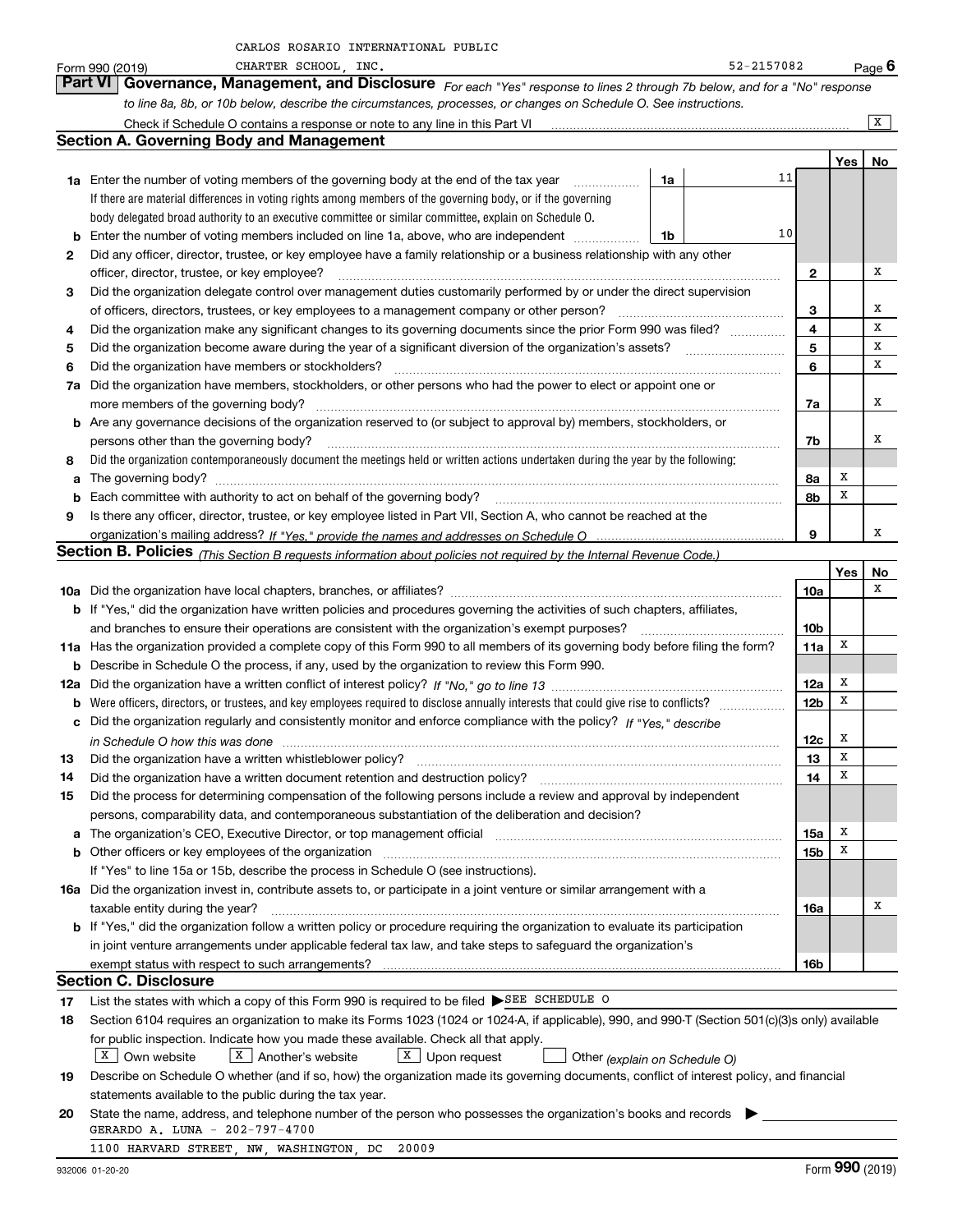CARLOS ROSARIO INTERNATIONAL PUBLIC CHARTER SCHOOL, INC. 52-2157082

Form 990 (2019) Page 6

## Part VI Governance, Management, and Disclosure

*For each "Yes" response to lines 2 through 7b below, and for a "No" response to line 8a, 8b, or 10b below, describe the circumstances, processes, or changes on Schedule O. See instructions.*

Check if Schedule O contains a response or note to any line in this Part VI ..... [X]

### Section A. Governing Body and Management

| | | | | Yes | No |
|---|---|---|---|---|---|
| **1a** | Enter the number of voting members of the governing body at the end of the tax year | 1a | 11 | | |
| | If there are material differences in voting rights among members of the governing body, or if the governing body delegated broad authority to an executive committee or similar committee, explain on Schedule O. | | | | |
| **b** | Enter the number of voting members included on line 1a, above, who are independent | 1b | 10 | | |
| **2** | Did any officer, director, trustee, or key employee have a family relationship or a business relationship with any other officer, director, trustee, or key employee? | 2 | | | X |
| **3** | Did the organization delegate control over management duties customarily performed by or under the direct supervision of officers, directors, trustees, or key employees to a management company or other person? | 3 | | | X |
| **4** | Did the organization make any significant changes to its governing documents since the prior Form 990 was filed? | 4 | | | X |
| **5** | Did the organization become aware during the year of a significant diversion of the organization's assets? | 5 | | | X |
| **6** | Did the organization have members or stockholders? | 6 | | | X |
| **7a** | Did the organization have members, stockholders, or other persons who had the power to elect or appoint one or more members of the governing body? | 7a | | | X |
| **b** | Are any governance decisions of the organization reserved to (or subject to approval by) members, stockholders, or persons other than the governing body? | 7b | | | X |
| **8** | Did the organization contemporaneously document the meetings held or written actions undertaken during the year by the following: | | | | |
| **a** | The governing body? | 8a | | X | |
| **b** | Each committee with authority to act on behalf of the governing body? | 8b | | X | |
| **9** | Is there any officer, director, trustee, or key employee listed in Part VII, Section A, who cannot be reached at the organization's mailing address? *If "Yes," provide the names and addresses on Schedule O* | 9 | | | X |

### Section B. Policies *(This Section B requests information about policies not required by the Internal Revenue Code.)*

| | | | Yes | No |
|---|---|---|---|---|
| **10a** | Did the organization have local chapters, branches, or affiliates? | 10a | | X |
| **b** | If "Yes," did the organization have written policies and procedures governing the activities of such chapters, affiliates, and branches to ensure their operations are consistent with the organization's exempt purposes? | 10b | | |
| **11a** | Has the organization provided a complete copy of this Form 990 to all members of its governing body before filing the form? | 11a | X | |
| **b** | Describe in Schedule O the process, if any, used by the organization to review this Form 990. | | | |
| **12a** | Did the organization have a written conflict of interest policy? *If "No," go to line 13* | 12a | X | |
| **b** | Were officers, directors, or trustees, and key employees required to disclose annually interests that could give rise to conflicts? | 12b | X | |
| **c** | Did the organization regularly and consistently monitor and enforce compliance with the policy? *If "Yes," describe in Schedule O how this was done* | 12c | X | |
| **13** | Did the organization have a written whistleblower policy? | 13 | X | |
| **14** | Did the organization have a written document retention and destruction policy? | 14 | X | |
| **15** | Did the process for determining compensation of the following persons include a review and approval by independent persons, comparability data, and contemporaneous substantiation of the deliberation and decision? | | | |
| **a** | The organization's CEO, Executive Director, or top management official | 15a | X | |
| **b** | Other officers or key employees of the organization | 15b | X | |
| | If "Yes" to line 15a or 15b, describe the process in Schedule O (see instructions). | | | |
| **16a** | Did the organization invest in, contribute assets to, or participate in a joint venture or similar arrangement with a taxable entity during the year? | 16a | | X |
| **b** | If "Yes," did the organization follow a written policy or procedure requiring the organization to evaluate its participation in joint venture arrangements under applicable federal tax law, and take steps to safeguard the organization's exempt status with respect to such arrangements? | 16b | | |

### Section C. Disclosure

**17** List the states with which a copy of this Form 990 is required to be filed ▶ SEE SCHEDULE O

**18** Section 6104 requires an organization to make its Forms 1023 (1024 or 1024-A, if applicable), 990, and 990-T (Section 501(c)(3)s only) available for public inspection. Indicate how you made these available. Check all that apply.

[X] Own website [X] Another's website [X] Upon request [ ] Other *(explain on Schedule O)*

**19** Describe on Schedule O whether (and if so, how) the organization made its governing documents, conflict of interest policy, and financial statements available to the public during the tax year.

**20** State the name, address, and telephone number of the person who possesses the organization's books and records ▶

GERARDO A. LUNA - 202-797-4700

1100 HARVARD STREET, NW, WASHINGTON, DC 20009

932006 01-20-20 Form **990** (2019)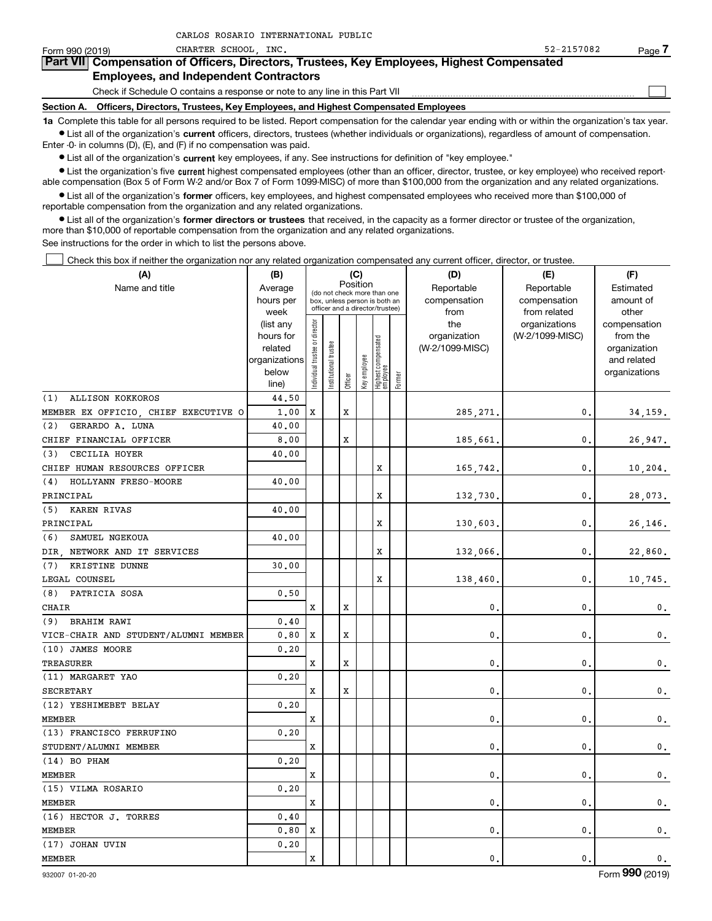CARLOS ROSARIO INTERNATIONAL PUBLIC

Form 990 (2019) CHARTER SCHOOL, INC. 52-2157082 Page 7

## Part VII Compensation of Officers, Directors, Trustees, Key Employees, Highest Compensated Employees, and Independent Contractors

Check if Schedule O contains a response or note to any line in this Part VII ☐

**Section A. Officers, Directors, Trustees, Key Employees, and Highest Compensated Employees**

**1a** Complete this table for all persons required to be listed. Report compensation for the calendar year ending with or within the organization's tax year.

• List all of the organization's **current** officers, directors, trustees (whether individuals or organizations), regardless of amount of compensation. Enter -0- in columns (D), (E), and (F) if no compensation was paid.

• List all of the organization's **current** key employees, if any. See instructions for definition of "key employee."

• List the organization's five **current** highest compensated employees (other than an officer, director, trustee, or key employee) who received reportable compensation (Box 5 of Form W-2 and/or Box 7 of Form 1099-MISC) of more than $100,000 from the organization and any related organizations.

• List all of the organization's **former** officers, key employees, and highest compensated employees who received more than $100,000 of reportable compensation from the organization and any related organizations.

• List all of the organization's **former directors or trustees** that received, in the capacity as a former director or trustee of the organization, more than $10,000 of reportable compensation from the organization and any related organizations.

See instructions for the order in which to list the persons above.

☐ Check this box if neither the organization nor any related organization compensated any current officer, director, or trustee.

| (A) Name and title | (B) Average hours per week (list any hours for related organizations below line) | (C) Individual trustee or director | Institutional trustee | Officer | Key employee | Highest compensated employee | Former | (D) Reportable compensation from the organization (W-2/1099-MISC) | (E) Reportable compensation from related organizations (W-2/1099-MISC) | (F) Estimated amount of other compensation from the organization and related organizations |
|---|---|---|---|---|---|---|---|---|---|---|
| (1) ALLISON KOKKOROS | 44.50 | | | | | | | | | |
| MEMBER EX OFFICIO, CHIEF EXECUTIVE O | 1.00 | X | | X | | | | 285,271. | 0. | 34,159. |
| (2) GERARDO A. LUNA | 40.00 | | | | | | | | | |
| CHIEF FINANCIAL OFFICER | 8.00 | | | X | | | | 185,661. | 0. | 26,947. |
| (3) CECILIA HOYER | 40.00 | | | | | | | | | |
| CHIEF HUMAN RESOURCES OFFICER | | | | | | X | | 165,742. | 0. | 10,204. |
| (4) HOLLYANN FRESO-MOORE | 40.00 | | | | | | | | | |
| PRINCIPAL | | | | | | X | | 132,730. | 0. | 28,073. |
| (5) KAREN RIVAS | 40.00 | | | | | | | | | |
| PRINCIPAL | | | | | | X | | 130,603. | 0. | 26,146. |
| (6) SAMUEL NGEKOUA | 40.00 | | | | | | | | | |
| DIR, NETWORK AND IT SERVICES | | | | | | X | | 132,066. | 0. | 22,860. |
| (7) KRISTINE DUNNE | 30.00 | | | | | | | | | |
| LEGAL COUNSEL | | | | | | X | | 138,460. | 0. | 10,745. |
| (8) PATRICIA SOSA | 0.50 | | | | | | | | | |
| CHAIR | | X | | X | | | | 0. | 0. | 0. |
| (9) BRAHIM RAWI | 0.40 | | | | | | | | | |
| VICE-CHAIR AND STUDENT/ALUMNI MEMBER | 0.80 | X | | X | | | | 0. | 0. | 0. |
| (10) JAMES MOORE | 0.20 | | | | | | | | | |
| TREASURER | | X | | X | | | | 0. | 0. | 0. |
| (11) MARGARET YAO | 0.20 | | | | | | | | | |
| SECRETARY | | X | | X | | | | 0. | 0. | 0. |
| (12) YESHIMEBET BELAY | 0.20 | | | | | | | | | |
| MEMBER | | X | | | | | | 0. | 0. | 0. |
| (13) FRANCISCO FERRUFINO | 0.20 | | | | | | | | | |
| STUDENT/ALUMNI MEMBER | | X | | | | | | 0. | 0. | 0. |
| (14) BO PHAM | 0.20 | | | | | | | | | |
| MEMBER | | X | | | | | | 0. | 0. | 0. |
| (15) VILMA ROSARIO | 0.20 | | | | | | | | | |
| MEMBER | | X | | | | | | 0. | 0. | 0. |
| (16) HECTOR J. TORRES | 0.40 | | | | | | | | | |
| MEMBER | 0.80 | X | | | | | | 0. | 0. | 0. |
| (17) JOHAN UVIN | 0.20 | | | | | | | | | |
| MEMBER | | X | | | | | | 0. | 0. | 0. |

932007 01-20-20 Form 990 (2019)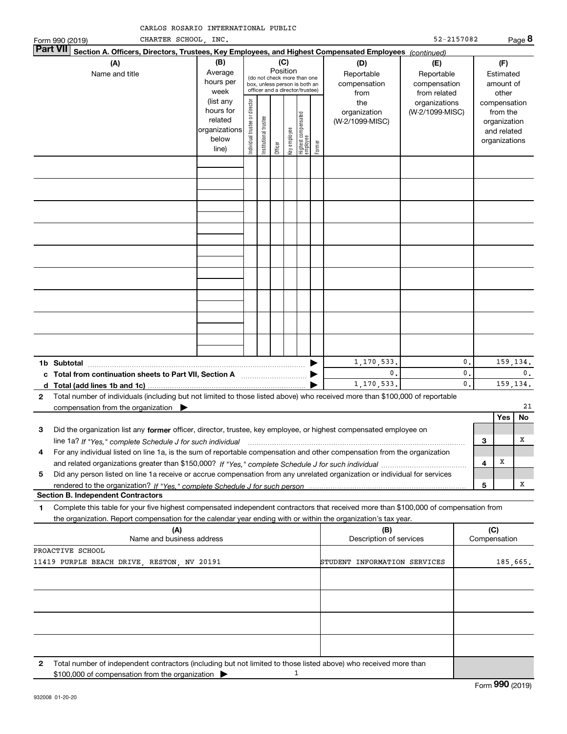CARLOS ROSARIO INTERNATIONAL PUBLIC CHARTER SCHOOL, INC. 52-2157082

Form 990 (2019)

## Part VII Section A. Officers, Directors, Trustees, Key Employees, and Highest Compensated Employees *(continued)*

| (A) Name and title | (B) Average hours per week (list any hours for related organizations below line) | (C) Position (do not check more than one box, unless person is both an officer and a director/trustee): Individual trustee or director | Institutional trustee | Officer | Key employee | Highest compensated employee | Former | (D) Reportable compensation from the organization (W-2/1099-MISC) | (E) Reportable compensation from related organizations (W-2/1099-MISC) | (F) Estimated amount of other compensation from the organization and related organizations |
|---|---|---|---|---|---|---|---|---|---|---|
| | | | | | | | | | | |
| | | | | | | | | | | |
| | | | | | | | | | | |
| | | | | | | | | | | |
| | | | | | | | | | | |
| | | | | | | | | | | |
| | | | | | | | | | | |
| | | | | | | | | | | |
| | | | | | | | | | | |
| **1b Subtotal** | | | | | | | | 1,170,533. | 0. | 159,134. |
| **c Total from continuation sheets to Part VII, Section A** | | | | | | | | 0. | 0. | 0. |
| **d Total (add lines 1b and 1c)** | | | | | | | | 1,170,533. | 0. | 159,134. |

**2** Total number of individuals (including but not limited to those listed above) who received more than $100,000 of reportable compensation from the organization ▶ 21

| | | | Yes | No |
|---|---|---|---|---|
| **3** | Did the organization list any **former** officer, director, trustee, key employee, or highest compensated employee on line 1a? *If "Yes," complete Schedule J for such individual* | 3 | | X |
| **4** | For any individual listed on line 1a, is the sum of reportable compensation and other compensation from the organization and related organizations greater than $150,000? *If "Yes," complete Schedule J for such individual* | 4 | X | |
| **5** | Did any person listed on line 1a receive or accrue compensation from any unrelated organization or individual for services rendered to the organization? *If "Yes," complete Schedule J for such person* | 5 | | X |

### Section B. Independent Contractors

**1** Complete this table for your five highest compensated independent contractors that received more than $100,000 of compensation from the organization. Report compensation for the calendar year ending with or within the organization's tax year.

| (A) Name and business address | (B) Description of services | (C) Compensation |
|---|---|---|
| PROACTIVE SCHOOL<br>11419 PURPLE BEACH DRIVE, RESTON, NV 20191 | STUDENT INFORMATION SERVICES | 185,665. |
| | | |
| | | |
| | | |
| | | |

**2** Total number of independent contractors (including but not limited to those listed above) who received more than $100,000 of compensation from the organization ▶ 1

Form **990** (2019)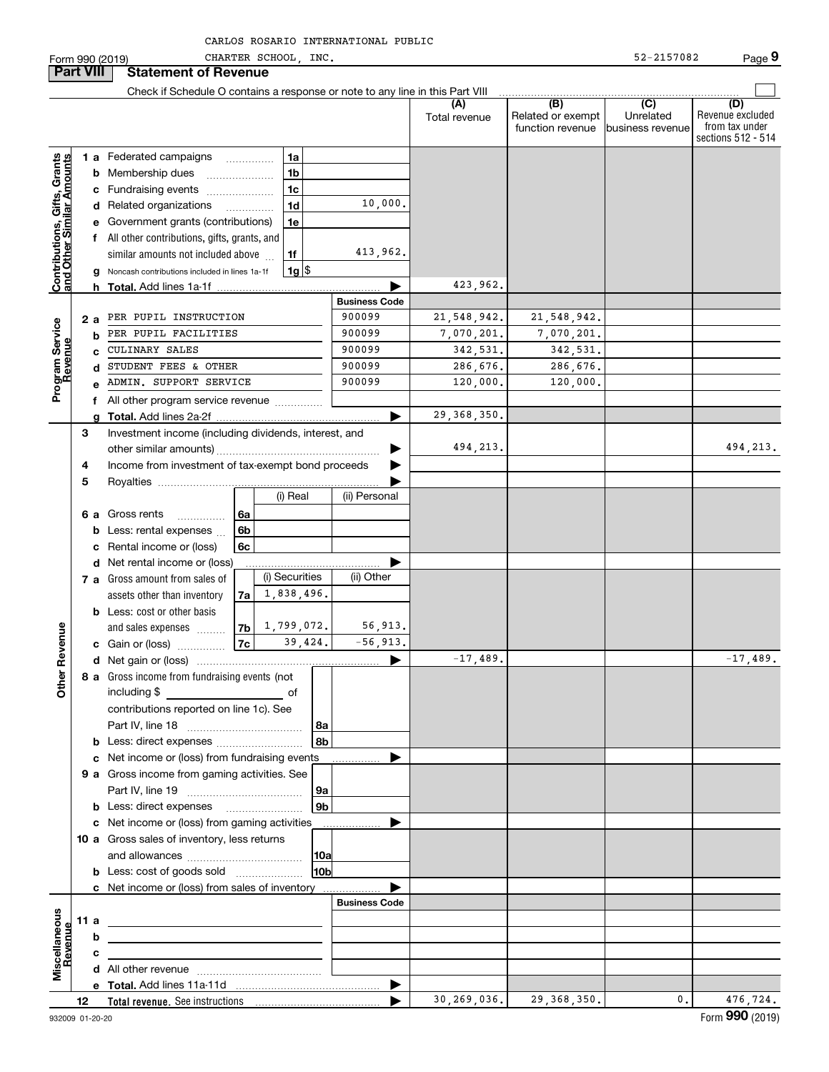CARLOS ROSARIO INTERNATIONAL PUBLIC CHARTER SCHOOL, INC. 52-2157082

Form 990 (2019)

## Part VIII Statement of Revenue

Check if Schedule O contains a response or note to any line in this Part VIII

| | | | | (A) Total revenue | (B) Related or exempt function revenue | (C) Unrelated business revenue | (D) Revenue excluded from tax under sections 512 - 514 |
|---|---|---|---|---|---|---|---|
| **Contributions, Gifts, Grants and Other Similar Amounts** | 1a Federated campaigns | 1a | | | | | |
| | b Membership dues | 1b | | | | | |
| | c Fundraising events | 1c | | | | | |
| | d Related organizations | 1d | 10,000. | | | | |
| | e Government grants (contributions) | 1e | | | | | |
| | f All other contributions, gifts, grants, and similar amounts not included above | 1f | 413,962. | | | | |
| | g Noncash contributions included in lines 1a-1f | 1g | $ | | | | |
| | h **Total.** Add lines 1a-1f | | | 423,962. | | | |
| | | | **Business Code** | | | | |
| **Program Service Revenue** | 2a PER PUPIL INSTRUCTION | | 900099 | 21,548,942. | 21,548,942. | | |
| | b PER PUPIL FACILITIES | | 900099 | 7,070,201. | 7,070,201. | | |
| | c CULINARY SALES | | 900099 | 342,531. | 342,531. | | |
| | d STUDENT FEES & OTHER | | 900099 | 286,676. | 286,676. | | |
| | e ADMIN. SUPPORT SERVICE | | 900099 | 120,000. | 120,000. | | |
| | f All other program service revenue | | | | | | |
| | g **Total.** Add lines 2a-2f | | | 29,368,350. | | | |

| | | | (i) | (ii) | (A) Total revenue | (B) | (C) | (D) |
|---|---|---|---|---|---|---|---|---|
| **Other Revenue** | 3 Investment income (including dividends, interest, and other similar amounts) | | | | 494,213. | | | 494,213. |
| | 4 Income from investment of tax-exempt bond proceeds | | | | | | | |
| | 5 Royalties | | | | | | | |
| | | | (i) Real | (ii) Personal | | | | |
| | 6a Gross rents | 6a | | | | | | |
| | b Less: rental expenses | 6b | | | | | | |
| | c Rental income or (loss) | 6c | | | | | | |
| | d Net rental income or (loss) | | | | | | | |
| | | | (i) Securities | (ii) Other | | | | |
| | 7a Gross amount from sales of assets other than inventory | 7a | 1,838,496. | | | | | |
| | b Less: cost or other basis and sales expenses | 7b | 1,799,072. | 56,913. | | | | |
| | c Gain or (loss) | 7c | 39,424. | -56,913. | | | | |
| | d Net gain or (loss) | | | | -17,489. | | | -17,489. |
| | 8a Gross income from fundraising events (not including $ of contributions reported on line 1c). See Part IV, line 18 | 8a | | | | | | |
| | b Less: direct expenses | 8b | | | | | | |
| | c Net income or (loss) from fundraising events | | | | | | | |
| | 9a Gross income from gaming activities. See Part IV, line 19 | 9a | | | | | | |
| | b Less: direct expenses | 9b | | | | | | |
| | c Net income or (loss) from gaming activities | | | | | | | |
| | 10a Gross sales of inventory, less returns and allowances | 10a | | | | | | |
| | b Less: cost of goods sold | 10b | | | | | | |
| | c Net income or (loss) from sales of inventory | | | | | | | |
| | | | | **Business Code** | | | | |
| **Miscellaneous Revenue** | 11a | | | | | | | |
| | b | | | | | | | |
| | c | | | | | | | |
| | d All other revenue | | | | | | | |
| | e **Total.** Add lines 11a-11d | | | | | | | |
| | 12 **Total revenue.** See instructions | | | | 30,269,036. | 29,368,350. | 0. | 476,724. |

932009 01-20-20

Form **990** (2019)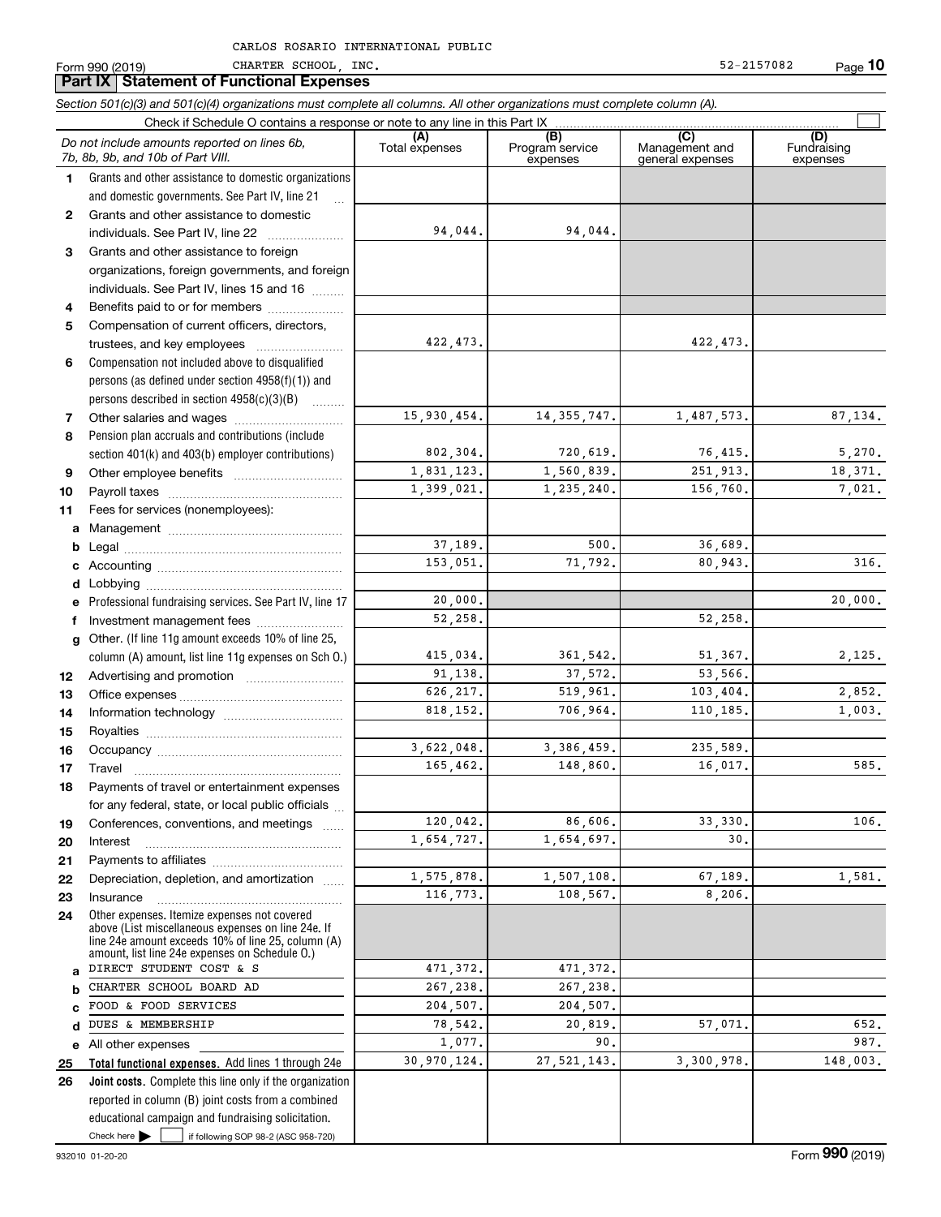CARLOS ROSARIO INTERNATIONAL PUBLIC CHARTER SCHOOL, INC. 52-2157082

Form 990 (2019)

## Part IX Statement of Functional Expenses

*Section 501(c)(3) and 501(c)(4) organizations must complete all columns. All other organizations must complete column (A).*

Check if Schedule O contains a response or note to any line in this Part IX

| *Do not include amounts reported on lines 6b, 7b, 8b, 9b, and 10b of Part VIII.* | (A) Total expenses | (B) Program service expenses | (C) Management and general expenses | (D) Fundraising expenses |
|---|---|---|---|---|
| **1** Grants and other assistance to domestic organizations and domestic governments. See Part IV, line 21 | | | | |
| **2** Grants and other assistance to domestic individuals. See Part IV, line 22 | 94,044. | 94,044. | | |
| **3** Grants and other assistance to foreign organizations, foreign governments, and foreign individuals. See Part IV, lines 15 and 16 | | | | |
| **4** Benefits paid to or for members | | | | |
| **5** Compensation of current officers, directors, trustees, and key employees | 422,473. | | 422,473. | |
| **6** Compensation not included above to disqualified persons (as defined under section 4958(f)(1)) and persons described in section 4958(c)(3)(B) | | | | |
| **7** Other salaries and wages | 15,930,454. | 14,355,747. | 1,487,573. | 87,134. |
| **8** Pension plan accruals and contributions (include section 401(k) and 403(b) employer contributions) | 802,304. | 720,619. | 76,415. | 5,270. |
| **9** Other employee benefits | 1,831,123. | 1,560,839. | 251,913. | 18,371. |
| **10** Payroll taxes | 1,399,021. | 1,235,240. | 156,760. | 7,021. |
| **11** Fees for services (nonemployees): | | | | |
| **a** Management | | | | |
| **b** Legal | 37,189. | 500. | 36,689. | |
| **c** Accounting | 153,051. | 71,792. | 80,943. | 316. |
| **d** Lobbying | | | | |
| **e** Professional fundraising services. See Part IV, line 17 | 20,000. | | | 20,000. |
| **f** Investment management fees | 52,258. | | 52,258. | |
| **g** Other. (If line 11g amount exceeds 10% of line 25, column (A) amount, list line 11g expenses on Sch O.) | 415,034. | 361,542. | 51,367. | 2,125. |
| **12** Advertising and promotion | 91,138. | 37,572. | 53,566. | |
| **13** Office expenses | 626,217. | 519,961. | 103,404. | 2,852. |
| **14** Information technology | 818,152. | 706,964. | 110,185. | 1,003. |
| **15** Royalties | | | | |
| **16** Occupancy | 3,622,048. | 3,386,459. | 235,589. | |
| **17** Travel | 165,462. | 148,860. | 16,017. | 585. |
| **18** Payments of travel or entertainment expenses for any federal, state, or local public officials | | | | |
| **19** Conferences, conventions, and meetings | 120,042. | 86,606. | 33,330. | 106. |
| **20** Interest | 1,654,727. | 1,654,697. | 30. | |
| **21** Payments to affiliates | | | | |
| **22** Depreciation, depletion, and amortization | 1,575,878. | 1,507,108. | 67,189. | 1,581. |
| **23** Insurance | 116,773. | 108,567. | 8,206. | |
| **24** Other expenses. Itemize expenses not covered above (List miscellaneous expenses on line 24e. If line 24e amount exceeds 10% of line 25, column (A) amount, list line 24e expenses on Schedule O.) | | | | |
| **a** DIRECT STUDENT COST & S | 471,372. | 471,372. | | |
| **b** CHARTER SCHOOL BOARD AD | 267,238. | 267,238. | | |
| **c** FOOD & FOOD SERVICES | 204,507. | 204,507. | | |
| **d** DUES & MEMBERSHIP | 78,542. | 20,819. | 57,071. | 652. |
| **e** All other expenses | 1,077. | 90. | | 987. |
| **25** **Total functional expenses.** Add lines 1 through 24e | 30,970,124. | 27,521,143. | 3,300,978. | 148,003. |
| **26** **Joint costs.** Complete this line only if the organization reported in column (B) joint costs from a combined educational campaign and fundraising solicitation. Check here ☐ if following SOP 98-2 (ASC 958-720) | | | | |

932010 01-20-20

Form **990** (2019)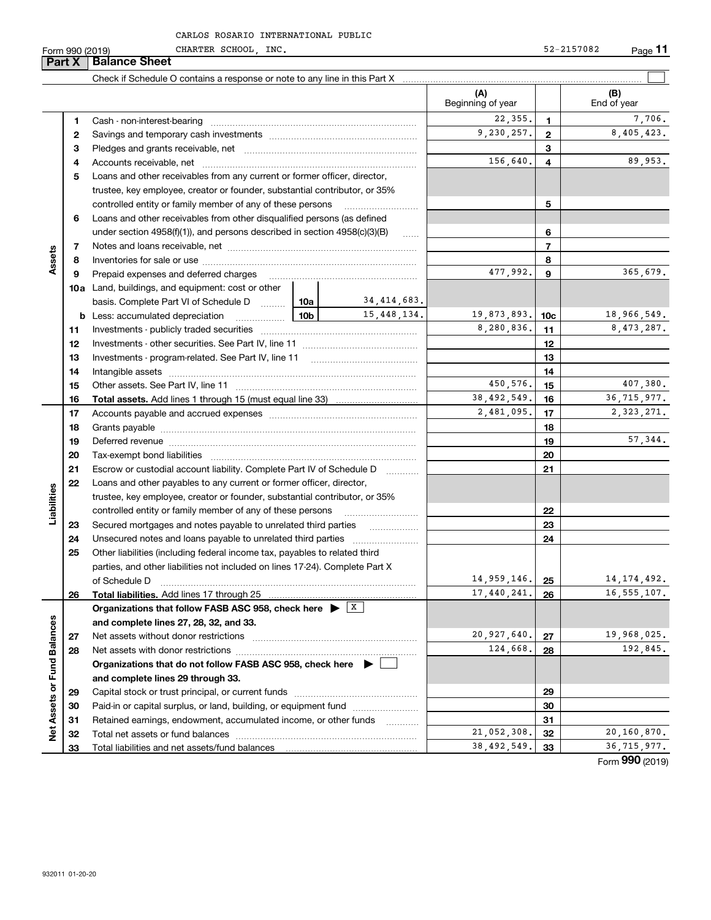CARLOS ROSARIO INTERNATIONAL PUBLIC CHARTER SCHOOL, INC. 52-2157082

Form 990 (2019)

## Part X Balance Sheet

Check if Schedule O contains a response or note to any line in this Part X

| | | | | (A) Beginning of year | | (B) End of year |
|---|---|---|---|---|---|---|
| **Assets** | 1 | Cash - non-interest-bearing | | 22,355. | 1 | 7,706. |
| | 2 | Savings and temporary cash investments | | 9,230,257. | 2 | 8,405,423. |
| | 3 | Pledges and grants receivable, net | | | 3 | |
| | 4 | Accounts receivable, net | | 156,640. | 4 | 89,953. |
| | 5 | Loans and other receivables from any current or former officer, director, trustee, key employee, creator or founder, substantial contributor, or 35% controlled entity or family member of any of these persons | | | 5 | |
| | 6 | Loans and other receivables from other disqualified persons (as defined under section 4958(f)(1)), and persons described in section 4958(c)(3)(B) | | | 6 | |
| | 7 | Notes and loans receivable, net | | | 7 | |
| | 8 | Inventories for sale or use | | | 8 | |
| | 9 | Prepaid expenses and deferred charges | | 477,992. | 9 | 365,679. |
| | 10a | Land, buildings, and equipment: cost or other basis. Complete Part VI of Schedule D | 10a 34,414,683. | | | |
| | b | Less: accumulated depreciation | 10b 15,448,134. | 19,873,893. | 10c | 18,966,549. |
| | 11 | Investments - publicly traded securities | | 8,280,836. | 11 | 8,473,287. |
| | 12 | Investments - other securities. See Part IV, line 11 | | | 12 | |
| | 13 | Investments - program-related. See Part IV, line 11 | | | 13 | |
| | 14 | Intangible assets | | | 14 | |
| | 15 | Other assets. See Part IV, line 11 | | 450,576. | 15 | 407,380. |
| | 16 | **Total assets.** Add lines 1 through 15 (must equal line 33) | | 38,492,549. | 16 | 36,715,977. |
| **Liabilities** | 17 | Accounts payable and accrued expenses | | 2,481,095. | 17 | 2,323,271. |
| | 18 | Grants payable | | | 18 | |
| | 19 | Deferred revenue | | | 19 | 57,344. |
| | 20 | Tax-exempt bond liabilities | | | 20 | |
| | 21 | Escrow or custodial account liability. Complete Part IV of Schedule D | | | 21 | |
| | 22 | Loans and other payables to any current or former officer, director, trustee, key employee, creator or founder, substantial contributor, or 35% controlled entity or family member of any of these persons | | | 22 | |
| | 23 | Secured mortgages and notes payable to unrelated third parties | | | 23 | |
| | 24 | Unsecured notes and loans payable to unrelated third parties | | | 24 | |
| | 25 | Other liabilities (including federal income tax, payables to related third parties, and other liabilities not included on lines 17-24). Complete Part X of Schedule D | | 14,959,146. | 25 | 14,174,492. |
| | 26 | **Total liabilities.** Add lines 17 through 25 | | 17,440,241. | 26 | 16,555,107. |
| **Net Assets or Fund Balances** | | **Organizations that follow FASB ASC 958, check here** ▶ X **and complete lines 27, 28, 32, and 33.** | | | | |
| | 27 | Net assets without donor restrictions | | 20,927,640. | 27 | 19,968,025. |
| | 28 | Net assets with donor restrictions | | 124,668. | 28 | 192,845. |
| | | **Organizations that do not follow FASB ASC 958, check here** ▶ ☐ **and complete lines 29 through 33.** | | | | |
| | 29 | Capital stock or trust principal, or current funds | | | 29 | |
| | 30 | Paid-in or capital surplus, or land, building, or equipment fund | | | 30 | |
| | 31 | Retained earnings, endowment, accumulated income, or other funds | | | 31 | |
| | 32 | Total net assets or fund balances | | 21,052,308. | 32 | 20,160,870. |
| | 33 | Total liabilities and net assets/fund balances | | 38,492,549. | 33 | 36,715,977. |

Form **990** (2019)

932011 01-20-20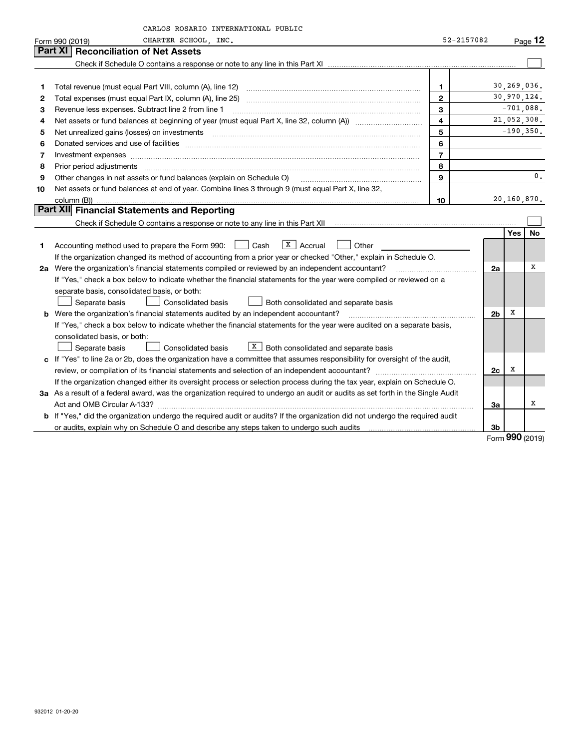CARLOS ROSARIO INTERNATIONAL PUBLIC CHARTER SCHOOL, INC. 52-2157082

Form 990 (2019)

## Part XI Reconciliation of Net Assets

Check if Schedule O contains a response or note to any line in this Part XI ☐

| | | | |
|---|---|---|---|
| 1 | Total revenue (must equal Part VIII, column (A), line 12) | 1 | 30,269,036. |
| 2 | Total expenses (must equal Part IX, column (A), line 25) | 2 | 30,970,124. |
| 3 | Revenue less expenses. Subtract line 2 from line 1 | 3 | -701,088. |
| 4 | Net assets or fund balances at beginning of year (must equal Part X, line 32, column (A)) | 4 | 21,052,308. |
| 5 | Net unrealized gains (losses) on investments | 5 | -190,350. |
| 6 | Donated services and use of facilities | 6 | |
| 7 | Investment expenses | 7 | |
| 8 | Prior period adjustments | 8 | |
| 9 | Other changes in net assets or fund balances (explain on Schedule O) | 9 | 0. |
| 10 | Net assets or fund balances at end of year. Combine lines 3 through 9 (must equal Part X, line 32, column (B)) | 10 | 20,160,870. |

## Part XII Financial Statements and Reporting

Check if Schedule O contains a response or note to any line in this Part XII ☐

| | | | Yes | No |
|---|---|---|---|---|
| 1 | Accounting method used to prepare the Form 990: ☐ Cash ☒ Accrual ☐ Other | | | |
| | If the organization changed its method of accounting from a prior year or checked "Other," explain in Schedule O. | | | |
| 2a | Were the organization's financial statements compiled or reviewed by an independent accountant? | 2a | | X |
| | If "Yes," check a box below to indicate whether the financial statements for the year were compiled or reviewed on a separate basis, consolidated basis, or both: ☐ Separate basis ☐ Consolidated basis ☐ Both consolidated and separate basis | | | |
| b | Were the organization's financial statements audited by an independent accountant? | 2b | X | |
| | If "Yes," check a box below to indicate whether the financial statements for the year were audited on a separate basis, consolidated basis, or both: ☐ Separate basis ☐ Consolidated basis ☒ Both consolidated and separate basis | | | |
| c | If "Yes" to line 2a or 2b, does the organization have a committee that assumes responsibility for oversight of the audit, review, or compilation of its financial statements and selection of an independent accountant? | 2c | X | |
| | If the organization changed either its oversight process or selection process during the tax year, explain on Schedule O. | | | |
| 3a | As a result of a federal award, was the organization required to undergo an audit or audits as set forth in the Single Audit Act and OMB Circular A-133? | 3a | | X |
| b | If "Yes," did the organization undergo the required audit or audits? If the organization did not undergo the required audit or audits, explain why on Schedule O and describe any steps taken to undergo such audits | 3b | | |

Form 990 (2019)

932012 01-20-20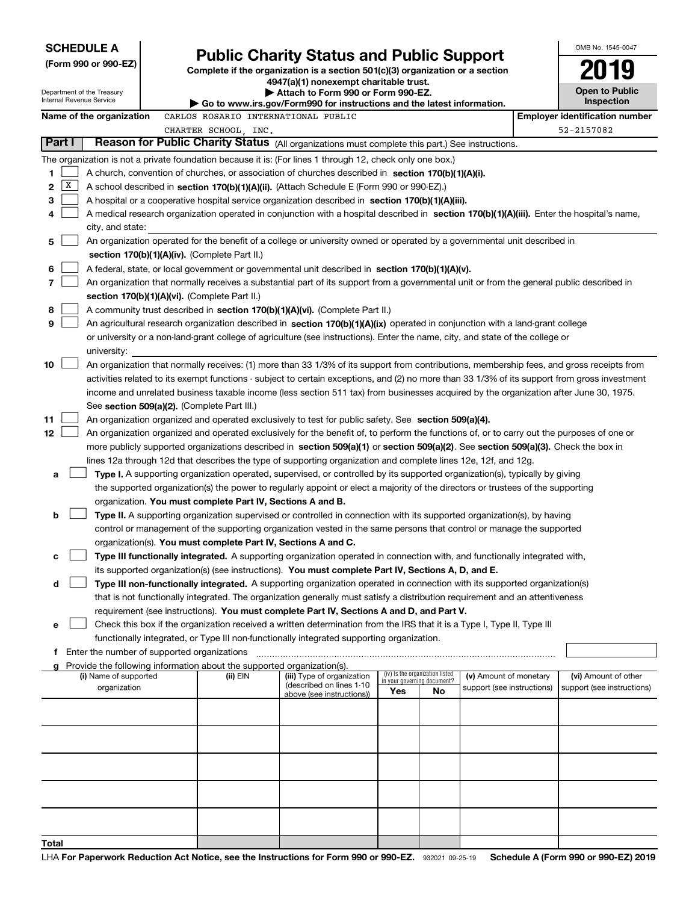**SCHEDULE A** (Form 990 or 990-EZ)

Department of the Treasury
Internal Revenue Service

# Public Charity Status and Public Support

**Complete if the organization is a section 501(c)(3) organization or a section 4947(a)(1) nonexempt charitable trust.**
**▶ Attach to Form 990 or Form 990-EZ.**
**▶ Go to www.irs.gov/Form990 for instructions and the latest information.**

OMB No. 1545-0047

**2019**

**Open to Public Inspection**

**Name of the organization:** CARLOS ROSARIO INTERNATIONAL PUBLIC CHARTER SCHOOL, INC.

**Employer identification number:** 52-2157082

## Part I Reason for Public Charity Status (All organizations must complete this part.) See instructions.

The organization is not a private foundation because it is: (For lines 1 through 12, check only one box.)

1. [ ] A church, convention of churches, or association of churches described in **section 170(b)(1)(A)(i).**
2. [X] A school described in **section 170(b)(1)(A)(ii).** (Attach Schedule E (Form 990 or 990-EZ).)
3. [ ] A hospital or a cooperative hospital service organization described in **section 170(b)(1)(A)(iii).**
4. [ ] A medical research organization operated in conjunction with a hospital described in **section 170(b)(1)(A)(iii).** Enter the hospital's name, city, and state:
5. [ ] An organization operated for the benefit of a college or university owned or operated by a governmental unit described in **section 170(b)(1)(A)(iv).** (Complete Part II.)
6. [ ] A federal, state, or local government or governmental unit described in **section 170(b)(1)(A)(v).**
7. [ ] An organization that normally receives a substantial part of its support from a governmental unit or from the general public described in **section 170(b)(1)(A)(vi).** (Complete Part II.)
8. [ ] A community trust described in **section 170(b)(1)(A)(vi).** (Complete Part II.)
9. [ ] An agricultural research organization described in **section 170(b)(1)(A)(ix)** operated in conjunction with a land-grant college or university or a non-land-grant college of agriculture (see instructions). Enter the name, city, and state of the college or university:
10. [ ] An organization that normally receives: (1) more than 33 1/3% of its support from contributions, membership fees, and gross receipts from activities related to its exempt functions - subject to certain exceptions, and (2) no more than 33 1/3% of its support from gross investment income and unrelated business taxable income (less section 511 tax) from businesses acquired by the organization after June 30, 1975. See **section 509(a)(2).** (Complete Part III.)
11. [ ] An organization organized and operated exclusively to test for public safety. See **section 509(a)(4).**
12. [ ] An organization organized and operated exclusively for the benefit of, to perform the functions of, or to carry out the purposes of one or more publicly supported organizations described in **section 509(a)(1)** or **section 509(a)(2)**. See **section 509(a)(3).** Check the box in lines 12a through 12d that describes the type of supporting organization and complete lines 12e, 12f, and 12g.
   - **a** [ ] **Type I.** A supporting organization operated, supervised, or controlled by its supported organization(s), typically by giving the supported organization(s) the power to regularly appoint or elect a majority of the directors or trustees of the supporting organization. **You must complete Part IV, Sections A and B.**
   - **b** [ ] **Type II.** A supporting organization supervised or controlled in connection with its supported organization(s), by having control or management of the supporting organization vested in the same persons that control or manage the supported organization(s). **You must complete Part IV, Sections A and C.**
   - **c** [ ] **Type III functionally integrated.** A supporting organization operated in connection with, and functionally integrated with, its supported organization(s) (see instructions). **You must complete Part IV, Sections A, D, and E.**
   - **d** [ ] **Type III non-functionally integrated.** A supporting organization operated in connection with its supported organization(s) that is not functionally integrated. The organization generally must satisfy a distribution requirement and an attentiveness requirement (see instructions). **You must complete Part IV, Sections A and D, and Part V.**
   - **e** [ ] Check this box if the organization received a written determination from the IRS that it is a Type I, Type II, Type III functionally integrated, or Type III non-functionally integrated supporting organization.
   - **f** Enter the number of supported organizations
   - **g** Provide the following information about the supported organization(s).

| (i) Name of supported organization | (ii) EIN | (iii) Type of organization (described on lines 1-10 above (see instructions)) | (iv) Is the organization listed in your governing document? Yes | No | (v) Amount of monetary support (see instructions) | (vi) Amount of other support (see instructions) |
|---|---|---|---|---|---|---|
| | | | | | | |
| | | | | | | |
| | | | | | | |
| | | | | | | |
| | | | | | | |
| **Total** | | | | | | |

LHA **For Paperwork Reduction Act Notice, see the Instructions for Form 990 or 990-EZ.** 932021 09-25-19 **Schedule A (Form 990 or 990-EZ) 2019**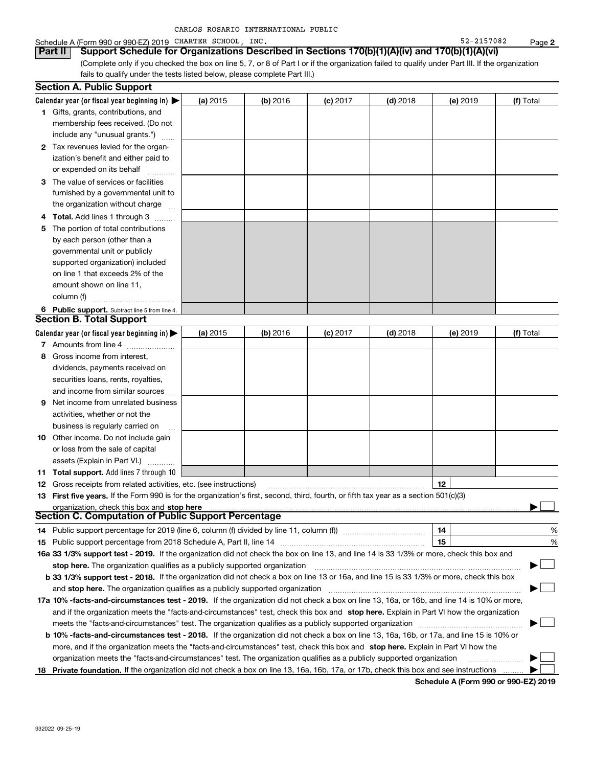CARLOS ROSARIO INTERNATIONAL PUBLIC

Schedule A (Form 990 or 990-EZ) 2019 CHARTER SCHOOL, INC. 52-2157082 Page **2**

## Part II Support Schedule for Organizations Described in Sections 170(b)(1)(A)(iv) and 170(b)(1)(A)(vi)

(Complete only if you checked the box on line 5, 7, or 8 of Part I or if the organization failed to qualify under Part III. If the organization fails to qualify under the tests listed below, please complete Part III.)

### Section A. Public Support

| Calendar year (or fiscal year beginning in) ▶ | (a) 2015 | (b) 2016 | (c) 2017 | (d) 2018 | (e) 2019 | (f) Total |
|---|---|---|---|---|---|---|
| **1** Gifts, grants, contributions, and membership fees received. (Do not include any "unusual grants.") | | | | | | |
| **2** Tax revenues levied for the organization's benefit and either paid to or expended on its behalf | | | | | | |
| **3** The value of services or facilities furnished by a governmental unit to the organization without charge | | | | | | |
| **4** **Total.** Add lines 1 through 3 | | | | | | |
| **5** The portion of total contributions by each person (other than a governmental unit or publicly supported organization) included on line 1 that exceeds 2% of the amount shown on line 11, column (f) | | | | | | |
| **6** **Public support.** Subtract line 5 from line 4. | | | | | | |

### Section B. Total Support

| Calendar year (or fiscal year beginning in) ▶ | (a) 2015 | (b) 2016 | (c) 2017 | (d) 2018 | (e) 2019 | (f) Total |
|---|---|---|---|---|---|---|
| **7** Amounts from line 4 | | | | | | |
| **8** Gross income from interest, dividends, payments received on securities loans, rents, royalties, and income from similar sources | | | | | | |
| **9** Net income from unrelated business activities, whether or not the business is regularly carried on | | | | | | |
| **10** Other income. Do not include gain or loss from the sale of capital assets (Explain in Part VI.) | | | | | | |
| **11** **Total support.** Add lines 7 through 10 | | | | | | |

**12** Gross receipts from related activities, etc. (see instructions) | **12** |

**13** **First five years.** If the Form 990 is for the organization's first, second, third, fourth, or fifth tax year as a section 501(c)(3) organization, check this box and **stop here** ▶ ☐

### Section C. Computation of Public Support Percentage

**14** Public support percentage for 2019 (line 6, column (f) divided by line 11, column (f)) | **14** | %

**15** Public support percentage from 2018 Schedule A, Part II, line 14 | **15** | %

**16a 33 1/3% support test - 2019.** If the organization did not check the box on line 13, and line 14 is 33 1/3% or more, check this box and **stop here.** The organization qualifies as a publicly supported organization ▶ ☐

**b 33 1/3% support test - 2018.** If the organization did not check a box on line 13 or 16a, and line 15 is 33 1/3% or more, check this box and **stop here.** The organization qualifies as a publicly supported organization ▶ ☐

**17a 10% -facts-and-circumstances test - 2019.** If the organization did not check a box on line 13, 16a, or 16b, and line 14 is 10% or more, and if the organization meets the "facts-and-circumstances" test, check this box and **stop here.** Explain in Part VI how the organization meets the "facts-and-circumstances" test. The organization qualifies as a publicly supported organization ▶ ☐

**b 10% -facts-and-circumstances test - 2018.** If the organization did not check a box on line 13, 16a, 16b, or 17a, and line 15 is 10% or more, and if the organization meets the "facts-and-circumstances" test, check this box and **stop here.** Explain in Part VI how the organization meets the "facts-and-circumstances" test. The organization qualifies as a publicly supported organization ▶ ☐

**18** **Private foundation.** If the organization did not check a box on line 13, 16a, 16b, 17a, or 17b, check this box and see instructions ▶ ☐

**Schedule A (Form 990 or 990-EZ) 2019**

932022 09-25-19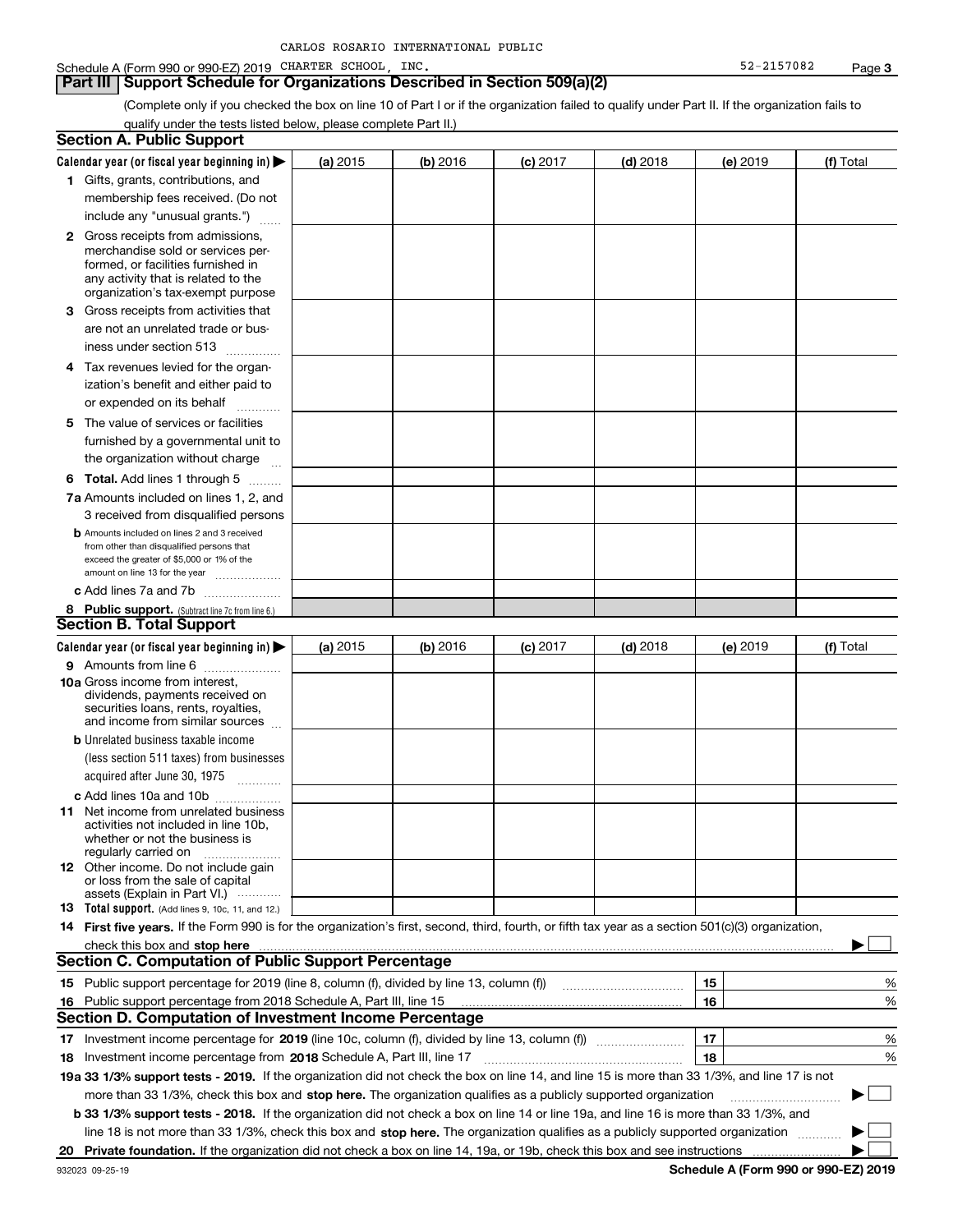CARLOS ROSARIO INTERNATIONAL PUBLIC

Schedule A (Form 990 or 990-EZ) 2019 CHARTER SCHOOL, INC. 52-2157082 Page **3**

## Part III Support Schedule for Organizations Described in Section 509(a)(2)

(Complete only if you checked the box on line 10 of Part I or if the organization failed to qualify under Part II. If the organization fails to qualify under the tests listed below, please complete Part II.)

### Section A. Public Support

| Calendar year (or fiscal year beginning in) ▶ | (a) 2015 | (b) 2016 | (c) 2017 | (d) 2018 | (e) 2019 | (f) Total |
|---|---|---|---|---|---|---|
| **1** Gifts, grants, contributions, and membership fees received. (Do not include any "unusual grants.") | | | | | | |
| **2** Gross receipts from admissions, merchandise sold or services performed, or facilities furnished in any activity that is related to the organization's tax-exempt purpose | | | | | | |
| **3** Gross receipts from activities that are not an unrelated trade or business under section 513 | | | | | | |
| **4** Tax revenues levied for the organization's benefit and either paid to or expended on its behalf | | | | | | |
| **5** The value of services or facilities furnished by a governmental unit to the organization without charge | | | | | | |
| **6 Total.** Add lines 1 through 5 | | | | | | |
| **7a** Amounts included on lines 1, 2, and 3 received from disqualified persons | | | | | | |
| **b** Amounts included on lines 2 and 3 received from other than disqualified persons that exceed the greater of $5,000 or 1% of the amount on line 13 for the year | | | | | | |
| **c** Add lines 7a and 7b | | | | | | |
| **8 Public support.** (Subtract line 7c from line 6.) | | | | | | |

### Section B. Total Support

| Calendar year (or fiscal year beginning in) ▶ | (a) 2015 | (b) 2016 | (c) 2017 | (d) 2018 | (e) 2019 | (f) Total |
|---|---|---|---|---|---|---|
| **9** Amounts from line 6 | | | | | | |
| **10a** Gross income from interest, dividends, payments received on securities loans, rents, royalties, and income from similar sources | | | | | | |
| **b** Unrelated business taxable income (less section 511 taxes) from businesses acquired after June 30, 1975 | | | | | | |
| **c** Add lines 10a and 10b | | | | | | |
| **11** Net income from unrelated business activities not included in line 10b, whether or not the business is regularly carried on | | | | | | |
| **12** Other income. Do not include gain or loss from the sale of capital assets (Explain in Part VI.) | | | | | | |
| **13 Total support.** (Add lines 9, 10c, 11, and 12.) | | | | | | |

**14 First five years.** If the Form 990 is for the organization's first, second, third, fourth, or fifth tax year as a section 501(c)(3) organization, check this box and **stop here** ▶ ☐

### Section C. Computation of Public Support Percentage

| | | | |
|---|---|---|---|
| **15** | Public support percentage for 2019 (line 8, column (f), divided by line 13, column (f)) | 15 | % |
| **16** | Public support percentage from 2018 Schedule A, Part III, line 15 | 16 | % |

### Section D. Computation of Investment Income Percentage

| | | | |
|---|---|---|---|
| **17** | Investment income percentage for **2019** (line 10c, column (f), divided by line 13, column (f)) | 17 | % |
| **18** | Investment income percentage from **2018** Schedule A, Part III, line 17 | 18 | % |

**19a 33 1/3% support tests - 2019.** If the organization did not check the box on line 14, and line 15 is more than 33 1/3%, and line 17 is not more than 33 1/3%, check this box and **stop here.** The organization qualifies as a publicly supported organization ▶ ☐

**b 33 1/3% support tests - 2018.** If the organization did not check a box on line 14 or line 19a, and line 16 is more than 33 1/3%, and line 18 is not more than 33 1/3%, check this box and **stop here.** The organization qualifies as a publicly supported organization ▶ ☐

**20 Private foundation.** If the organization did not check a box on line 14, 19a, or 19b, check this box and see instructions ▶ ☐

932023 09-25-19 **Schedule A (Form 990 or 990-EZ) 2019**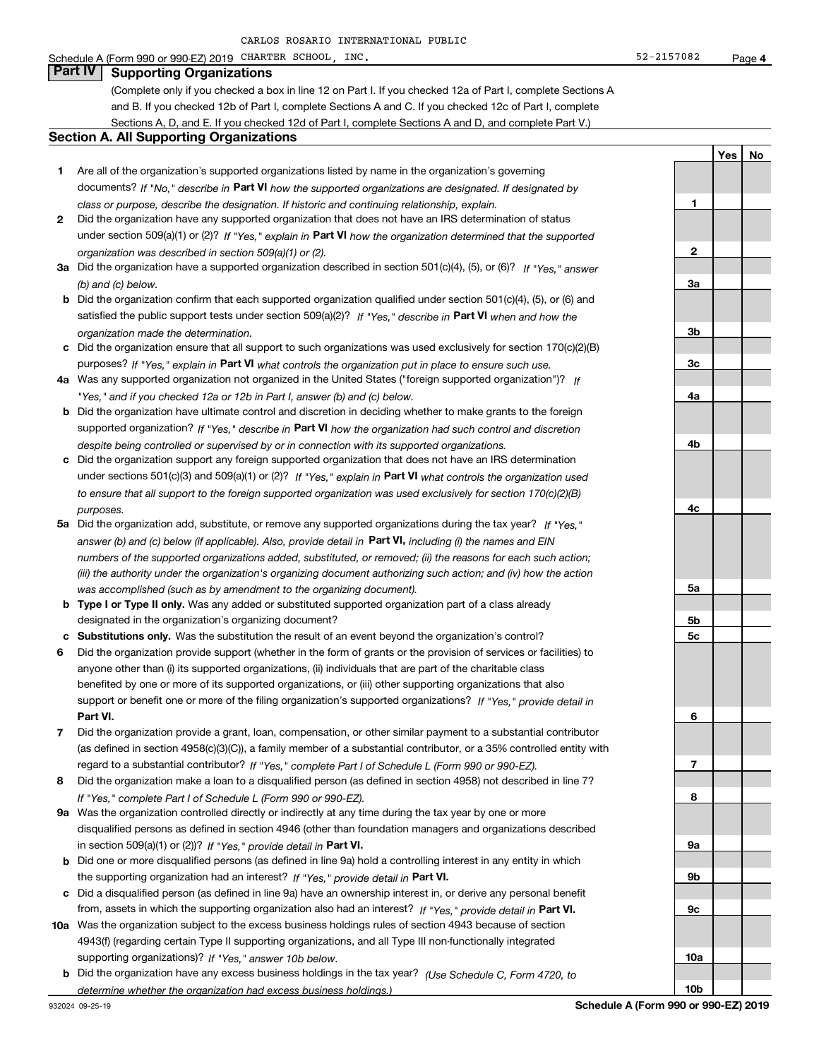CARLOS ROSARIO INTERNATIONAL PUBLIC

Schedule A (Form 990 or 990-EZ) 2019 CHARTER SCHOOL, INC. 52-2157082 Page 4

## Part IV Supporting Organizations

(Complete only if you checked a box in line 12 on Part I. If you checked 12a of Part I, complete Sections A and B. If you checked 12b of Part I, complete Sections A and C. If you checked 12c of Part I, complete Sections A, D, and E. If you checked 12d of Part I, complete Sections A and D, and complete Part V.)

### Section A. All Supporting Organizations

| | | | Yes | No |
|---|---|---|---|---|
| **1** | Are all of the organization's supported organizations listed by name in the organization's governing documents? *If "No," describe in* **Part VI** *how the supported organizations are designated. If designated by class or purpose, describe the designation. If historic and continuing relationship, explain.* | **1** | | |
| **2** | Did the organization have any supported organization that does not have an IRS determination of status under section 509(a)(1) or (2)? *If "Yes," explain in* **Part VI** *how the organization determined that the supported organization was described in section 509(a)(1) or (2).* | **2** | | |
| **3a** | Did the organization have a supported organization described in section 501(c)(4), (5), or (6)? *If "Yes," answer (b) and (c) below.* | **3a** | | |
| **b** | Did the organization confirm that each supported organization qualified under section 501(c)(4), (5), or (6) and satisfied the public support tests under section 509(a)(2)? *If "Yes," describe in* **Part VI** *when and how the organization made the determination.* | **3b** | | |
| **c** | Did the organization ensure that all support to such organizations was used exclusively for section 170(c)(2)(B) purposes? *If "Yes," explain in* **Part VI** *what controls the organization put in place to ensure such use.* | **3c** | | |
| **4a** | Was any supported organization not organized in the United States ("foreign supported organization")? *If "Yes," and if you checked 12a or 12b in Part I, answer (b) and (c) below.* | **4a** | | |
| **b** | Did the organization have ultimate control and discretion in deciding whether to make grants to the foreign supported organization? *If "Yes," describe in* **Part VI** *how the organization had such control and discretion despite being controlled or supervised by or in connection with its supported organizations.* | **4b** | | |
| **c** | Did the organization support any foreign supported organization that does not have an IRS determination under sections 501(c)(3) and 509(a)(1) or (2)? *If "Yes," explain in* **Part VI** *what controls the organization used to ensure that all support to the foreign supported organization was used exclusively for section 170(c)(2)(B) purposes.* | **4c** | | |
| **5a** | Did the organization add, substitute, or remove any supported organizations during the tax year? *If "Yes," answer (b) and (c) below (if applicable). Also, provide detail in* **Part VI,** *including (i) the names and EIN numbers of the supported organizations added, substituted, or removed; (ii) the reasons for each such action; (iii) the authority under the organization's organizing document authorizing such action; and (iv) how the action was accomplished (such as by amendment to the organizing document).* | **5a** | | |
| **b** | **Type I or Type II only.** Was any added or substituted supported organization part of a class already designated in the organization's organizing document? | **5b** | | |
| **c** | **Substitutions only.** Was the substitution the result of an event beyond the organization's control? | **5c** | | |
| **6** | Did the organization provide support (whether in the form of grants or the provision of services or facilities) to anyone other than (i) its supported organizations, (ii) individuals that are part of the charitable class benefited by one or more of its supported organizations, or (iii) other supporting organizations that also support or benefit one or more of the filing organization's supported organizations? *If "Yes," provide detail in* **Part VI.** | **6** | | |
| **7** | Did the organization provide a grant, loan, compensation, or other similar payment to a substantial contributor (as defined in section 4958(c)(3)(C)), a family member of a substantial contributor, or a 35% controlled entity with regard to a substantial contributor? *If "Yes," complete Part I of Schedule L (Form 990 or 990-EZ).* | **7** | | |
| **8** | Did the organization make a loan to a disqualified person (as defined in section 4958) not described in line 7? *If "Yes," complete Part I of Schedule L (Form 990 or 990-EZ).* | **8** | | |
| **9a** | Was the organization controlled directly or indirectly at any time during the tax year by one or more disqualified persons as defined in section 4946 (other than foundation managers and organizations described in section 509(a)(1) or (2))? *If "Yes," provide detail in* **Part VI.** | **9a** | | |
| **b** | Did one or more disqualified persons (as defined in line 9a) hold a controlling interest in any entity in which the supporting organization had an interest? *If "Yes," provide detail in* **Part VI.** | **9b** | | |
| **c** | Did a disqualified person (as defined in line 9a) have an ownership interest in, or derive any personal benefit from, assets in which the supporting organization also had an interest? *If "Yes," provide detail in* **Part VI.** | **9c** | | |
| **10a** | Was the organization subject to the excess business holdings rules of section 4943 because of section 4943(f) (regarding certain Type II supporting organizations, and all Type III non-functionally integrated supporting organizations)? *If "Yes," answer 10b below.* | **10a** | | |
| **b** | Did the organization have any excess business holdings in the tax year? *(Use Schedule C, Form 4720, to determine whether the organization had excess business holdings.)* | **10b** | | |

932024 09-25-19 **Schedule A (Form 990 or 990-EZ) 2019**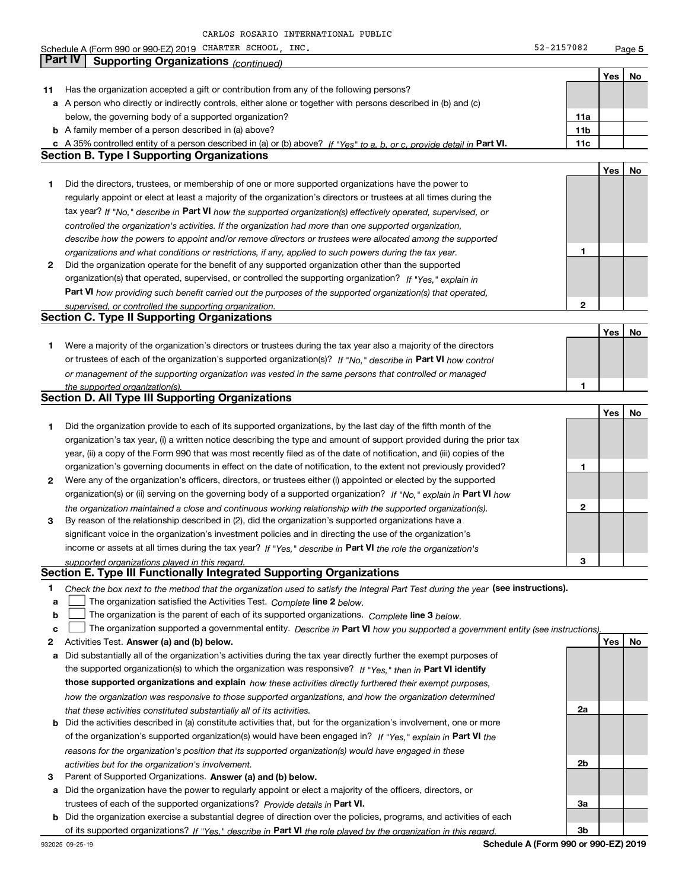Schedule A (Form 990 or 990-EZ) 2019 CARLOS ROSARIO INTERNATIONAL PUBLIC CHARTER SCHOOL, INC. 52-2157082

## Part IV Supporting Organizations *(continued)*

| | | | Yes | No |
|---|---|---|---|---|
| **11** | Has the organization accepted a gift or contribution from any of the following persons? | | | |
| **a** | A person who directly or indirectly controls, either alone or together with persons described in (b) and (c) below, the governing body of a supported organization? | **11a** | | |
| **b** | A family member of a person described in (a) above? | **11b** | | |
| **c** | A 35% controlled entity of a person described in (a) or (b) above? *If "Yes" to a, b, or c, provide detail in* **Part VI.** | **11c** | | |

### Section B. Type I Supporting Organizations

| | | | Yes | No |
|---|---|---|---|---|
| **1** | Did the directors, trustees, or membership of one or more supported organizations have the power to regularly appoint or elect at least a majority of the organization's directors or trustees at all times during the tax year? *If "No," describe in* **Part VI** *how the supported organization(s) effectively operated, supervised, or controlled the organization's activities. If the organization had more than one supported organization, describe how the powers to appoint and/or remove directors or trustees were allocated among the supported organizations and what conditions or restrictions, if any, applied to such powers during the tax year.* | **1** | | |
| **2** | Did the organization operate for the benefit of any supported organization other than the supported organization(s) that operated, supervised, or controlled the supporting organization? *If "Yes," explain in* **Part VI** *how providing such benefit carried out the purposes of the supported organization(s) that operated, supervised, or controlled the supporting organization.* | **2** | | |

### Section C. Type II Supporting Organizations

| | | | Yes | No |
|---|---|---|---|---|
| **1** | Were a majority of the organization's directors or trustees during the tax year also a majority of the directors or trustees of each of the organization's supported organization(s)? *If "No," describe in* **Part VI** *how control or management of the supporting organization was vested in the same persons that controlled or managed the supported organization(s).* | **1** | | |

### Section D. All Type III Supporting Organizations

| | | | Yes | No |
|---|---|---|---|---|
| **1** | Did the organization provide to each of its supported organizations, by the last day of the fifth month of the organization's tax year, (i) a written notice describing the type and amount of support provided during the prior tax year, (ii) a copy of the Form 990 that was most recently filed as of the date of notification, and (iii) copies of the organization's governing documents in effect on the date of notification, to the extent not previously provided? | **1** | | |
| **2** | Were any of the organization's officers, directors, or trustees either (i) appointed or elected by the supported organization(s) or (ii) serving on the governing body of a supported organization? *If "No," explain in* **Part VI** *how the organization maintained a close and continuous working relationship with the supported organization(s).* | **2** | | |
| **3** | By reason of the relationship described in (2), did the organization's supported organizations have a significant voice in the organization's investment policies and in directing the use of the organization's income or assets at all times during the tax year? *If "Yes," describe in* **Part VI** *the role the organization's supported organizations played in this regard.* | **3** | | |

### Section E. Type III Functionally Integrated Supporting Organizations

**1** *Check the box next to the method that the organization used to satisfy the Integral Part Test during the year* **(see instructions).**

- **a** ☐ The organization satisfied the Activities Test. *Complete* **line 2** *below.*
- **b** ☐ The organization is the parent of each of its supported organizations. *Complete* **line 3** *below.*
- **c** ☐ The organization supported a governmental entity. *Describe in* **Part VI** *how you supported a government entity (see instructions).*

| | | | Yes | No |
|---|---|---|---|---|
| **2** | Activities Test. **Answer (a) and (b) below.** | | | |
| **a** | Did substantially all of the organization's activities during the tax year directly further the exempt purposes of the supported organization(s) to which the organization was responsive? *If "Yes," then in* **Part VI identify those supported organizations and explain** *how these activities directly furthered their exempt purposes, how the organization was responsive to those supported organizations, and how the organization determined that these activities constituted substantially all of its activities.* | **2a** | | |
| **b** | Did the activities described in (a) constitute activities that, but for the organization's involvement, one or more of the organization's supported organization(s) would have been engaged in? *If "Yes," explain in* **Part VI** *the reasons for the organization's position that its supported organization(s) would have engaged in these activities but for the organization's involvement.* | **2b** | | |
| **3** | Parent of Supported Organizations. **Answer (a) and (b) below.** | | | |
| **a** | Did the organization have the power to regularly appoint or elect a majority of the officers, directors, or trustees of each of the supported organizations? *Provide details in* **Part VI.** | **3a** | | |
| **b** | Did the organization exercise a substantial degree of direction over the policies, programs, and activities of each of its supported organizations? *If "Yes," describe in* **Part VI** *the role played by the organization in this regard.* | **3b** | | |

932025 09-25-19 **Schedule A (Form 990 or 990-EZ) 2019**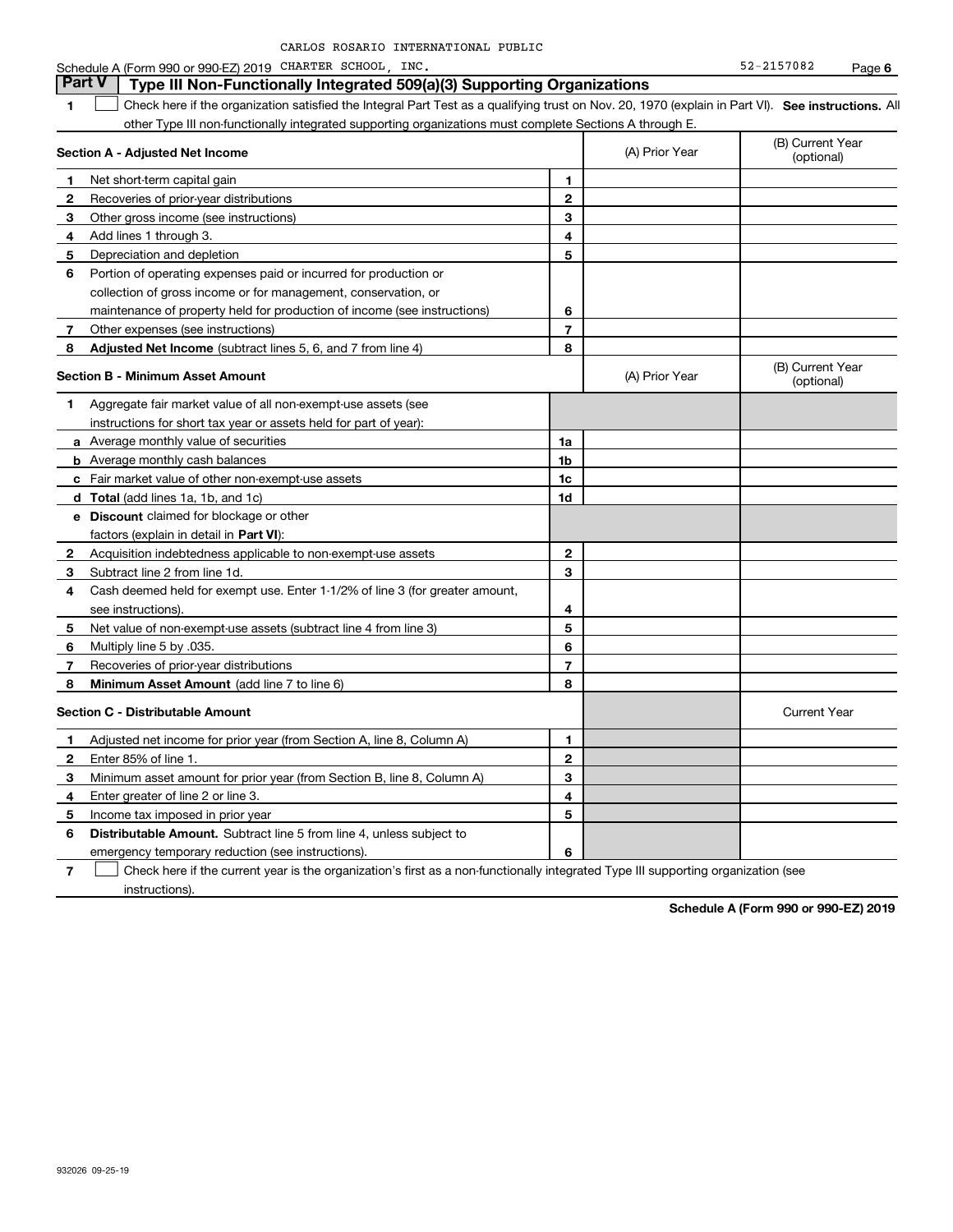Schedule A (Form 990 or 990-EZ) 2019 CARLOS ROSARIO INTERNATIONAL PUBLIC CHARTER SCHOOL, INC. 52-2157082

## Part V Type III Non-Functionally Integrated 509(a)(3) Supporting Organizations

**1** ☐ Check here if the organization satisfied the Integral Part Test as a qualifying trust on Nov. 20, 1970 (explain in Part VI). **See instructions.** All other Type III non-functionally integrated supporting organizations must complete Sections A through E.

| **Section A - Adjusted Net Income** | | (A) Prior Year | (B) Current Year (optional) |
|---|---|---|---|
| **1** Net short-term capital gain | **1** | | |
| **2** Recoveries of prior-year distributions | **2** | | |
| **3** Other gross income (see instructions) | **3** | | |
| **4** Add lines 1 through 3. | **4** | | |
| **5** Depreciation and depletion | **5** | | |
| **6** Portion of operating expenses paid or incurred for production or collection of gross income or for management, conservation, or maintenance of property held for production of income (see instructions) | **6** | | |
| **7** Other expenses (see instructions) | **7** | | |
| **8** **Adjusted Net Income** (subtract lines 5, 6, and 7 from line 4) | **8** | | |

| **Section B - Minimum Asset Amount** | | (A) Prior Year | (B) Current Year (optional) |
|---|---|---|---|
| **1** Aggregate fair market value of all non-exempt-use assets (see instructions for short tax year or assets held for part of year): | | | |
| **a** Average monthly value of securities | **1a** | | |
| **b** Average monthly cash balances | **1b** | | |
| **c** Fair market value of other non-exempt-use assets | **1c** | | |
| **d** **Total** (add lines 1a, 1b, and 1c) | **1d** | | |
| **e** **Discount** claimed for blockage or other factors (explain in detail in **Part VI**): | | | |
| **2** Acquisition indebtedness applicable to non-exempt-use assets | **2** | | |
| **3** Subtract line 2 from line 1d. | **3** | | |
| **4** Cash deemed held for exempt use. Enter 1-1/2% of line 3 (for greater amount, see instructions). | **4** | | |
| **5** Net value of non-exempt-use assets (subtract line 4 from line 3) | **5** | | |
| **6** Multiply line 5 by .035. | **6** | | |
| **7** Recoveries of prior-year distributions | **7** | | |
| **8** **Minimum Asset Amount** (add line 7 to line 6) | **8** | | |

| **Section C - Distributable Amount** | | | Current Year |
|---|---|---|---|
| **1** Adjusted net income for prior year (from Section A, line 8, Column A) | **1** | | |
| **2** Enter 85% of line 1. | **2** | | |
| **3** Minimum asset amount for prior year (from Section B, line 8, Column A) | **3** | | |
| **4** Enter greater of line 2 or line 3. | **4** | | |
| **5** Income tax imposed in prior year | **5** | | |
| **6** **Distributable Amount.** Subtract line 5 from line 4, unless subject to emergency temporary reduction (see instructions). | **6** | | |

**7** ☐ Check here if the current year is the organization's first as a non-functionally integrated Type III supporting organization (see instructions).

**Schedule A (Form 990 or 990-EZ) 2019**

932026 09-25-19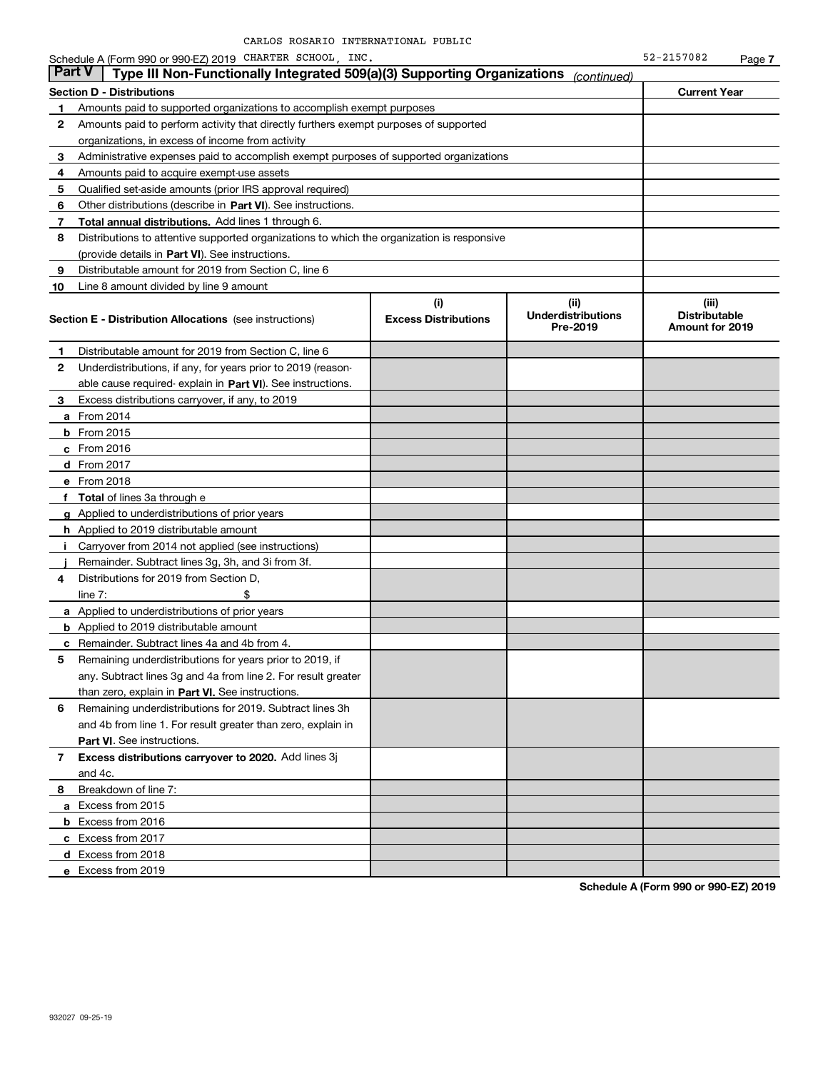CARLOS ROSARIO INTERNATIONAL PUBLIC

Schedule A (Form 990 or 990-EZ) 2019 CHARTER SCHOOL, INC. 52-2157082 Page 7

## Part V Type III Non-Functionally Integrated 509(a)(3) Supporting Organizations *(continued)*

| Section D - Distributions | | Current Year |
|---|---|---|
| 1 | Amounts paid to supported organizations to accomplish exempt purposes | |
| 2 | Amounts paid to perform activity that directly furthers exempt purposes of supported organizations, in excess of income from activity | |
| 3 | Administrative expenses paid to accomplish exempt purposes of supported organizations | |
| 4 | Amounts paid to acquire exempt-use assets | |
| 5 | Qualified set-aside amounts (prior IRS approval required) | |
| 6 | Other distributions (describe in **Part VI**). See instructions. | |
| 7 | **Total annual distributions.** Add lines 1 through 6. | |
| 8 | Distributions to attentive supported organizations to which the organization is responsive (provide details in **Part VI**). See instructions. | |
| 9 | Distributable amount for 2019 from Section C, line 6 | |
| 10 | Line 8 amount divided by line 9 amount | |

| Section E - Distribution Allocations (see instructions) | (i) Excess Distributions | (ii) Underdistributions Pre-2019 | (iii) Distributable Amount for 2019 |
|---|---|---|---|
| **1** Distributable amount for 2019 from Section C, line 6 | | | |
| **2** Underdistributions, if any, for years prior to 2019 (reasonable cause required- explain in **Part VI**). See instructions. | | | |
| **3** Excess distributions carryover, if any, to 2019 | | | |
| **a** From 2014 | | | |
| **b** From 2015 | | | |
| **c** From 2016 | | | |
| **d** From 2017 | | | |
| **e** From 2018 | | | |
| **f Total** of lines 3a through e | | | |
| **g** Applied to underdistributions of prior years | | | |
| **h** Applied to 2019 distributable amount | | | |
| **i** Carryover from 2014 not applied (see instructions) | | | |
| **j** Remainder. Subtract lines 3g, 3h, and 3i from 3f. | | | |
| **4** Distributions for 2019 from Section D, line 7: $ | | | |
| **a** Applied to underdistributions of prior years | | | |
| **b** Applied to 2019 distributable amount | | | |
| **c** Remainder. Subtract lines 4a and 4b from 4. | | | |
| **5** Remaining underdistributions for years prior to 2019, if any. Subtract lines 3g and 4a from line 2. For result greater than zero, explain in **Part VI.** See instructions. | | | |
| **6** Remaining underdistributions for 2019. Subtract lines 3h and 4b from line 1. For result greater than zero, explain in **Part VI**. See instructions. | | | |
| **7 Excess distributions carryover to 2020.** Add lines 3j and 4c. | | | |
| **8** Breakdown of line 7: | | | |
| **a** Excess from 2015 | | | |
| **b** Excess from 2016 | | | |
| **c** Excess from 2017 | | | |
| **d** Excess from 2018 | | | |
| **e** Excess from 2019 | | | |

**Schedule A (Form 990 or 990-EZ) 2019**

932027 09-25-19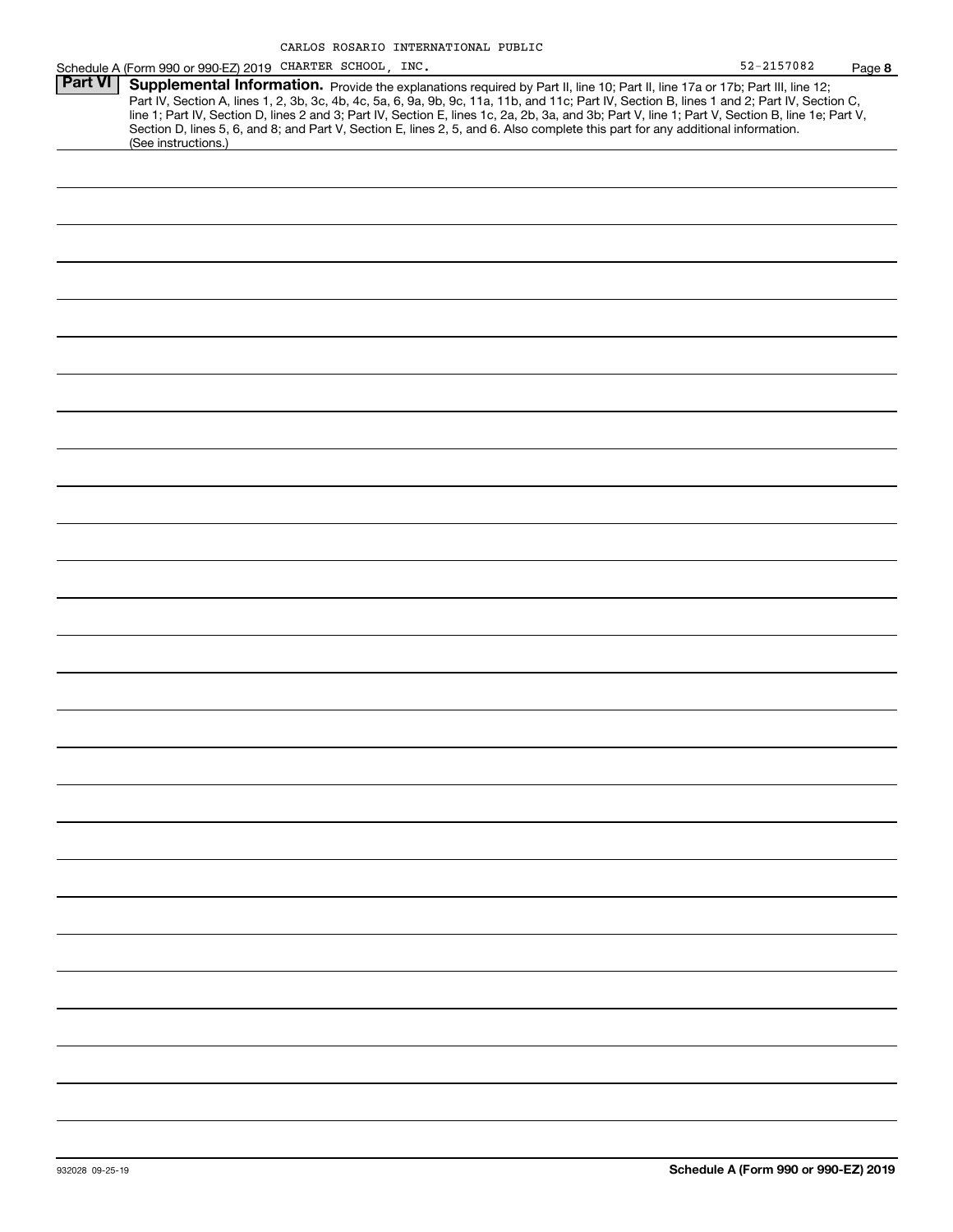CARLOS ROSARIO INTERNATIONAL PUBLIC

Schedule A (Form 990 or 990-EZ) 2019 CHARTER SCHOOL, INC. 52-2157082 Page **8**

## Part VI Supplemental Information.

Provide the explanations required by Part II, line 10; Part II, line 17a or 17b; Part III, line 12; Part IV, Section A, lines 1, 2, 3b, 3c, 4b, 4c, 5a, 6, 9a, 9b, 9c, 11a, 11b, and 11c; Part IV, Section B, lines 1 and 2; Part IV, Section C, line 1; Part IV, Section D, lines 2 and 3; Part IV, Section E, lines 1c, 2a, 2b, 3a, and 3b; Part V, line 1; Part V, Section B, line 1e; Part V, Section D, lines 5, 6, and 8; and Part V, Section E, lines 2, 5, and 6. Also complete this part for any additional information. (See instructions.)

932028 09-25-19

**Schedule A (Form 990 or 990-EZ) 2019**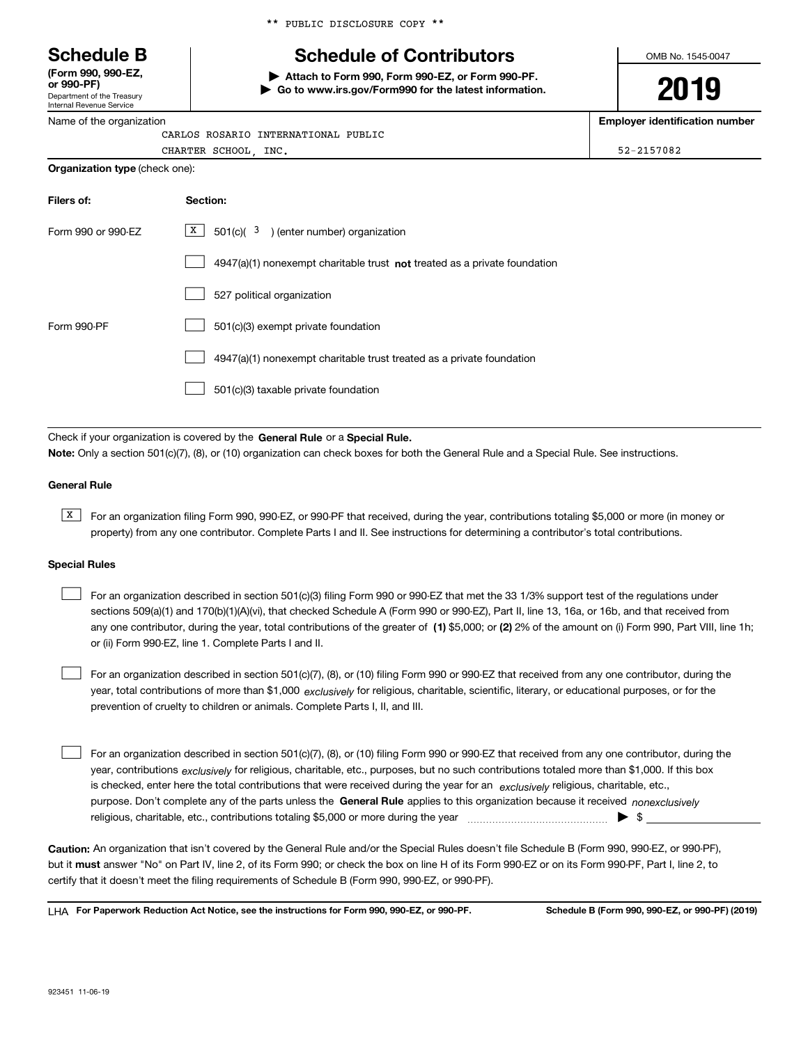** PUBLIC DISCLOSURE COPY **

# Schedule B

**(Form 990, 990-EZ, or 990-PF)**
Department of the Treasury
Internal Revenue Service

## Schedule of Contributors

▶ **Attach to Form 990, Form 990-EZ, or Form 990-PF.**
▶ **Go to www.irs.gov/Form990 for the latest information.**

OMB No. 1545-0047

**2019**

Name of the organization: CARLOS ROSARIO INTERNATIONAL PUBLIC CHARTER SCHOOL, INC.

**Employer identification number**: 52-2157082

**Organization type** (check one):

| **Filers of:** | **Section:** |
|---|---|
| Form 990 or 990-EZ | [X] 501(c)( 3 ) (enter number) organization |
| | [ ] 4947(a)(1) nonexempt charitable trust **not** treated as a private foundation |
| | [ ] 527 political organization |
| Form 990-PF | [ ] 501(c)(3) exempt private foundation |
| | [ ] 4947(a)(1) nonexempt charitable trust treated as a private foundation |
| | [ ] 501(c)(3) taxable private foundation |

Check if your organization is covered by the **General Rule** or a **Special Rule.**

**Note:** Only a section 501(c)(7), (8), or (10) organization can check boxes for both the General Rule and a Special Rule. See instructions.

### General Rule

[X] For an organization filing Form 990, 990-EZ, or 990-PF that received, during the year, contributions totaling $5,000 or more (in money or property) from any one contributor. Complete Parts I and II. See instructions for determining a contributor's total contributions.

### Special Rules

[ ] For an organization described in section 501(c)(3) filing Form 990 or 990-EZ that met the 33 1/3% support test of the regulations under sections 509(a)(1) and 170(b)(1)(A)(vi), that checked Schedule A (Form 990 or 990-EZ), Part II, line 13, 16a, or 16b, and that received from any one contributor, during the year, total contributions of the greater of **(1)** $5,000; or **(2)** 2% of the amount on (i) Form 990, Part VIII, line 1h; or (ii) Form 990-EZ, line 1. Complete Parts I and II.

[ ] For an organization described in section 501(c)(7), (8), or (10) filing Form 990 or 990-EZ that received from any one contributor, during the year, total contributions of more than $1,000 *exclusively* for religious, charitable, scientific, literary, or educational purposes, or for the prevention of cruelty to children or animals. Complete Parts I, II, and III.

[ ] For an organization described in section 501(c)(7), (8), or (10) filing Form 990 or 990-EZ that received from any one contributor, during the year, contributions *exclusively* for religious, charitable, etc., purposes, but no such contributions totaled more than $1,000. If this box is checked, enter here the total contributions that were received during the year for an *exclusively* religious, charitable, etc., purpose. Don't complete any of the parts unless the **General Rule** applies to this organization because it received *nonexclusively* religious, charitable, etc., contributions totaling $5,000 or more during the year ▶ $

**Caution:** An organization that isn't covered by the General Rule and/or the Special Rules doesn't file Schedule B (Form 990, 990-EZ, or 990-PF), but it **must** answer "No" on Part IV, line 2, of its Form 990; or check the box on line H of its Form 990-EZ or on its Form 990-PF, Part I, line 2, to certify that it doesn't meet the filing requirements of Schedule B (Form 990, 990-EZ, or 990-PF).

LHA **For Paperwork Reduction Act Notice, see the instructions for Form 990, 990-EZ, or 990-PF.** **Schedule B (Form 990, 990-EZ, or 990-PF) (2019)**

923451 11-06-19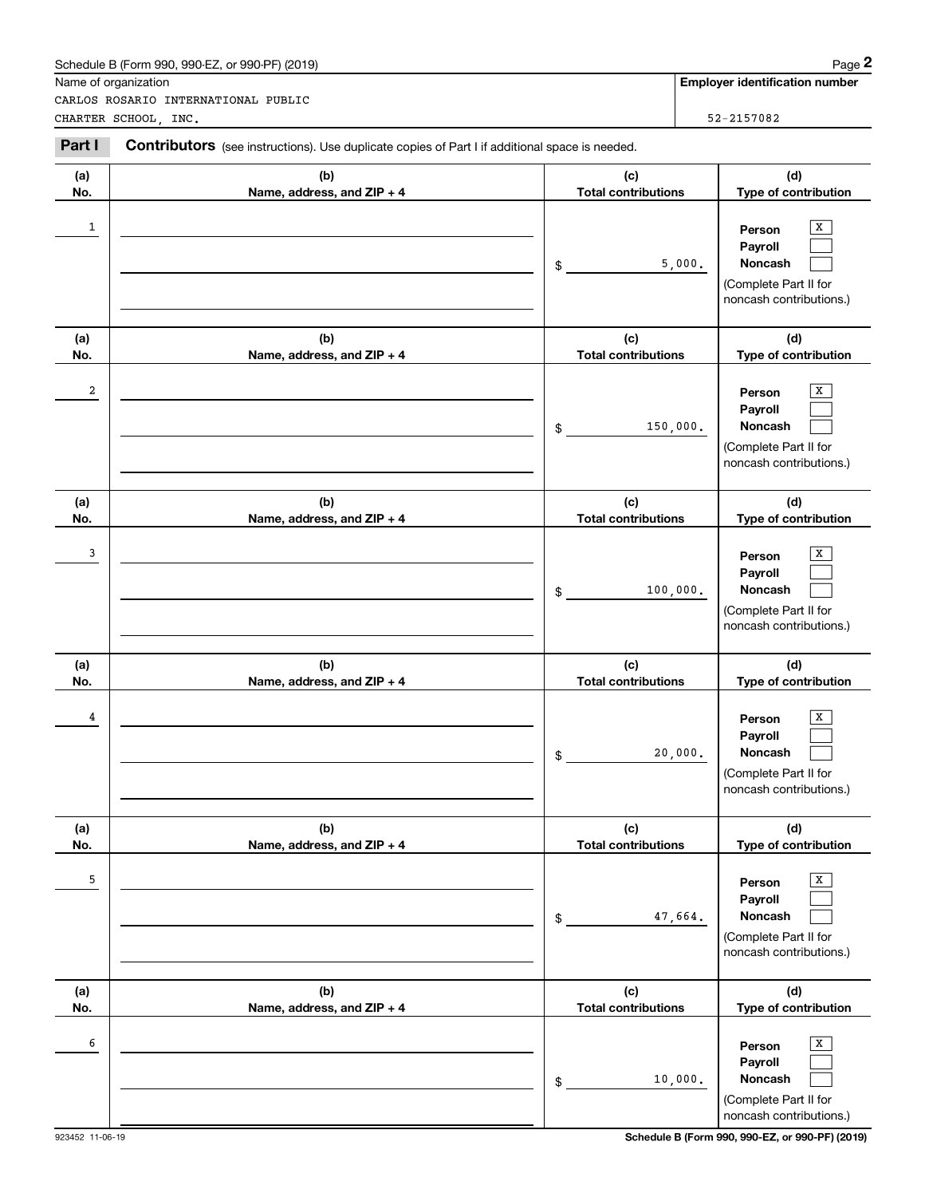Schedule B (Form 990, 990-EZ, or 990-PF) (2019)

Name of organization

CARLOS ROSARIO INTERNATIONAL PUBLIC CHARTER SCHOOL, INC.

**Employer identification number**

52-2157082

**Part I** **Contributors** (see instructions). Use duplicate copies of Part I if additional space is needed.

| (a) No. | (b) Name, address, and ZIP + 4 | (c) Total contributions | (d) Type of contribution |
|---|---|---|---|
| 1 | | $ 5,000. | Person [X] Payroll [ ] Noncash [ ] (Complete Part II for noncash contributions.) |
| 2 | | $ 150,000. | Person [X] Payroll [ ] Noncash [ ] (Complete Part II for noncash contributions.) |
| 3 | | $ 100,000. | Person [X] Payroll [ ] Noncash [ ] (Complete Part II for noncash contributions.) |
| 4 | | $ 20,000. | Person [X] Payroll [ ] Noncash [ ] (Complete Part II for noncash contributions.) |
| 5 | | $ 47,664. | Person [X] Payroll [ ] Noncash [ ] (Complete Part II for noncash contributions.) |
| 6 | | $ 10,000. | Person [X] Payroll [ ] Noncash [ ] (Complete Part II for noncash contributions.) |

923452 11-06-19

**Schedule B (Form 990, 990-EZ, or 990-PF) (2019)**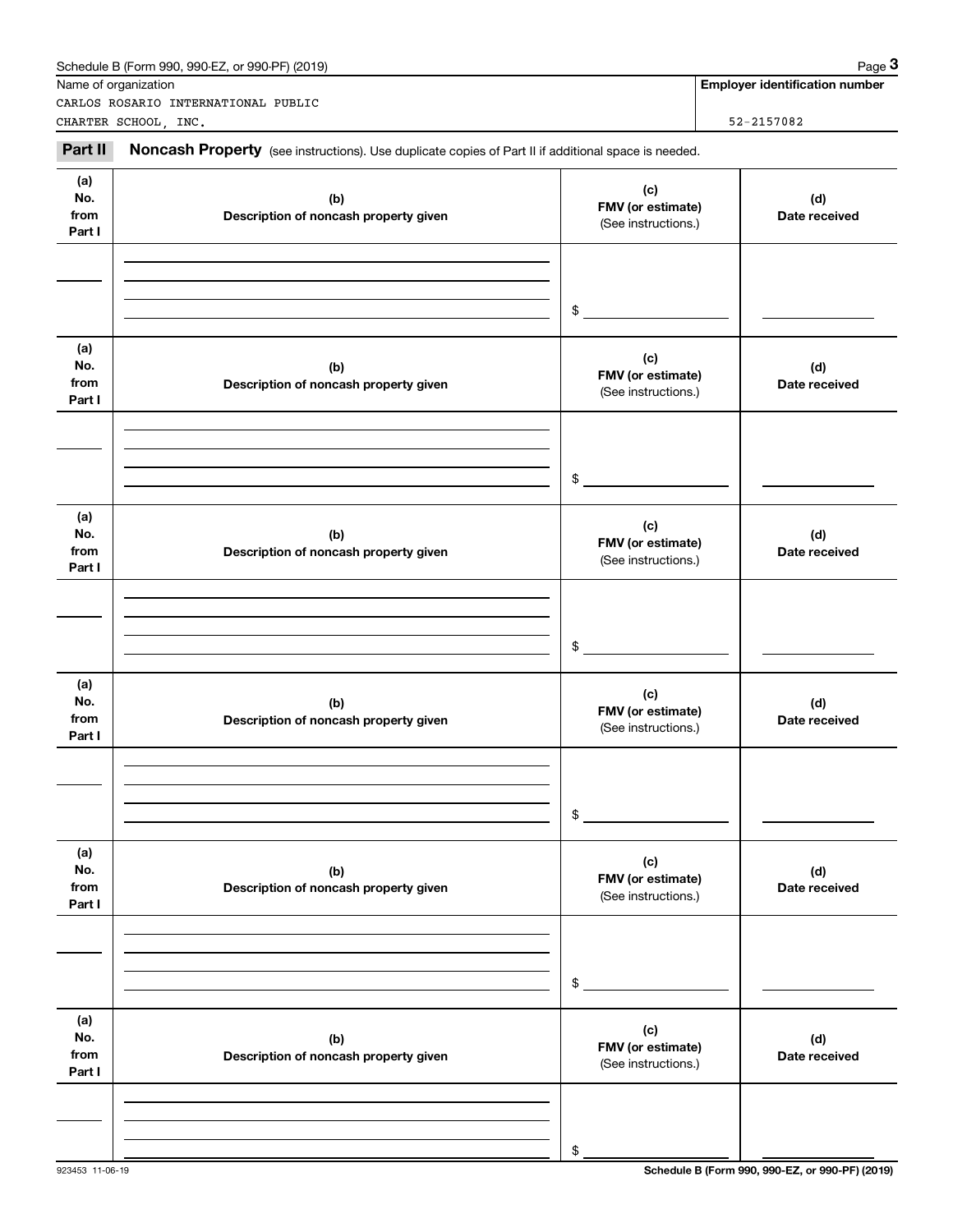Name of organization

CARLOS ROSARIO INTERNATIONAL PUBLIC CHARTER SCHOOL, INC.

**Employer identification number**

52-2157082

**Part II** **Noncash Property** (see instructions). Use duplicate copies of Part II if additional space is needed.

| (a) No. from Part I | (b) Description of noncash property given | (c) FMV (or estimate) (See instructions.) | (d) Date received |
|---|---|---|---|
| | | $ | |

| (a) No. from Part I | (b) Description of noncash property given | (c) FMV (or estimate) (See instructions.) | (d) Date received |
|---|---|---|---|
| | | $ | |

| (a) No. from Part I | (b) Description of noncash property given | (c) FMV (or estimate) (See instructions.) | (d) Date received |
|---|---|---|---|
| | | $ | |

| (a) No. from Part I | (b) Description of noncash property given | (c) FMV (or estimate) (See instructions.) | (d) Date received |
|---|---|---|---|
| | | $ | |

| (a) No. from Part I | (b) Description of noncash property given | (c) FMV (or estimate) (See instructions.) | (d) Date received |
|---|---|---|---|
| | | $ | |

| (a) No. from Part I | (b) Description of noncash property given | (c) FMV (or estimate) (See instructions.) | (d) Date received |
|---|---|---|---|
| | | $ | |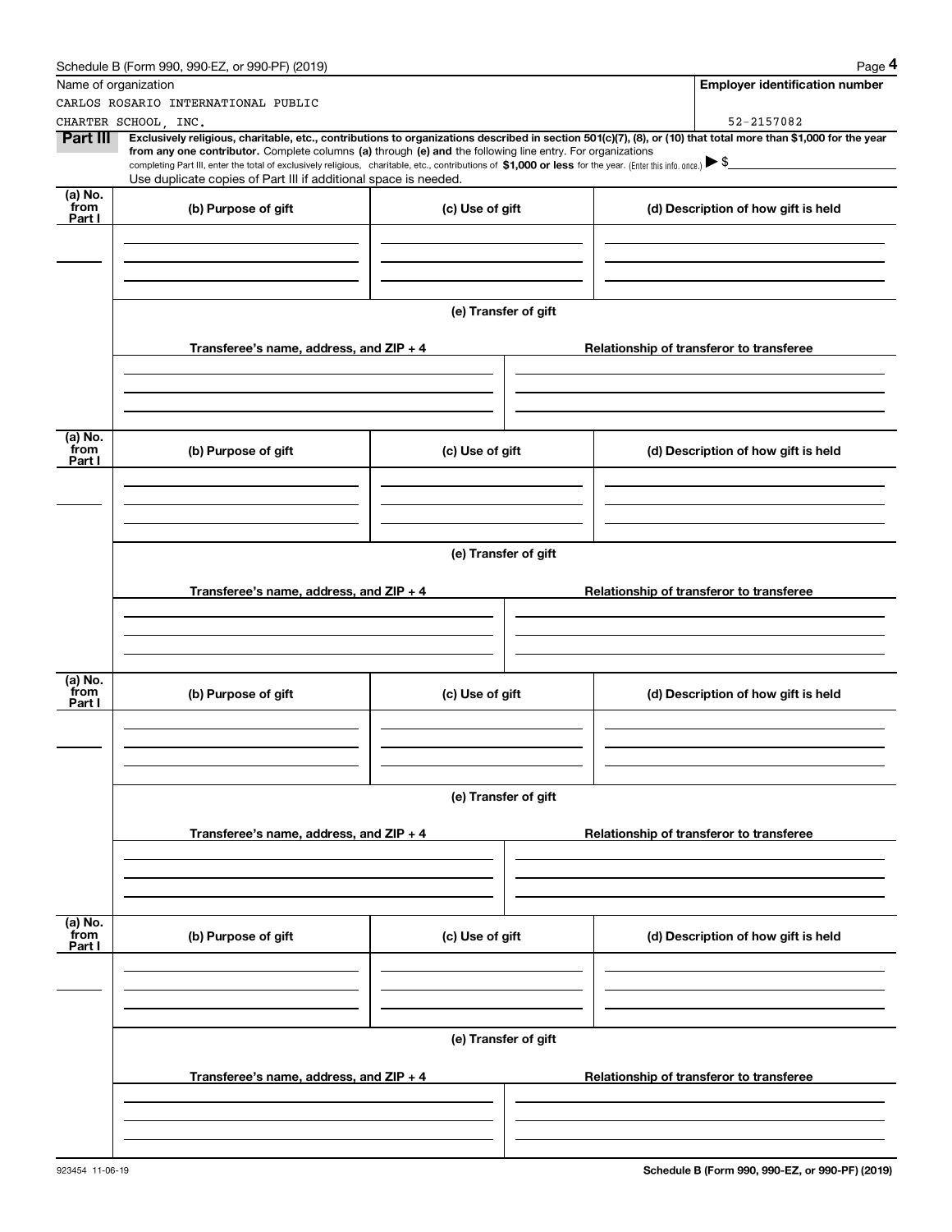Name of organization

CARLOS ROSARIO INTERNATIONAL PUBLIC CHARTER SCHOOL, INC.

**Employer identification number**

52-2157082

**Part III** **Exclusively religious, charitable, etc., contributions to organizations described in section 501(c)(7), (8), or (10) that total more than $1,000 for the year from any one contributor.** Complete columns **(a)** through **(e)** and the following line entry. For organizations completing Part III, enter the total of exclusively religious, charitable, etc., contributions of **$1,000 or less** for the year. (Enter this info. once.) ▶ $

Use duplicate copies of Part III if additional space is needed.

| (a) No. from Part I | (b) Purpose of gift | (c) Use of gift | (d) Description of how gift is held |
|---|---|---|---|
| | | | |

**(e) Transfer of gift**

| Transferee's name, address, and ZIP + 4 | Relationship of transferor to transferee |
|---|---|
| | |

| (a) No. from Part I | (b) Purpose of gift | (c) Use of gift | (d) Description of how gift is held |
|---|---|---|---|
| | | | |

**(e) Transfer of gift**

| Transferee's name, address, and ZIP + 4 | Relationship of transferor to transferee |
|---|---|
| | |

| (a) No. from Part I | (b) Purpose of gift | (c) Use of gift | (d) Description of how gift is held |
|---|---|---|---|
| | | | |

**(e) Transfer of gift**

| Transferee's name, address, and ZIP + 4 | Relationship of transferor to transferee |
|---|---|
| | |

| (a) No. from Part I | (b) Purpose of gift | (c) Use of gift | (d) Description of how gift is held |
|---|---|---|---|
| | | | |

**(e) Transfer of gift**

| Transferee's name, address, and ZIP + 4 | Relationship of transferor to transferee |
|---|---|
| | |

923454 11-06-19

**Schedule B (Form 990, 990-EZ, or 990-PF) (2019)**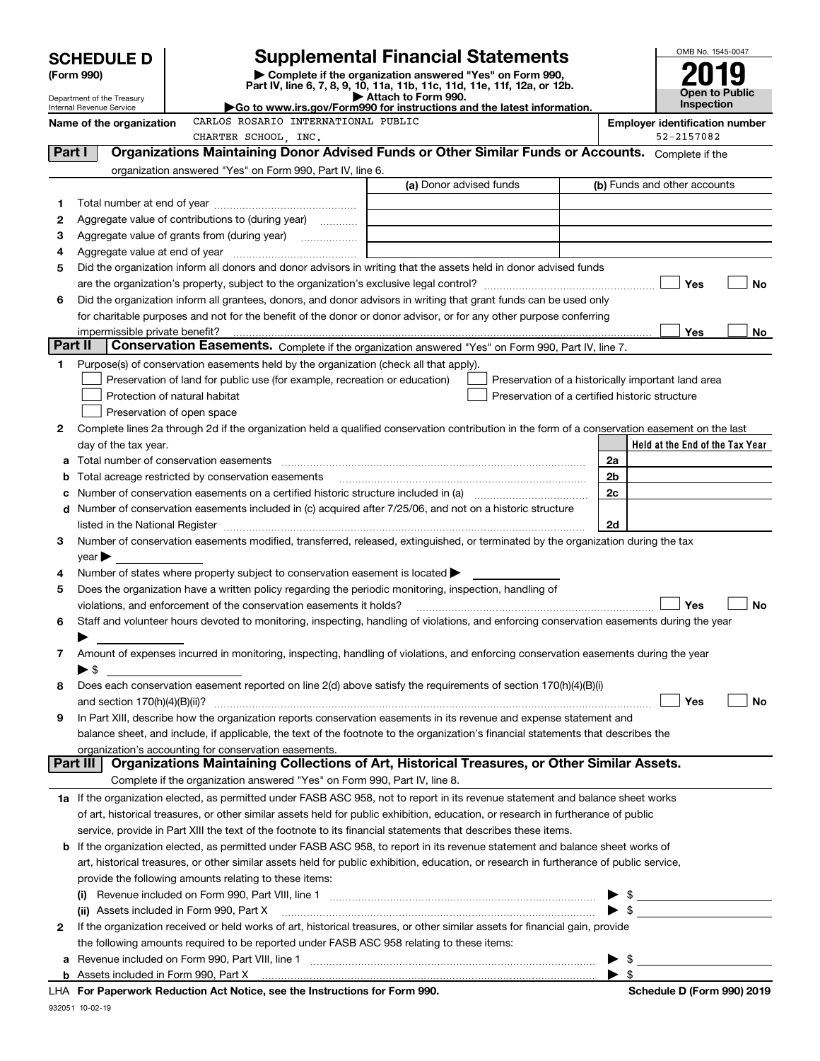# SCHEDULE D (Form 990)

Department of the Treasury
Internal Revenue Service

# Supplemental Financial Statements

▶ Complete if the organization answered "Yes" on Form 990, Part IV, line 6, 7, 8, 9, 10, 11a, 11b, 11c, 11d, 11e, 11f, 12a, or 12b.
▶ Attach to Form 990.
▶Go to www.irs.gov/Form990 for instructions and the latest information.

OMB No. 1545-0047

**2019**

**Open to Public Inspection**

**Name of the organization** CARLOS ROSARIO INTERNATIONAL PUBLIC CHARTER SCHOOL, INC.

**Employer identification number** 52-2157082

## Part I — Organizations Maintaining Donor Advised Funds or Other Similar Funds or Accounts.

Complete if the organization answered "Yes" on Form 990, Part IV, line 6.

| | | (a) Donor advised funds | (b) Funds and other accounts |
|---|---|---|---|
| 1 | Total number at end of year | | |
| 2 | Aggregate value of contributions to (during year) | | |
| 3 | Aggregate value of grants from (during year) | | |
| 4 | Aggregate value at end of year | | |

5 Did the organization inform all donors and donor advisors in writing that the assets held in donor advised funds are the organization's property, subject to the organization's exclusive legal control? ☐ Yes ☐ No

6 Did the organization inform all grantees, donors, and donor advisors in writing that grant funds can be used only for charitable purposes and not for the benefit of the donor or donor advisor, or for any other purpose conferring impermissible private benefit? ☐ Yes ☐ No

## Part II — Conservation Easements.

Complete if the organization answered "Yes" on Form 990, Part IV, line 7.

1 Purpose(s) of conservation easements held by the organization (check all that apply).

- ☐ Preservation of land for public use (for example, recreation or education)
- ☐ Protection of natural habitat
- ☐ Preservation of open space
- ☐ Preservation of a historically important land area
- ☐ Preservation of a certified historic structure

2 Complete lines 2a through 2d if the organization held a qualified conservation contribution in the form of a conservation easement on the last day of the tax year.

| | | | Held at the End of the Tax Year |
|---|---|---|---|
| a | Total number of conservation easements | 2a | |
| b | Total acreage restricted by conservation easements | 2b | |
| c | Number of conservation easements on a certified historic structure included in (a) | 2c | |
| d | Number of conservation easements included in (c) acquired after 7/25/06, and not on a historic structure listed in the National Register | 2d | |

3 Number of conservation easements modified, transferred, released, extinguished, or terminated by the organization during the tax year ▶

4 Number of states where property subject to conservation easement is located ▶

5 Does the organization have a written policy regarding the periodic monitoring, inspection, handling of violations, and enforcement of the conservation easements it holds? ☐ Yes ☐ No

6 Staff and volunteer hours devoted to monitoring, inspecting, handling of violations, and enforcing conservation easements during the year ▶

7 Amount of expenses incurred in monitoring, inspecting, handling of violations, and enforcing conservation easements during the year ▶ $

8 Does each conservation easement reported on line 2(d) above satisfy the requirements of section 170(h)(4)(B)(i) and section 170(h)(4)(B)(ii)? ☐ Yes ☐ No

9 In Part XIII, describe how the organization reports conservation easements in its revenue and expense statement and balance sheet, and include, if applicable, the text of the footnote to the organization's financial statements that describes the organization's accounting for conservation easements.

## Part III — Organizations Maintaining Collections of Art, Historical Treasures, or Other Similar Assets.

Complete if the organization answered "Yes" on Form 990, Part IV, line 8.

1a If the organization elected, as permitted under FASB ASC 958, not to report in its revenue statement and balance sheet works of art, historical treasures, or other similar assets held for public exhibition, education, or research in furtherance of public service, provide in Part XIII the text of the footnote to its financial statements that describes these items.

b If the organization elected, as permitted under FASB ASC 958, to report in its revenue statement and balance sheet works of art, historical treasures, or other similar assets held for public exhibition, education, or research in furtherance of public service, provide the following amounts relating to these items:

(i) Revenue included on Form 990, Part VIII, line 1 ▶ $

(ii) Assets included in Form 990, Part X ▶ $

2 If the organization received or held works of art, historical treasures, or other similar assets for financial gain, provide the following amounts required to be reported under FASB ASC 958 relating to these items:

a Revenue included on Form 990, Part VIII, line 1 ▶ $

b Assets included in Form 990, Part X ▶ $

LHA **For Paperwork Reduction Act Notice, see the Instructions for Form 990.** **Schedule D (Form 990) 2019**

932051 10-02-19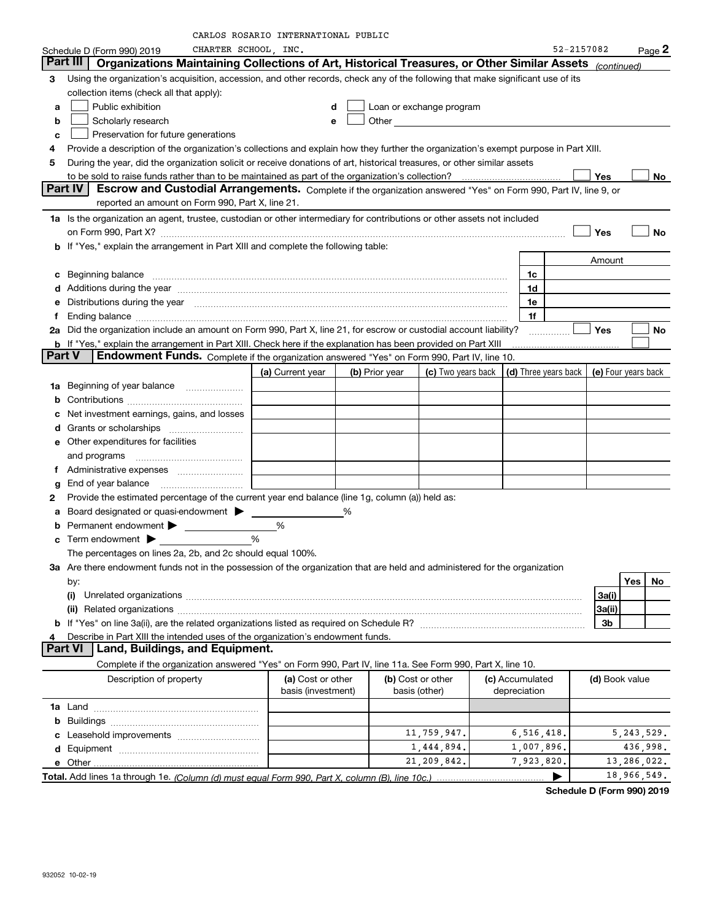CARLOS ROSARIO INTERNATIONAL PUBLIC CHARTER SCHOOL, INC.

Schedule D (Form 990) 2019 52-2157082 Page 2

## Part III Organizations Maintaining Collections of Art, Historical Treasures, or Other Similar Assets *(continued)*

**3** Using the organization's acquisition, accession, and other records, check any of the following that make significant use of its collection items (check all that apply):

- **a** ☐ Public exhibition
- **b** ☐ Scholarly research
- **c** ☐ Preservation for future generations
- **d** ☐ Loan or exchange program
- **e** ☐ Other

**4** Provide a description of the organization's collections and explain how they further the organization's exempt purpose in Part XIII.

**5** During the year, did the organization solicit or receive donations of art, historical treasures, or other similar assets to be sold to raise funds rather than to be maintained as part of the organization's collection? ☐ Yes ☐ No

## Part IV Escrow and Custodial Arrangements.

Complete if the organization answered "Yes" on Form 990, Part IV, line 9, or reported an amount on Form 990, Part X, line 21.

**1a** Is the organization an agent, trustee, custodian or other intermediary for contributions or other assets not included on Form 990, Part X? ☐ Yes ☐ No

**b** If "Yes," explain the arrangement in Part XIII and complete the following table:

| | | Amount |
|---|---|---|
| **c** Beginning balance | 1c | |
| **d** Additions during the year | 1d | |
| **e** Distributions during the year | 1e | |
| **f** Ending balance | 1f | |

**2a** Did the organization include an amount on Form 990, Part X, line 21, for escrow or custodial account liability? ☐ Yes ☐ No

**b** If "Yes," explain the arrangement in Part XIII. Check here if the explanation has been provided on Part XIII ☐

## Part V Endowment Funds.

Complete if the organization answered "Yes" on Form 990, Part IV, line 10.

| | (a) Current year | (b) Prior year | (c) Two years back | (d) Three years back | (e) Four years back |
|---|---|---|---|---|---|
| **1a** Beginning of year balance | | | | | |
| **b** Contributions | | | | | |
| **c** Net investment earnings, gains, and losses | | | | | |
| **d** Grants or scholarships | | | | | |
| **e** Other expenditures for facilities and programs | | | | | |
| **f** Administrative expenses | | | | | |
| **g** End of year balance | | | | | |

**2** Provide the estimated percentage of the current year end balance (line 1g, column (a)) held as:

- **a** Board designated or quasi-endowment ▶ ______ %
- **b** Permanent endowment ▶ ______ %
- **c** Term endowment ▶ ______ %

The percentages on lines 2a, 2b, and 2c should equal 100%.

**3a** Are there endowment funds not in the possession of the organization that are held and administered for the organization by:

| | | Yes | No |
|---|---|---|---|
| **(i)** Unrelated organizations | 3a(i) | | |
| **(ii)** Related organizations | 3a(ii) | | |
| **b** If "Yes" on line 3a(ii), are the related organizations listed as required on Schedule R? | 3b | | |

**4** Describe in Part XIII the intended uses of the organization's endowment funds.

## Part VI Land, Buildings, and Equipment.

Complete if the organization answered "Yes" on Form 990, Part IV, line 11a. See Form 990, Part X, line 10.

| Description of property | (a) Cost or other basis (investment) | (b) Cost or other basis (other) | (c) Accumulated depreciation | (d) Book value |
|---|---|---|---|---|
| **1a** Land | | | | |
| **b** Buildings | | | | |
| **c** Leasehold improvements | | 11,759,947. | 6,516,418. | 5,243,529. |
| **d** Equipment | | 1,444,894. | 1,007,896. | 436,998. |
| **e** Other | | 21,209,842. | 7,923,820. | 13,286,022. |
| **Total.** Add lines 1a through 1e. *(Column (d) must equal Form 990, Part X, column (B), line 10c.)* ▶ | | | | 18,966,549. |

**Schedule D (Form 990) 2019**

932052 10-02-19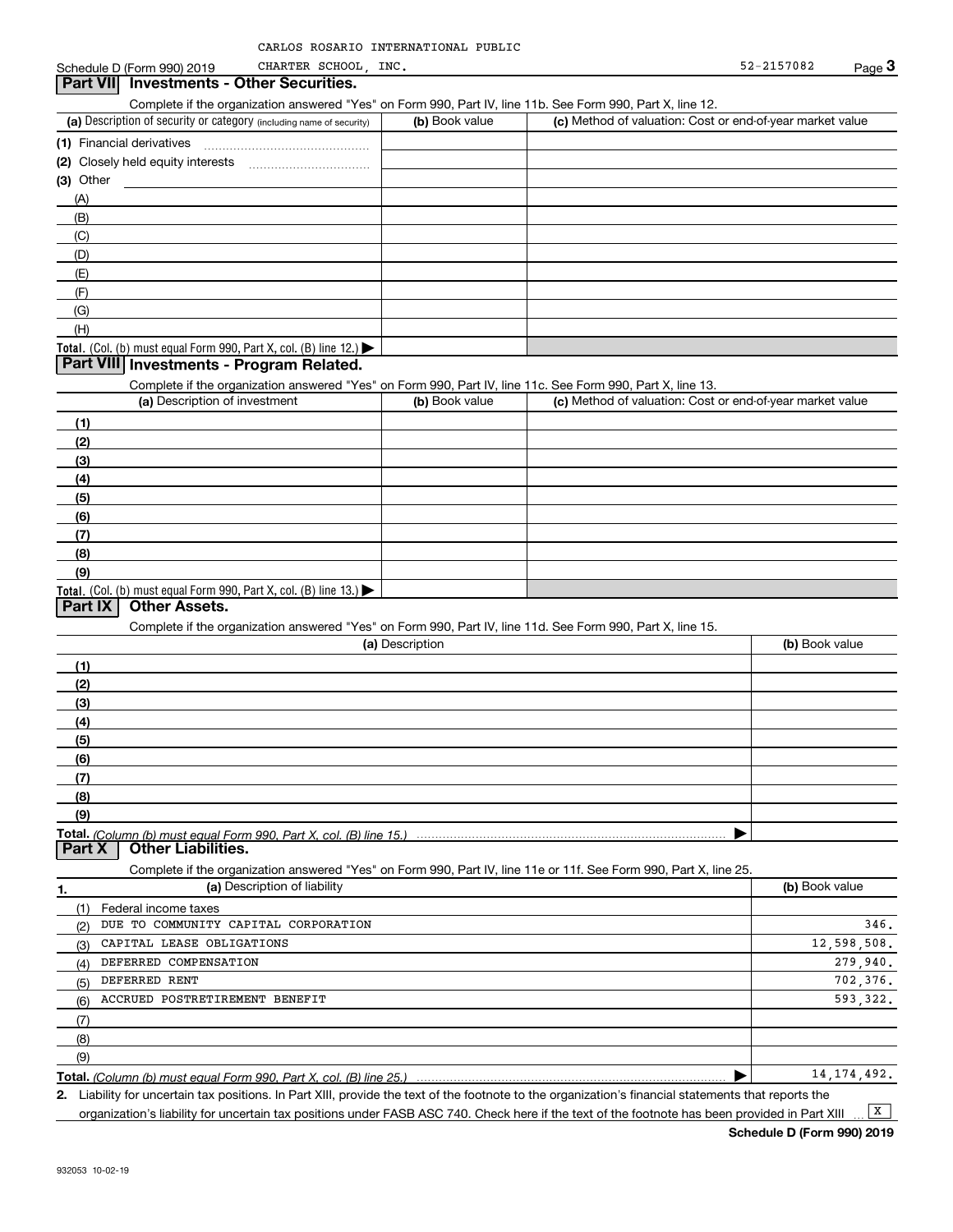CARLOS ROSARIO INTERNATIONAL PUBLIC

Schedule D (Form 990) 2019 CHARTER SCHOOL, INC. 52-2157082 Page **3**

## Part VII Investments - Other Securities.

Complete if the organization answered "Yes" on Form 990, Part IV, line 11b. See Form 990, Part X, line 12.

| (a) Description of security or category (including name of security) | (b) Book value | (c) Method of valuation: Cost or end-of-year market value |
|---|---|---|
| (1) Financial derivatives | | |
| (2) Closely held equity interests | | |
| (3) Other | | |
| (A) | | |
| (B) | | |
| (C) | | |
| (D) | | |
| (E) | | |
| (F) | | |
| (G) | | |
| (H) | | |
| **Total.** (Col. (b) must equal Form 990, Part X, col. (B) line 12.) ▶ | | |

## Part VIII Investments - Program Related.

Complete if the organization answered "Yes" on Form 990, Part IV, line 11c. See Form 990, Part X, line 13.

| (a) Description of investment | (b) Book value | (c) Method of valuation: Cost or end-of-year market value |
|---|---|---|
| (1) | | |
| (2) | | |
| (3) | | |
| (4) | | |
| (5) | | |
| (6) | | |
| (7) | | |
| (8) | | |
| (9) | | |
| **Total.** (Col. (b) must equal Form 990, Part X, col. (B) line 13.) ▶ | | |

## Part IX Other Assets.

Complete if the organization answered "Yes" on Form 990, Part IV, line 11d. See Form 990, Part X, line 15.

| (a) Description | (b) Book value |
|---|---|
| (1) | |
| (2) | |
| (3) | |
| (4) | |
| (5) | |
| (6) | |
| (7) | |
| (8) | |
| (9) | |
| **Total.** *(Column (b) must equal Form 990, Part X, col. (B) line 15.)* ▶ | |

## Part X Other Liabilities.

Complete if the organization answered "Yes" on Form 990, Part IV, line 11e or 11f. See Form 990, Part X, line 25.

| 1. (a) Description of liability | (b) Book value |
|---|---|
| (1) Federal income taxes | |
| (2) DUE TO COMMUNITY CAPITAL CORPORATION | 346. |
| (3) CAPITAL LEASE OBLIGATIONS | 12,598,508. |
| (4) DEFERRED COMPENSATION | 279,940. |
| (5) DEFERRED RENT | 702,376. |
| (6) ACCRUED POSTRETIREMENT BENEFIT | 593,322. |
| (7) | |
| (8) | |
| (9) | |
| **Total.** *(Column (b) must equal Form 990, Part X, col. (B) line 25.)* ▶ | 14,174,492. |

2. Liability for uncertain tax positions. In Part XIII, provide the text of the footnote to the organization's financial statements that reports the organization's liability for uncertain tax positions under FASB ASC 740. Check here if the text of the footnote has been provided in Part XIII ... [X]

**Schedule D (Form 990) 2019**

932053 10-02-19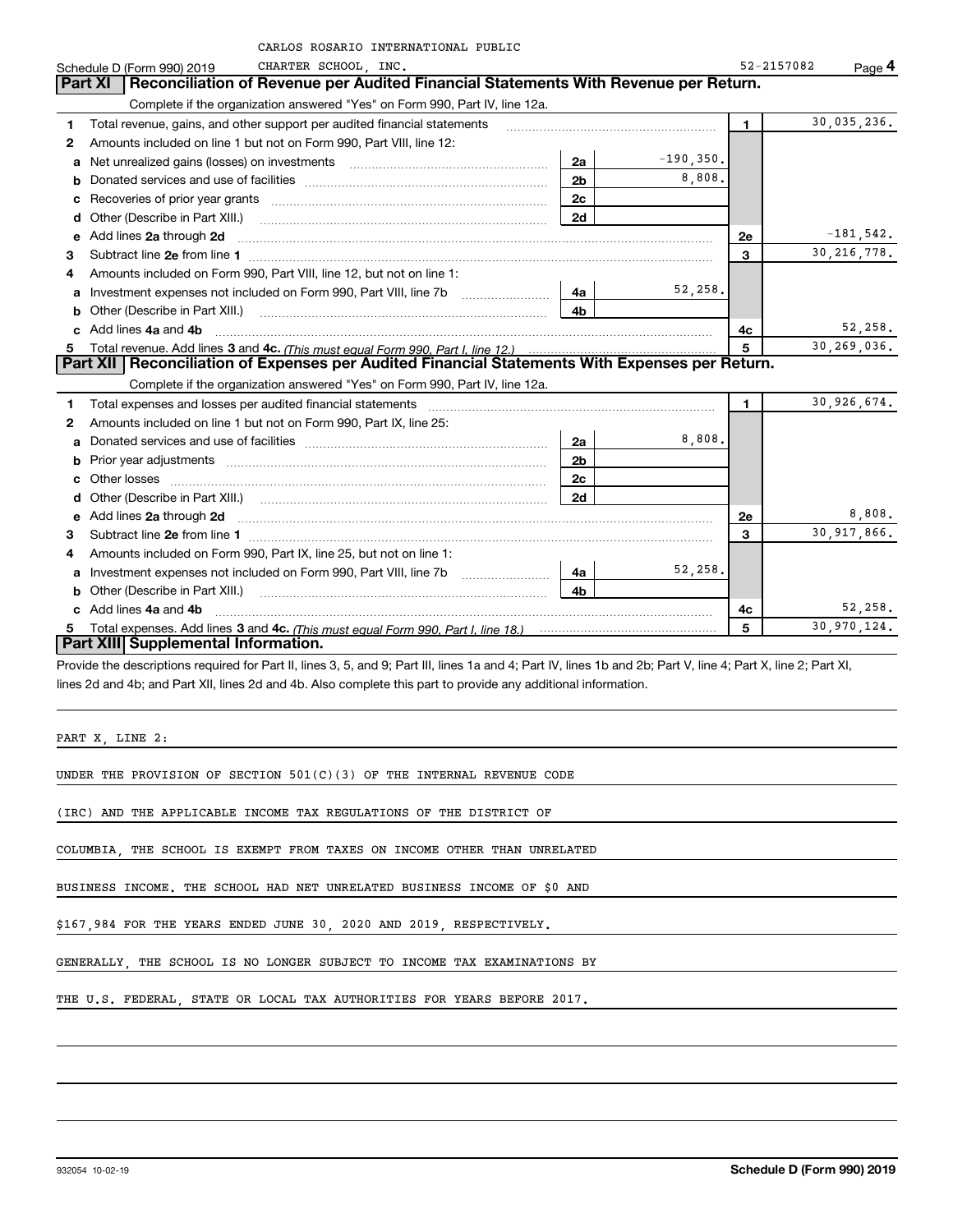CARLOS ROSARIO INTERNATIONAL PUBLIC CHARTER SCHOOL, INC. — Schedule D (Form 990) 2019 — 52-2157082 — Page 4

## Part XI Reconciliation of Revenue per Audited Financial Statements With Revenue per Return.

Complete if the organization answered "Yes" on Form 990, Part IV, line 12a.

| | | | | | |
|---|---|---|---|---|---|
| 1 | Total revenue, gains, and other support per audited financial statements | | | 1 | 30,035,236. |
| 2 | Amounts included on line 1 but not on Form 990, Part VIII, line 12: | | | | |
| a | Net unrealized gains (losses) on investments | 2a | -190,350. | | |
| b | Donated services and use of facilities | 2b | 8,808. | | |
| c | Recoveries of prior year grants | 2c | | | |
| d | Other (Describe in Part XIII.) | 2d | | | |
| e | Add lines 2a through 2d | | | 2e | -181,542. |
| 3 | Subtract line 2e from line 1 | | | 3 | 30,216,778. |
| 4 | Amounts included on Form 990, Part VIII, line 12, but not on line 1: | | | | |
| a | Investment expenses not included on Form 990, Part VIII, line 7b | 4a | 52,258. | | |
| b | Other (Describe in Part XIII.) | 4b | | | |
| c | Add lines 4a and 4b | | | 4c | 52,258. |
| 5 | Total revenue. Add lines 3 and 4c. *(This must equal Form 990, Part I, line 12.)* | | | 5 | 30,269,036. |

## Part XII Reconciliation of Expenses per Audited Financial Statements With Expenses per Return.

Complete if the organization answered "Yes" on Form 990, Part IV, line 12a.

| | | | | | |
|---|---|---|---|---|---|
| 1 | Total expenses and losses per audited financial statements | | | 1 | 30,926,674. |
| 2 | Amounts included on line 1 but not on Form 990, Part IX, line 25: | | | | |
| a | Donated services and use of facilities | 2a | 8,808. | | |
| b | Prior year adjustments | 2b | | | |
| c | Other losses | 2c | | | |
| d | Other (Describe in Part XIII.) | 2d | | | |
| e | Add lines 2a through 2d | | | 2e | 8,808. |
| 3 | Subtract line 2e from line 1 | | | 3 | 30,917,866. |
| 4 | Amounts included on Form 990, Part IX, line 25, but not on line 1: | | | | |
| a | Investment expenses not included on Form 990, Part VIII, line 7b | 4a | 52,258. | | |
| b | Other (Describe in Part XIII.) | 4b | | | |
| c | Add lines 4a and 4b | | | 4c | 52,258. |
| 5 | Total expenses. Add lines 3 and 4c. *(This must equal Form 990, Part I, line 18.)* | | | 5 | 30,970,124. |

## Part XIII Supplemental Information.

Provide the descriptions required for Part II, lines 3, 5, and 9; Part III, lines 1a and 4; Part IV, lines 1b and 2b; Part V, line 4; Part X, line 2; Part XI, lines 2d and 4b; and Part XII, lines 2d and 4b. Also complete this part to provide any additional information.

PART X, LINE 2:

UNDER THE PROVISION OF SECTION 501(C)(3) OF THE INTERNAL REVENUE CODE (IRC) AND THE APPLICABLE INCOME TAX REGULATIONS OF THE DISTRICT OF COLUMBIA, THE SCHOOL IS EXEMPT FROM TAXES ON INCOME OTHER THAN UNRELATED BUSINESS INCOME. THE SCHOOL HAD NET UNRELATED BUSINESS INCOME OF $0 AND $167,984 FOR THE YEARS ENDED JUNE 30, 2020 AND 2019, RESPECTIVELY. GENERALLY, THE SCHOOL IS NO LONGER SUBJECT TO INCOME TAX EXAMINATIONS BY THE U.S. FEDERAL, STATE OR LOCAL TAX AUTHORITIES FOR YEARS BEFORE 2017.

932054 10-02-19 Schedule D (Form 990) 2019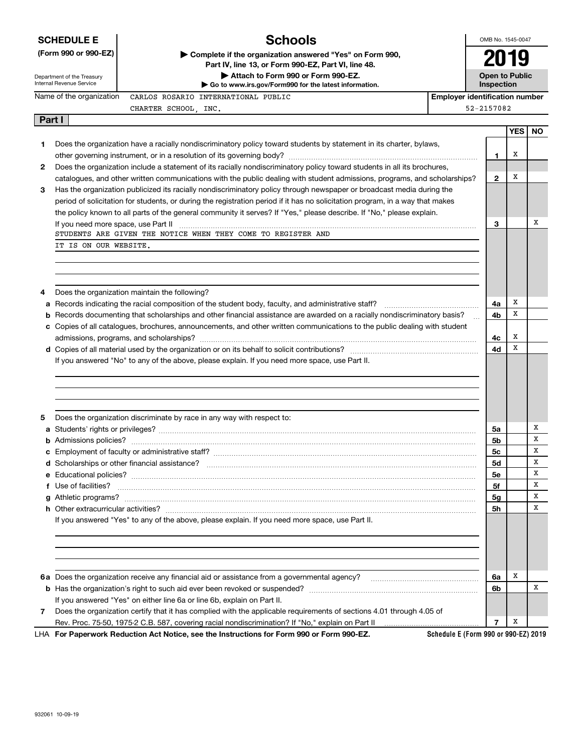# SCHEDULE E (Form 990 or 990-EZ)

Department of the Treasury
Internal Revenue Service

## Schools

▶ Complete if the organization answered "Yes" on Form 990, Part IV, line 13, or Form 990-EZ, Part VI, line 48.
▶ Attach to Form 990 or Form 990-EZ.
▶ Go to www.irs.gov/Form990 for the latest information.

OMB No. 1545-0047

**2019**

**Open to Public Inspection**

Name of the organization: CARLOS ROSARIO INTERNATIONAL PUBLIC CHARTER SCHOOL, INC.

Employer identification number: 52-2157082

### Part I

| | | Line | YES | NO |
|---|---|---|---|---|
| 1 | Does the organization have a racially nondiscriminatory policy toward students by statement in its charter, bylaws, other governing instrument, or in a resolution of its governing body? | 1 | X | |
| 2 | Does the organization include a statement of its racially nondiscriminatory policy toward students in all its brochures, catalogues, and other written communications with the public dealing with student admissions, programs, and scholarships? | 2 | X | |
| 3 | Has the organization publicized its racially nondiscriminatory policy through newspaper or broadcast media during the period of solicitation for students, or during the registration period if it has no solicitation program, in a way that makes the policy known to all parts of the general community it serves? If "Yes," please describe. If "No," please explain. If you need more space, use Part II | 3 | | X |

STUDENTS ARE GIVEN THE NOTICE WHEN THEY COME TO REGISTER AND IT IS ON OUR WEBSITE.

| | | Line | YES | NO |
|---|---|---|---|---|
| 4 | Does the organization maintain the following? | | | |
| a | Records indicating the racial composition of the student body, faculty, and administrative staff? | 4a | X | |
| b | Records documenting that scholarships and other financial assistance are awarded on a racially nondiscriminatory basis? | 4b | X | |
| c | Copies of all catalogues, brochures, announcements, and other written communications to the public dealing with student admissions, programs, and scholarships? | 4c | X | |
| d | Copies of all material used by the organization or on its behalf to solicit contributions? | 4d | X | |

If you answered "No" to any of the above, please explain. If you need more space, use Part II.

| | | Line | YES | NO |
|---|---|---|---|---|
| 5 | Does the organization discriminate by race in any way with respect to: | | | |
| a | Students' rights or privileges? | 5a | | X |
| b | Admissions policies? | 5b | | X |
| c | Employment of faculty or administrative staff? | 5c | | X |
| d | Scholarships or other financial assistance? | 5d | | X |
| e | Educational policies? | 5e | | X |
| f | Use of facilities? | 5f | | X |
| g | Athletic programs? | 5g | | X |
| h | Other extracurricular activities? | 5h | | X |

If you answered "Yes" to any of the above, please explain. If you need more space, use Part II.

| | | Line | YES | NO |
|---|---|---|---|---|
| 6a | Does the organization receive any financial aid or assistance from a governmental agency? | 6a | X | |
| b | Has the organization's right to such aid ever been revoked or suspended? | 6b | | X |
| | If you answered "Yes" on either line 6a or line 6b, explain on Part II. | | | |
| 7 | Does the organization certify that it has complied with the applicable requirements of sections 4.01 through 4.05 of Rev. Proc. 75-50, 1975-2 C.B. 587, covering racial nondiscrimination? If "No," explain on Part II | 7 | X | |

LHA For Paperwork Reduction Act Notice, see the Instructions for Form 990 or Form 990-EZ. Schedule E (Form 990 or 990-EZ) 2019

932061 10-09-19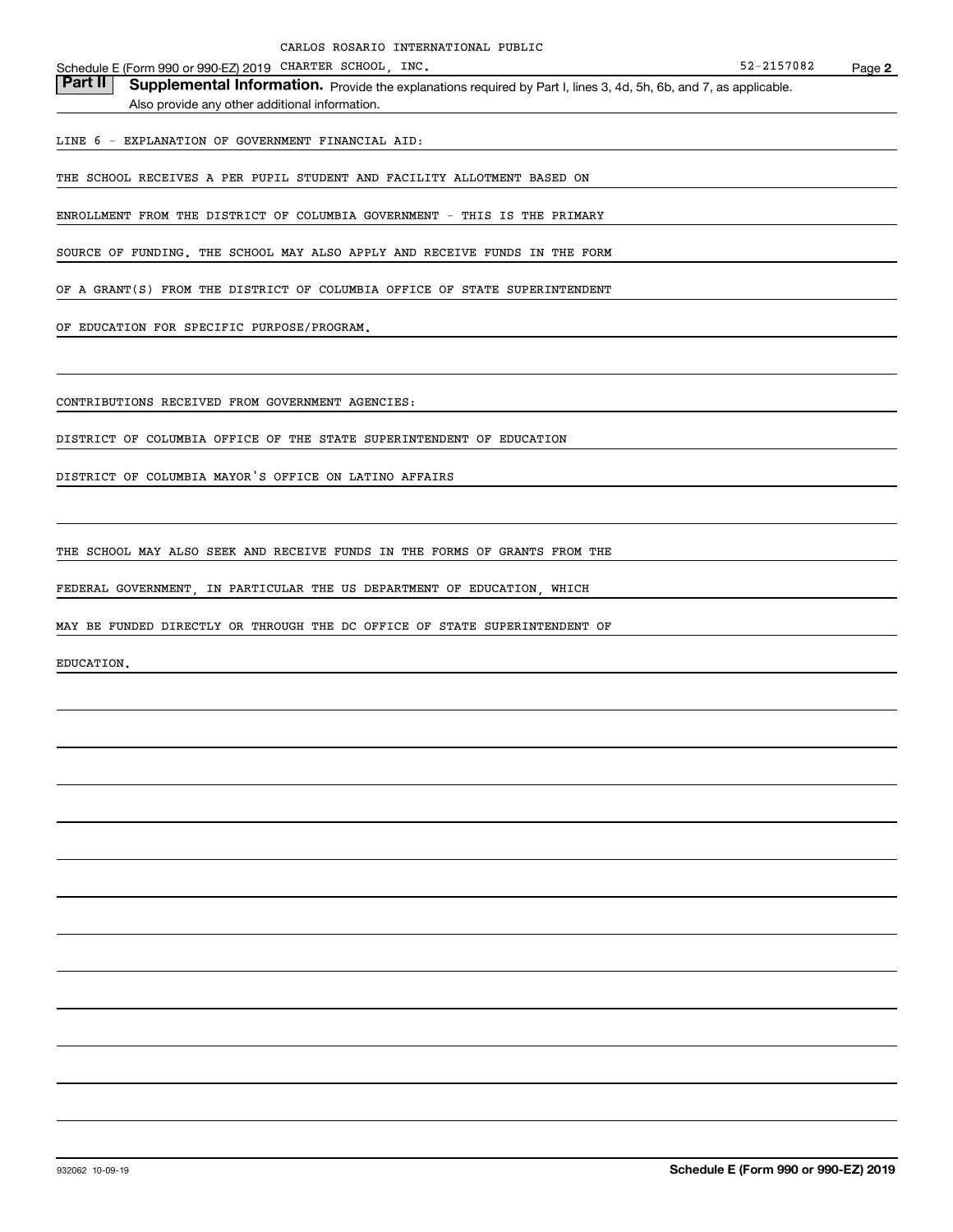CARLOS ROSARIO INTERNATIONAL PUBLIC

Schedule E (Form 990 or 990-EZ) 2019 CHARTER SCHOOL, INC. 52-2157082 Page **2**

**Part II** **Supplemental Information.** Provide the explanations required by Part I, lines 3, 4d, 5h, 6b, and 7, as applicable. Also provide any other additional information.

LINE 6 - EXPLANATION OF GOVERNMENT FINANCIAL AID:

THE SCHOOL RECEIVES A PER PUPIL STUDENT AND FACILITY ALLOTMENT BASED ON ENROLLMENT FROM THE DISTRICT OF COLUMBIA GOVERNMENT - THIS IS THE PRIMARY SOURCE OF FUNDING. THE SCHOOL MAY ALSO APPLY AND RECEIVE FUNDS IN THE FORM OF A GRANT(S) FROM THE DISTRICT OF COLUMBIA OFFICE OF STATE SUPERINTENDENT OF EDUCATION FOR SPECIFIC PURPOSE/PROGRAM.

CONTRIBUTIONS RECEIVED FROM GOVERNMENT AGENCIES:

DISTRICT OF COLUMBIA OFFICE OF THE STATE SUPERINTENDENT OF EDUCATION

DISTRICT OF COLUMBIA MAYOR'S OFFICE ON LATINO AFFAIRS

THE SCHOOL MAY ALSO SEEK AND RECEIVE FUNDS IN THE FORMS OF GRANTS FROM THE FEDERAL GOVERNMENT, IN PARTICULAR THE US DEPARTMENT OF EDUCATION, WHICH MAY BE FUNDED DIRECTLY OR THROUGH THE DC OFFICE OF STATE SUPERINTENDENT OF EDUCATION.

932062 10-09-19 **Schedule E (Form 990 or 990-EZ) 2019**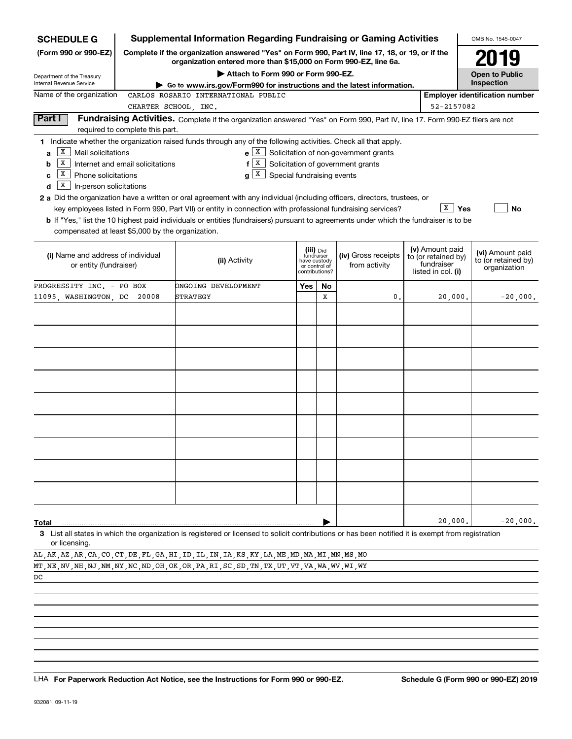**SCHEDULE G (Form 990 or 990-EZ)**

Department of the Treasury
Internal Revenue Service

# Supplemental Information Regarding Fundraising or Gaming Activities

**Complete if the organization answered "Yes" on Form 990, Part IV, line 17, 18, or 19, or if the organization entered more than $15,000 on Form 990-EZ, line 6a.**

▶ Attach to Form 990 or Form 990-EZ.

▶ Go to www.irs.gov/Form990 for instructions and the latest information.

OMB No. 1545-0047

**2019**

**Open to Public Inspection**

Name of the organization: CARLOS ROSARIO INTERNATIONAL PUBLIC CHARTER SCHOOL, INC.

Employer identification number: 52-2157082

## Part I Fundraising Activities.

Complete if the organization answered "Yes" on Form 990, Part IV, line 17. Form 990-EZ filers are not required to complete this part.

**1** Indicate whether the organization raised funds through any of the following activities. Check all that apply.

- **a** [X] Mail solicitations
- **b** [X] Internet and email solicitations
- **c** [X] Phone solicitations
- **d** [X] In-person solicitations
- **e** [X] Solicitation of non-government grants
- **f** [X] Solicitation of government grants
- **g** [X] Special fundraising events

**2 a** Did the organization have a written or oral agreement with any individual (including officers, directors, trustees, or key employees listed in Form 990, Part VII) or entity in connection with professional fundraising services? [X] Yes [ ] No

**b** If "Yes," list the 10 highest paid individuals or entities (fundraisers) pursuant to agreements under which the fundraiser is to be compensated at least $5,000 by the organization.

| (i) Name and address of individual or entity (fundraiser) | (ii) Activity | (iii) Did fundraiser have custody or control of contributions? Yes | No | (iv) Gross receipts from activity | (v) Amount paid to (or retained by) fundraiser listed in col. (i) | (vi) Amount paid to (or retained by) organization |
|---|---|---|---|---|---|---|
| PROGRESSITY INC. - PO BOX 11095, WASHINGTON, DC 20008 | ONGOING DEVELOPMENT STRATEGY | | X | 0. | 20,000. | -20,000. |
| | | | | | | |
| | | | | | | |
| | | | | | | |
| | | | | | | |
| | | | | | | |
| | | | | | | |
| | | | | | | |
| | | | | | | |
| | | | | | | |
| **Total** ▶ | | | | | 20,000. | -20,000. |

**3** List all states in which the organization is registered or licensed to solicit contributions or has been notified it is exempt from registration or licensing.

AL,AK,AZ,AR,CA,CO,CT,DE,FL,GA,HI,ID,IL,IN,IA,KS,KY,LA,ME,MD,MA,MI,MN,MS,MO
MT,NE,NV,NH,NJ,NM,NY,NC,ND,OH,OK,OR,PA,RI,SC,SD,TN,TX,UT,VT,VA,WA,WV,WI,WY
DC

LHA **For Paperwork Reduction Act Notice, see the Instructions for Form 990 or 990-EZ.** **Schedule G (Form 990 or 990-EZ) 2019**

932081 09-11-19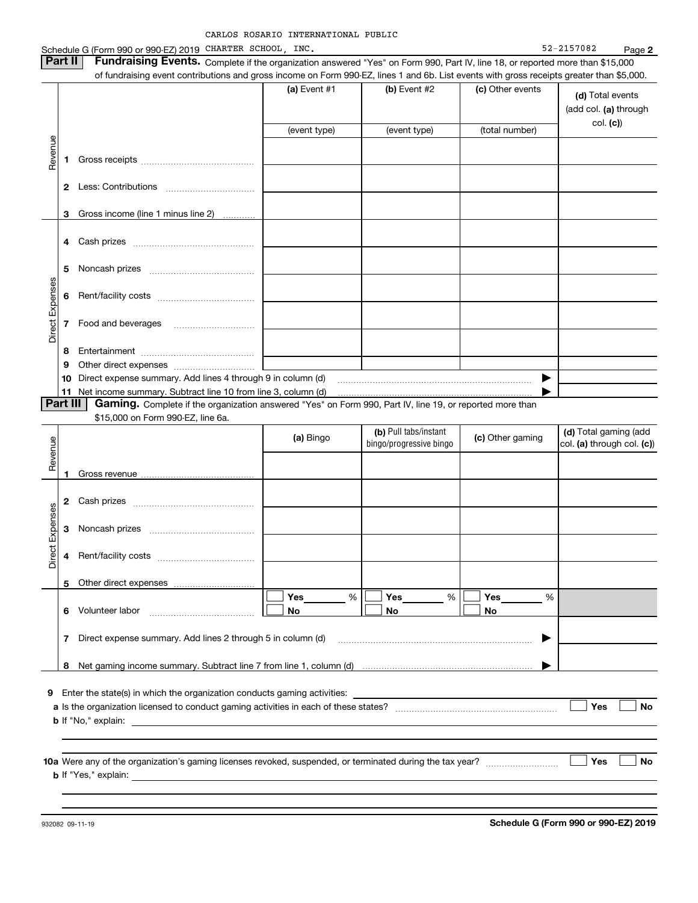CARLOS ROSARIO INTERNATIONAL PUBLIC

Schedule G (Form 990 or 990-EZ) 2019 CHARTER SCHOOL, INC. 52-2157082 Page 2

## Part II Fundraising Events.

Complete if the organization answered "Yes" on Form 990, Part IV, line 18, or reported more than $15,000 of fundraising event contributions and gross income on Form 990-EZ, lines 1 and 6b. List events with gross receipts greater than $5,000.

| | | (a) Event #1 | (b) Event #2 | (c) Other events | (d) Total events (add col. (a) through col. (c)) |
|---|---|---|---|---|---|
| | | (event type) | (event type) | (total number) | |
| Revenue | 1 Gross receipts | | | | |
| | 2 Less: Contributions | | | | |
| | 3 Gross income (line 1 minus line 2) | | | | |
| Direct Expenses | 4 Cash prizes | | | | |
| | 5 Noncash prizes | | | | |
| | 6 Rent/facility costs | | | | |
| | 7 Food and beverages | | | | |
| | 8 Entertainment | | | | |
| | 9 Other direct expenses | | | | |
| | 10 Direct expense summary. Add lines 4 through 9 in column (d) | | | ▶ | |
| | 11 Net income summary. Subtract line 10 from line 3, column (d) | | | ▶ | |

## Part III Gaming.

Complete if the organization answered "Yes" on Form 990, Part IV, line 19, or reported more than $15,000 on Form 990-EZ, line 6a.

| | | (a) Bingo | (b) Pull tabs/instant bingo/progressive bingo | (c) Other gaming | (d) Total gaming (add col. (a) through col. (c)) |
|---|---|---|---|---|---|
| Revenue | 1 Gross revenue | | | | |
| Direct Expenses | 2 Cash prizes | | | | |
| | 3 Noncash prizes | | | | |
| | 4 Rent/facility costs | | | | |
| | 5 Other direct expenses | | | | |
| | 6 Volunteer labor | ☐ Yes ____ % ☐ No | ☐ Yes ____ % ☐ No | ☐ Yes ____ % ☐ No | |
| | 7 Direct expense summary. Add lines 2 through 5 in column (d) | | | ▶ | |
| | 8 Net gaming income summary. Subtract line 7 from line 1, column (d) | | | ▶ | |

**9** Enter the state(s) in which the organization conducts gaming activities: ____________________

**a** Is the organization licensed to conduct gaming activities in each of these states? ☐ Yes ☐ No

**b** If "No," explain: ____________________

**10a** Were any of the organization's gaming licenses revoked, suspended, or terminated during the tax year? ☐ Yes ☐ No

**b** If "Yes," explain: ____________________

932082 09-11-19 **Schedule G (Form 990 or 990-EZ) 2019**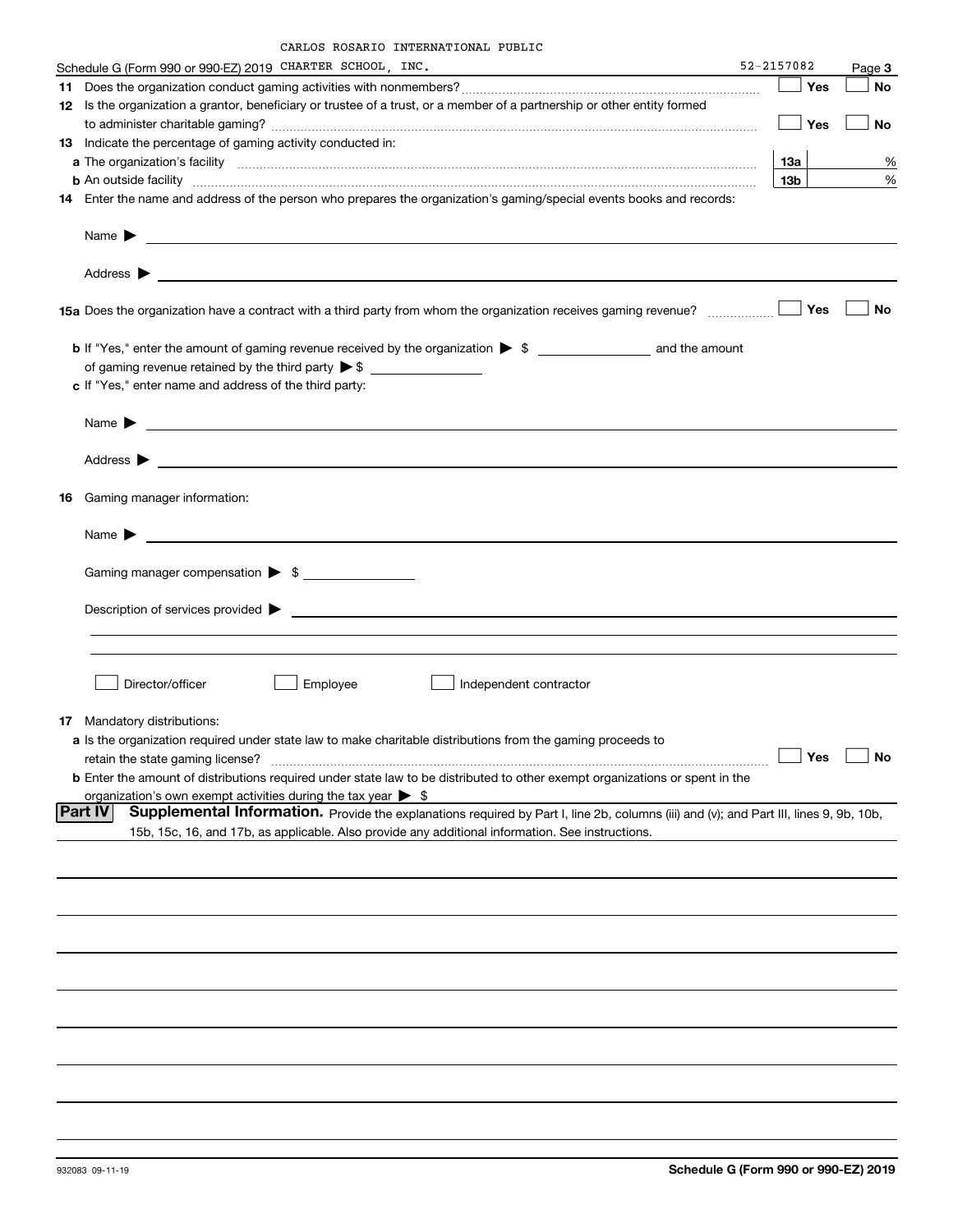Schedule G (Form 990 or 990-EZ) 2019 CARLOS ROSARIO INTERNATIONAL PUBLIC CHARTER SCHOOL, INC. 52-2157082 Page **3**

**11** Does the organization conduct gaming activities with nonmembers? ☐ Yes ☐ No

**12** Is the organization a grantor, beneficiary or trustee of a trust, or a member of a partnership or other entity formed to administer charitable gaming? ☐ Yes ☐ No

**13** Indicate the percentage of gaming activity conducted in:

**a** The organization's facility **13a** %

**b** An outside facility **13b** %

**14** Enter the name and address of the person who prepares the organization's gaming/special events books and records:

Name ▶

Address ▶

**15a** Does the organization have a contract with a third party from whom the organization receives gaming revenue? ☐ Yes ☐ No

**b** If "Yes," enter the amount of gaming revenue received by the organization ▶ $ ______ and the amount of gaming revenue retained by the third party ▶ $ ______

**c** If "Yes," enter name and address of the third party:

Name ▶

Address ▶

**16** Gaming manager information:

Name ▶

Gaming manager compensation ▶ $ ______

Description of services provided ▶

☐ Director/officer ☐ Employee ☐ Independent contractor

**17** Mandatory distributions:

**a** Is the organization required under state law to make charitable distributions from the gaming proceeds to retain the state gaming license? ☐ Yes ☐ No

**b** Enter the amount of distributions required under state law to be distributed to other exempt organizations or spent in the organization's own exempt activities during the tax year ▶ $

**Part IV** **Supplemental Information.** Provide the explanations required by Part I, line 2b, columns (iii) and (v); and Part III, lines 9, 9b, 10b, 15b, 15c, 16, and 17b, as applicable. Also provide any additional information. See instructions.

932083 09-11-19 **Schedule G (Form 990 or 990-EZ) 2019**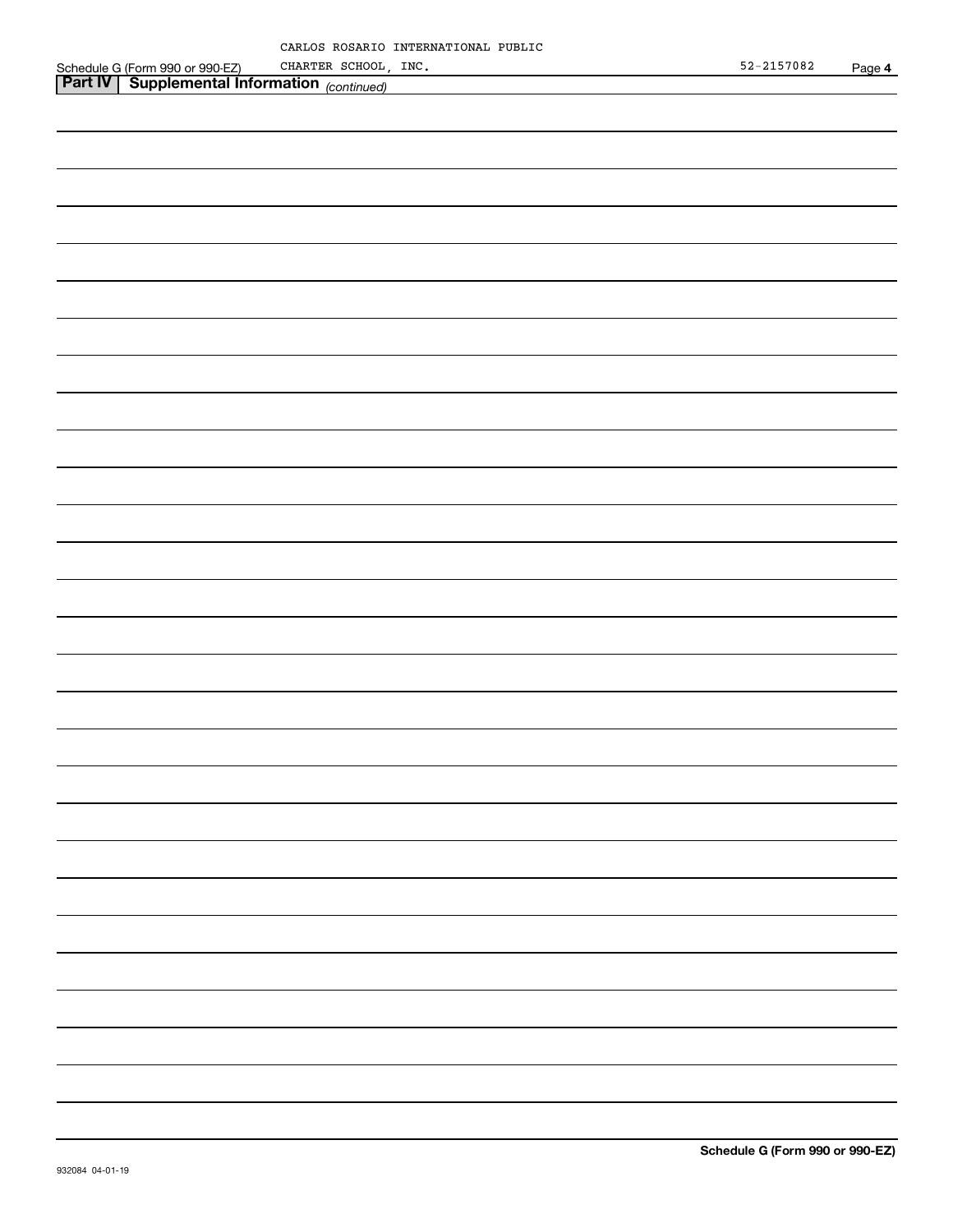CARLOS ROSARIO INTERNATIONAL PUBLIC CHARTER SCHOOL, INC. 52-2157082

**Part IV | Supplemental Information** *(continued)*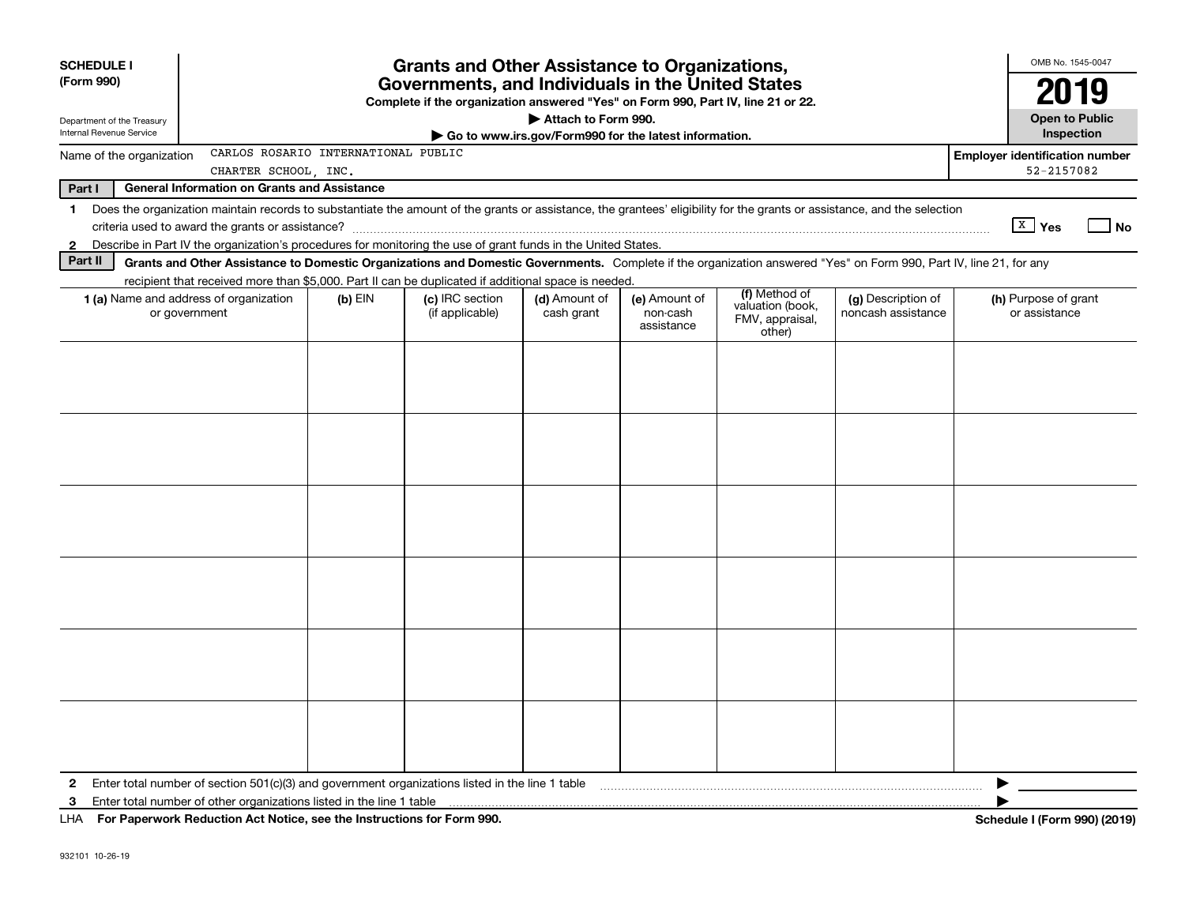**SCHEDULE I**
**(Form 990)**

Department of the Treasury
Internal Revenue Service

# Grants and Other Assistance to Organizations, Governments, and Individuals in the United States

**Complete if the organization answered "Yes" on Form 990, Part IV, line 21 or 22.**
**▶ Attach to Form 990.**
**▶ Go to www.irs.gov/Form990 for the latest information.**

OMB No. 1545-0047

**2019**

**Open to Public Inspection**

Name of the organization: CARLOS ROSARIO INTERNATIONAL PUBLIC CHARTER SCHOOL, INC.

**Employer identification number:** 52-2157082

**Part I — General Information on Grants and Assistance**

1 Does the organization maintain records to substantiate the amount of the grants or assistance, the grantees' eligibility for the grants or assistance, and the selection criteria used to award the grants or assistance? [X] **Yes** [ ] **No**

2 Describe in Part IV the organization's procedures for monitoring the use of grant funds in the United States.

**Part II — Grants and Other Assistance to Domestic Organizations and Domestic Governments.** Complete if the organization answered "Yes" on Form 990, Part IV, line 21, for any recipient that received more than $5,000. Part II can be duplicated if additional space is needed.

| 1 (a) Name and address of organization or government | (b) EIN | (c) IRC section (if applicable) | (d) Amount of cash grant | (e) Amount of non-cash assistance | (f) Method of valuation (book, FMV, appraisal, other) | (g) Description of noncash assistance | (h) Purpose of grant or assistance |
|---|---|---|---|---|---|---|---|
| | | | | | | | |
| | | | | | | | |
| | | | | | | | |
| | | | | | | | |
| | | | | | | | |
| | | | | | | | |

2 Enter total number of section 501(c)(3) and government organizations listed in the line 1 table ▶

3 Enter total number of other organizations listed in the line 1 table ▶

LHA **For Paperwork Reduction Act Notice, see the Instructions for Form 990.** **Schedule I (Form 990) (2019)**

932101 10-26-19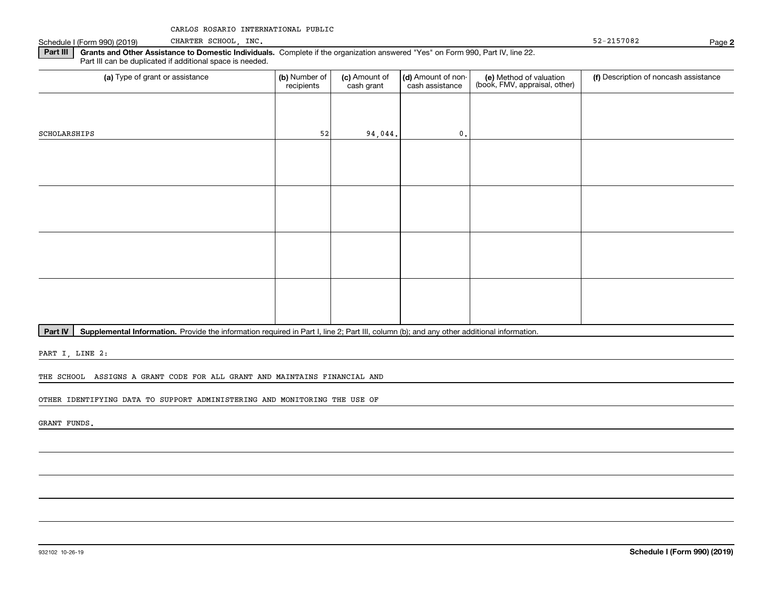CARLOS ROSARIO INTERNATIONAL PUBLIC CHARTER SCHOOL, INC. 52-2157082

Schedule I (Form 990) (2019) Page 2

**Part III** **Grants and Other Assistance to Domestic Individuals.** Complete if the organization answered "Yes" on Form 990, Part IV, line 22. Part III can be duplicated if additional space is needed.

| (a) Type of grant or assistance | (b) Number of recipients | (c) Amount of cash grant | (d) Amount of non-cash assistance | (e) Method of valuation (book, FMV, appraisal, other) | (f) Description of noncash assistance |
|---|---|---|---|---|---|
| SCHOLARSHIPS | 52 | 94,044. | 0. | | |
| | | | | | |
| | | | | | |
| | | | | | |
| | | | | | |

**Part IV** **Supplemental Information.** Provide the information required in Part I, line 2; Part III, column (b); and any other additional information.

PART I, LINE 2:

THE SCHOOL ASSIGNS A GRANT CODE FOR ALL GRANT AND MAINTAINS FINANCIAL AND OTHER IDENTIFYING DATA TO SUPPORT ADMINISTERING AND MONITORING THE USE OF GRANT FUNDS.

932102 10-26-19 **Schedule I (Form 990) (2019)**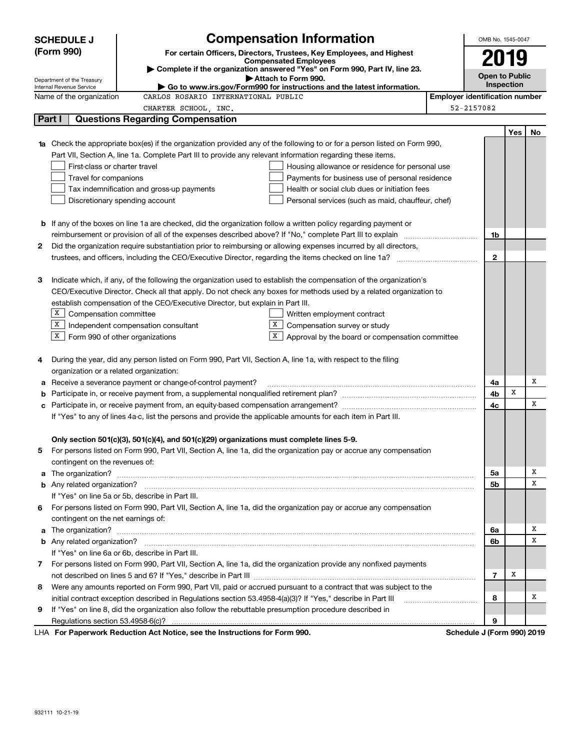# SCHEDULE J (Form 990)

## Compensation Information

**For certain Officers, Directors, Trustees, Key Employees, and Highest Compensated Employees**

▶ Complete if the organization answered "Yes" on Form 990, Part IV, line 23.

▶ Attach to Form 990.

▶ Go to www.irs.gov/Form990 for instructions and the latest information.

Department of the Treasury
Internal Revenue Service

OMB No. 1545-0047

**2019**

**Open to Public Inspection**

Name of the organization: CARLOS ROSARIO INTERNATIONAL PUBLIC CHARTER SCHOOL, INC.

Employer identification number: 52-2157082

## Part I Questions Regarding Compensation

| | | | Yes | No |
|---|---|---|---|---|
| **1a** | Check the appropriate box(es) if the organization provided any of the following to or for a person listed on Form 990, Part VII, Section A, line 1a. Complete Part III to provide any relevant information regarding these items.<br>☐ First-class or charter travel ☐ Housing allowance or residence for personal use<br>☐ Travel for companions ☐ Payments for business use of personal residence<br>☐ Tax indemnification and gross-up payments ☐ Health or social club dues or initiation fees<br>☐ Discretionary spending account ☐ Personal services (such as maid, chauffeur, chef) | | | |
| **b** | If any of the boxes on line 1a are checked, did the organization follow a written policy regarding payment or reimbursement or provision of all of the expenses described above? If "No," complete Part III to explain | 1b | | |
| **2** | Did the organization require substantiation prior to reimbursing or allowing expenses incurred by all directors, trustees, and officers, including the CEO/Executive Director, regarding the items checked on line 1a? | 2 | | |
| **3** | Indicate which, if any, of the following the organization used to establish the compensation of the organization's CEO/Executive Director. Check all that apply. Do not check any boxes for methods used by a related organization to establish compensation of the CEO/Executive Director, but explain in Part III.<br>☒ Compensation committee ☐ Written employment contract<br>☒ Independent compensation consultant ☒ Compensation survey or study<br>☒ Form 990 of other organizations ☒ Approval by the board or compensation committee | | | |
| **4** | During the year, did any person listed on Form 990, Part VII, Section A, line 1a, with respect to the filing organization or a related organization: | | | |
| **a** | Receive a severance payment or change-of-control payment? | 4a | | X |
| **b** | Participate in, or receive payment from, a supplemental nonqualified retirement plan? | 4b | X | |
| **c** | Participate in, or receive payment from, an equity-based compensation arrangement? | 4c | | X |
| | If "Yes" to any of lines 4a-c, list the persons and provide the applicable amounts for each item in Part III. | | | |
| | **Only section 501(c)(3), 501(c)(4), and 501(c)(29) organizations must complete lines 5-9.** | | | |
| **5** | For persons listed on Form 990, Part VII, Section A, line 1a, did the organization pay or accrue any compensation contingent on the revenues of: | | | |
| **a** | The organization? | 5a | | X |
| **b** | Any related organization? | 5b | | X |
| | If "Yes" on line 5a or 5b, describe in Part III. | | | |
| **6** | For persons listed on Form 990, Part VII, Section A, line 1a, did the organization pay or accrue any compensation contingent on the net earnings of: | | | |
| **a** | The organization? | 6a | | X |
| **b** | Any related organization? | 6b | | X |
| | If "Yes" on line 6a or 6b, describe in Part III. | | | |
| **7** | For persons listed on Form 990, Part VII, Section A, line 1a, did the organization provide any nonfixed payments not described on lines 5 and 6? If "Yes," describe in Part III | 7 | X | |
| **8** | Were any amounts reported on Form 990, Part VII, paid or accrued pursuant to a contract that was subject to the initial contract exception described in Regulations section 53.4958-4(a)(3)? If "Yes," describe in Part III | 8 | | X |
| **9** | If "Yes" on line 8, did the organization also follow the rebuttable presumption procedure described in Regulations section 53.4958-6(c)? | 9 | | |

LHA **For Paperwork Reduction Act Notice, see the Instructions for Form 990.** **Schedule J (Form 990) 2019**

932111 10-21-19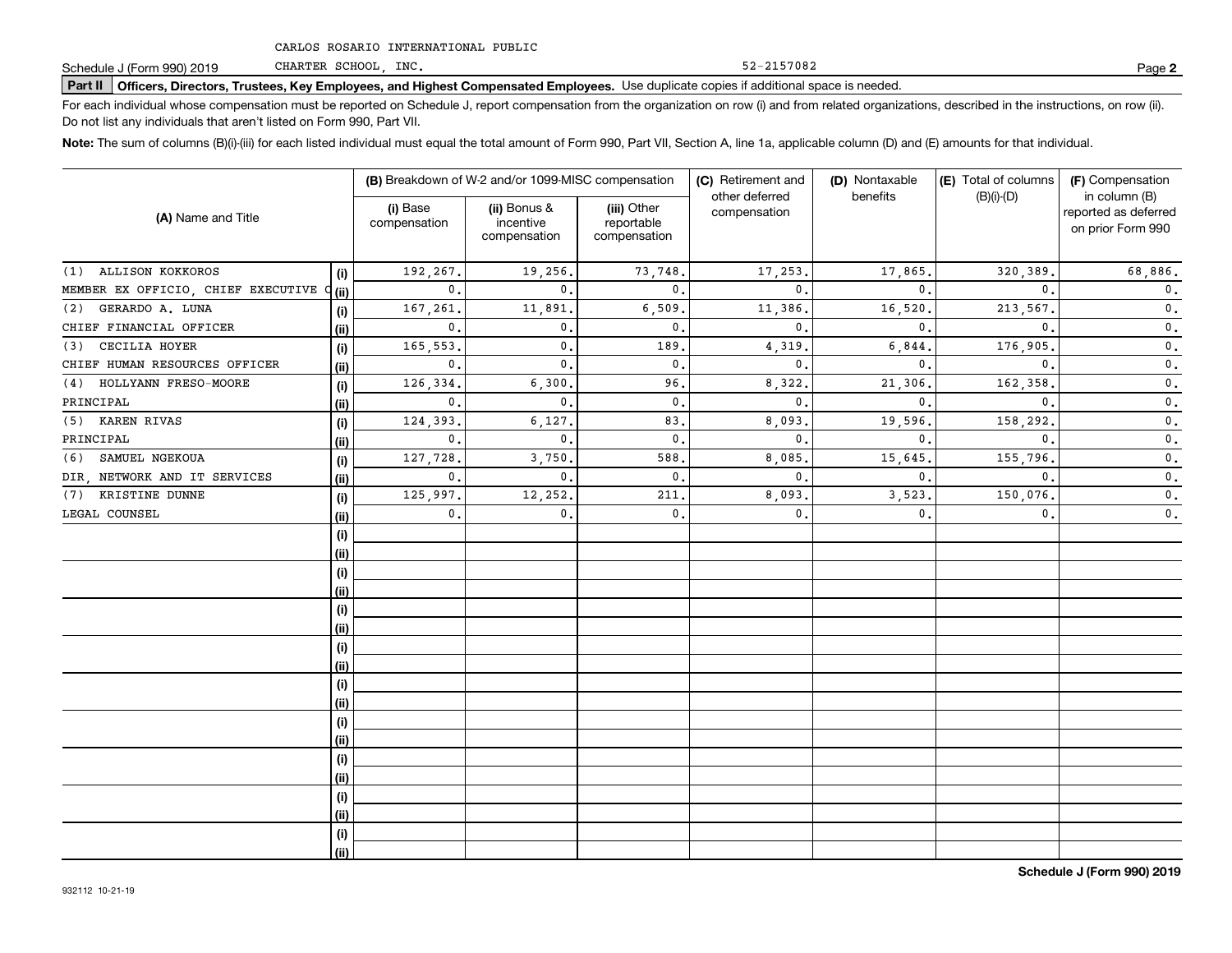CARLOS ROSARIO INTERNATIONAL PUBLIC CHARTER SCHOOL, INC. 52-2157082

Schedule J (Form 990) 2019

## Part II Officers, Directors, Trustees, Key Employees, and Highest Compensated Employees. Use duplicate copies if additional space is needed.

For each individual whose compensation must be reported on Schedule J, report compensation from the organization on row (i) and from related organizations, described in the instructions, on row (ii). Do not list any individuals that aren't listed on Form 990, Part VII.

**Note:** The sum of columns (B)(i)-(iii) for each listed individual must equal the total amount of Form 990, Part VII, Section A, line 1a, applicable column (D) and (E) amounts for that individual.

| (A) Name and Title | | (B) Breakdown of W-2 and/or 1099-MISC compensation | | | (C) Retirement and other deferred compensation | (D) Nontaxable benefits | (E) Total of columns (B)(i)-(D) | (F) Compensation in column (B) reported as deferred on prior Form 990 |
|---|---|---|---|---|---|---|---|---|
| | | (i) Base compensation | (ii) Bonus & incentive compensation | (iii) Other reportable compensation | | | | |
| (1) ALLISON KOKKOROS | (i) | 192,267. | 19,256. | 73,748. | 17,253. | 17,865. | 320,389. | 68,886. |
| MEMBER EX OFFICIO, CHIEF EXECUTIVE O | (ii) | 0. | 0. | 0. | 0. | 0. | 0. | 0. |
| (2) GERARDO A. LUNA | (i) | 167,261. | 11,891. | 6,509. | 11,386. | 16,520. | 213,567. | 0. |
| CHIEF FINANCIAL OFFICER | (ii) | 0. | 0. | 0. | 0. | 0. | 0. | 0. |
| (3) CECILIA HOYER | (i) | 165,553. | 0. | 189. | 4,319. | 6,844. | 176,905. | 0. |
| CHIEF HUMAN RESOURCES OFFICER | (ii) | 0. | 0. | 0. | 0. | 0. | 0. | 0. |
| (4) HOLLYANN FRESO-MOORE | (i) | 126,334. | 6,300. | 96. | 8,322. | 21,306. | 162,358. | 0. |
| PRINCIPAL | (ii) | 0. | 0. | 0. | 0. | 0. | 0. | 0. |
| (5) KAREN RIVAS | (i) | 124,393. | 6,127. | 83. | 8,093. | 19,596. | 158,292. | 0. |
| PRINCIPAL | (ii) | 0. | 0. | 0. | 0. | 0. | 0. | 0. |
| (6) SAMUEL NGEKOUA | (i) | 127,728. | 3,750. | 588. | 8,085. | 15,645. | 155,796. | 0. |
| DIR, NETWORK AND IT SERVICES | (ii) | 0. | 0. | 0. | 0. | 0. | 0. | 0. |
| (7) KRISTINE DUNNE | (i) | 125,997. | 12,252. | 211. | 8,093. | 3,523. | 150,076. | 0. |
| LEGAL COUNSEL | (ii) | 0. | 0. | 0. | 0. | 0. | 0. | 0. |
| | (i) | | | | | | | |
| | (ii) | | | | | | | |
| | (i) | | | | | | | |
| | (ii) | | | | | | | |
| | (i) | | | | | | | |
| | (ii) | | | | | | | |
| | (i) | | | | | | | |
| | (ii) | | | | | | | |
| | (i) | | | | | | | |
| | (ii) | | | | | | | |
| | (i) | | | | | | | |
| | (ii) | | | | | | | |
| | (i) | | | | | | | |
| | (ii) | | | | | | | |
| | (i) | | | | | | | |
| | (ii) | | | | | | | |
| | (i) | | | | | | | |
| | (ii) | | | | | | | |

932112 10-21-19

Schedule J (Form 990) 2019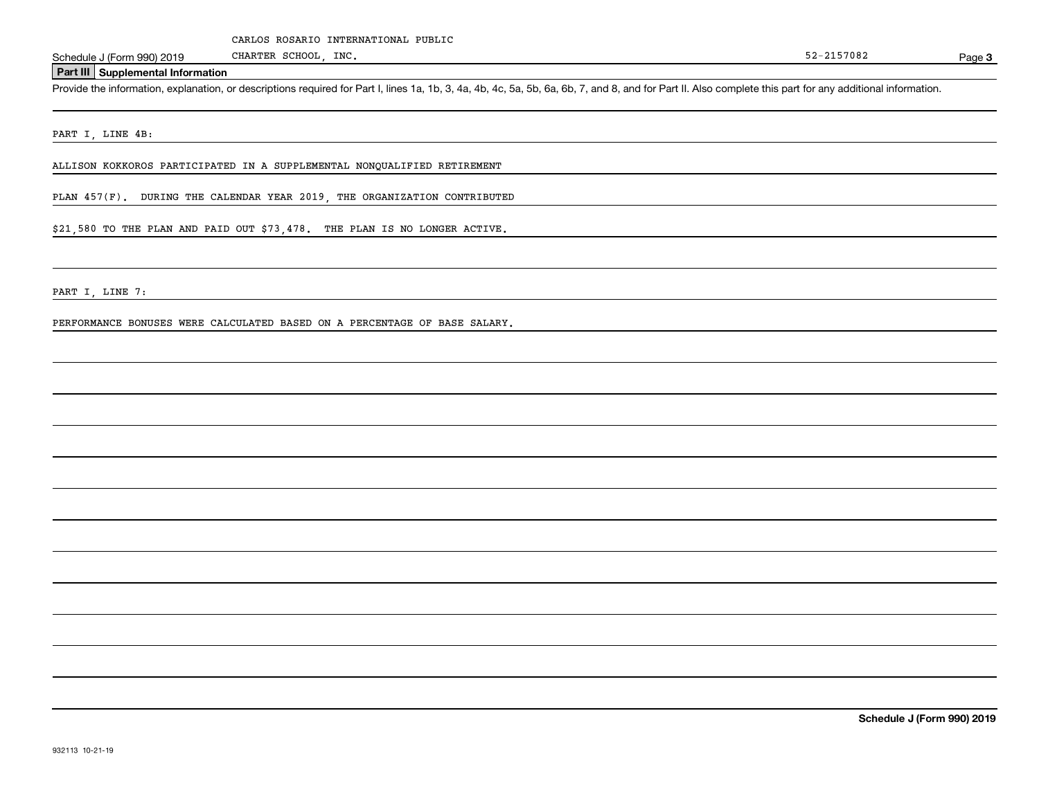CARLOS ROSARIO INTERNATIONAL PUBLIC CHARTER SCHOOL, INC. — 52-2157082

## Part III Supplemental Information

Provide the information, explanation, or descriptions required for Part I, lines 1a, 1b, 3, 4a, 4b, 4c, 5a, 5b, 6a, 6b, 7, and 8, and for Part II. Also complete this part for any additional information.

PART I, LINE 4B:

ALLISON KOKKOROS PARTICIPATED IN A SUPPLEMENTAL NONQUALIFIED RETIREMENT PLAN 457(F). DURING THE CALENDAR YEAR 2019, THE ORGANIZATION CONTRIBUTED $21,580 TO THE PLAN AND PAID OUT $73,478. THE PLAN IS NO LONGER ACTIVE.

PART I, LINE 7:

PERFORMANCE BONUSES WERE CALCULATED BASED ON A PERCENTAGE OF BASE SALARY.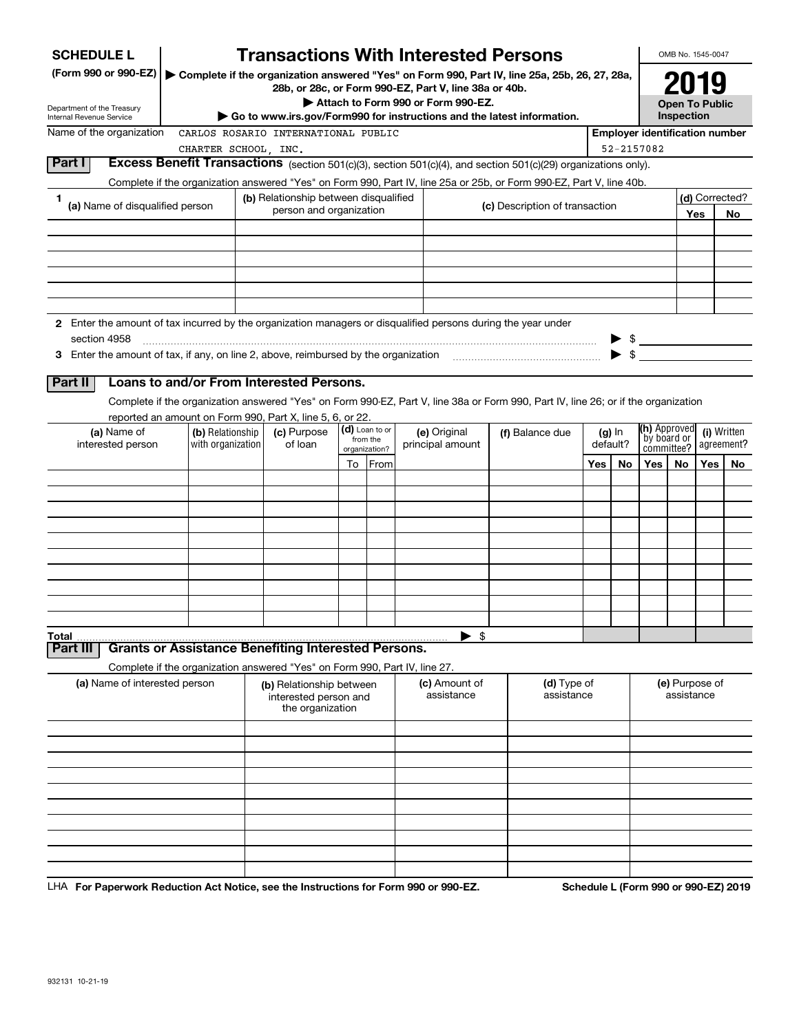**SCHEDULE L**
**(Form 990 or 990-EZ)**

Department of the Treasury
Internal Revenue Service

# Transactions With Interested Persons

▶ Complete if the organization answered "Yes" on Form 990, Part IV, line 25a, 25b, 26, 27, 28a, 28b, or 28c, or Form 990-EZ, Part V, line 38a or 40b.
▶ Attach to Form 990 or Form 990-EZ.
▶ Go to www.irs.gov/Form990 for instructions and the latest information.

OMB No. 1545-0047

**2019**

**Open To Public Inspection**

Name of the organization: CARLOS ROSARIO INTERNATIONAL PUBLIC CHARTER SCHOOL, INC.

Employer identification number: 52-2157082

## Part I Excess Benefit Transactions (section 501(c)(3), section 501(c)(4), and section 501(c)(29) organizations only).

Complete if the organization answered "Yes" on Form 990, Part IV, line 25a or 25b, or Form 990-EZ, Part V, line 40b.

| 1 (a) Name of disqualified person | (b) Relationship between disqualified person and organization | (c) Description of transaction | (d) Corrected? Yes | No |
|---|---|---|---|---|
| | | | | |
| | | | | |
| | | | | |
| | | | | |
| | | | | |
| | | | | |

2 Enter the amount of tax incurred by the organization managers or disqualified persons during the year under section 4958 ▶ $

3 Enter the amount of tax, if any, on line 2, above, reimbursed by the organization ▶ $

## Part II Loans to and/or From Interested Persons.

Complete if the organization answered "Yes" on Form 990-EZ, Part V, line 38a or Form 990, Part IV, line 26; or if the organization reported an amount on Form 990, Part X, line 5, 6, or 22.

| (a) Name of interested person | (b) Relationship with organization | (c) Purpose of loan | (d) Loan to or from the organization? To | From | (e) Original principal amount | (f) Balance due | (g) In default? Yes | No | (h) Approved by board or committee? Yes | No | (i) Written agreement? Yes | No |
|---|---|---|---|---|---|---|---|---|---|---|---|---|
| | | | | | | | | | | | | |
| | | | | | | | | | | | | |
| | | | | | | | | | | | | |
| | | | | | | | | | | | | |
| | | | | | | | | | | | | |
| | | | | | | | | | | | | |
| | | | | | | | | | | | | |
| | | | | | | | | | | | | |
| | | | | | | | | | | | | |
| | | | | | | | | | | | | |
| **Total** | | | | | ▶ $ | | | | | | | |

## Part III Grants or Assistance Benefiting Interested Persons.

Complete if the organization answered "Yes" on Form 990, Part IV, line 27.

| (a) Name of interested person | (b) Relationship between interested person and the organization | (c) Amount of assistance | (d) Type of assistance | (e) Purpose of assistance |
|---|---|---|---|---|
| | | | | |
| | | | | |
| | | | | |
| | | | | |
| | | | | |
| | | | | |
| | | | | |
| | | | | |
| | | | | |
| | | | | |

LHA **For Paperwork Reduction Act Notice, see the Instructions for Form 990 or 990-EZ.** **Schedule L (Form 990 or 990-EZ) 2019**

932131 10-21-19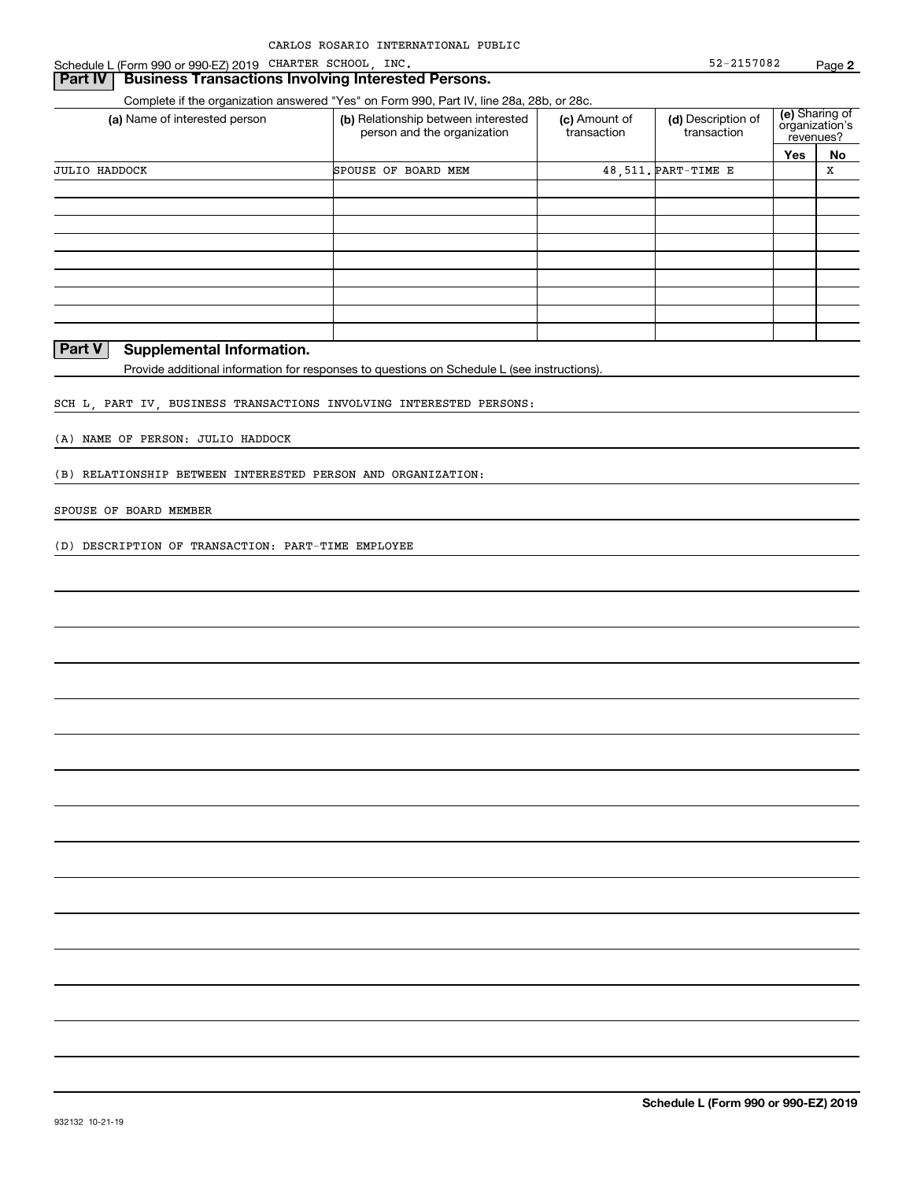CARLOS ROSARIO INTERNATIONAL PUBLIC

Schedule L (Form 990 or 990-EZ) 2019 CHARTER SCHOOL, INC. 52-2157082

## Part IV Business Transactions Involving Interested Persons.

Complete if the organization answered "Yes" on Form 990, Part IV, line 28a, 28b, or 28c.

| (a) Name of interested person | (b) Relationship between interested person and the organization | (c) Amount of transaction | (d) Description of transaction | (e) Sharing of organization's revenues? Yes | No |
|---|---|---|---|---|---|
| JULIO HADDOCK | SPOUSE OF BOARD MEM | 48,511. | PART-TIME E | | X |
| | | | | | |
| | | | | | |
| | | | | | |
| | | | | | |
| | | | | | |
| | | | | | |
| | | | | | |
| | | | | | |
| | | | | | |

## Part V Supplemental Information.

Provide additional information for responses to questions on Schedule L (see instructions).

SCH L, PART IV, BUSINESS TRANSACTIONS INVOLVING INTERESTED PERSONS:

(A) NAME OF PERSON: JULIO HADDOCK

(B) RELATIONSHIP BETWEEN INTERESTED PERSON AND ORGANIZATION:

SPOUSE OF BOARD MEMBER

(D) DESCRIPTION OF TRANSACTION: PART-TIME EMPLOYEE

Schedule L (Form 990 or 990-EZ) 2019

932132 10-21-19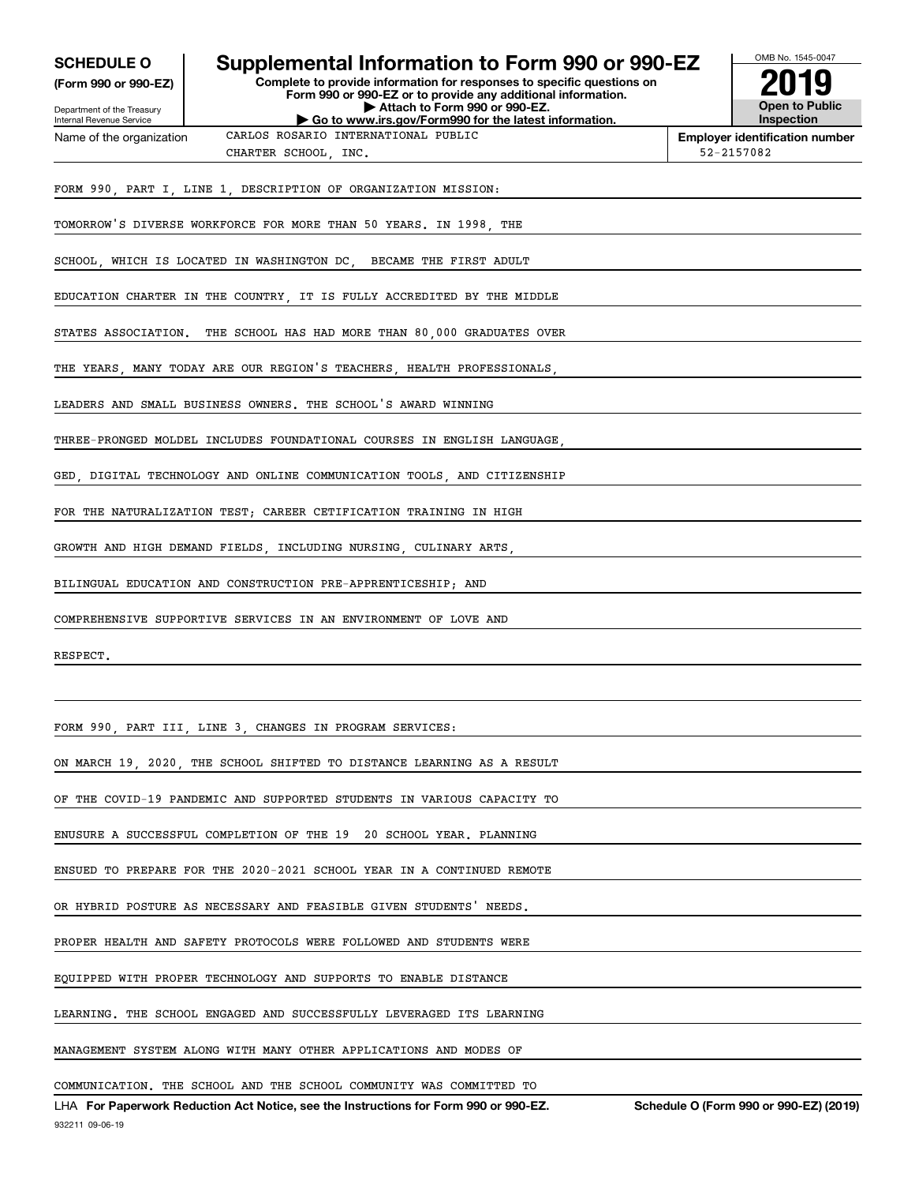**SCHEDULE O**
**(Form 990 or 990-EZ)**

Department of the Treasury
Internal Revenue Service

# Supplemental Information to Form 990 or 990-EZ

**Complete to provide information for responses to specific questions on Form 990 or 990-EZ or to provide any additional information.**
**▶ Attach to Form 990 or 990-EZ.**
**▶ Go to www.irs.gov/Form990 for the latest information.**

OMB No. 1545-0047

**2019**

**Open to Public Inspection**

Name of the organization: CARLOS ROSARIO INTERNATIONAL PUBLIC CHARTER SCHOOL, INC.

**Employer identification number** 52-2157082

FORM 990, PART I, LINE 1, DESCRIPTION OF ORGANIZATION MISSION:

TOMORROW'S DIVERSE WORKFORCE FOR MORE THAN 50 YEARS. IN 1998, THE SCHOOL, WHICH IS LOCATED IN WASHINGTON DC, BECAME THE FIRST ADULT EDUCATION CHARTER IN THE COUNTRY, IT IS FULLY ACCREDITED BY THE MIDDLE STATES ASSOCIATION. THE SCHOOL HAS HAD MORE THAN 80,000 GRADUATES OVER THE YEARS, MANY TODAY ARE OUR REGION'S TEACHERS, HEALTH PROFESSIONALS, LEADERS AND SMALL BUSINESS OWNERS. THE SCHOOL'S AWARD WINNING THREE-PRONGED MOLDEL INCLUDES FOUNDATIONAL COURSES IN ENGLISH LANGUAGE, GED, DIGITAL TECHNOLOGY AND ONLINE COMMUNICATION TOOLS, AND CITIZENSHIP FOR THE NATURALIZATION TEST; CAREER CETIFICATION TRAINING IN HIGH GROWTH AND HIGH DEMAND FIELDS, INCLUDING NURSING, CULINARY ARTS, BILINGUAL EDUCATION AND CONSTRUCTION PRE-APPRENTICESHIP; AND COMPREHENSIVE SUPPORTIVE SERVICES IN AN ENVIRONMENT OF LOVE AND RESPECT.

FORM 990, PART III, LINE 3, CHANGES IN PROGRAM SERVICES:

ON MARCH 19, 2020, THE SCHOOL SHIFTED TO DISTANCE LEARNING AS A RESULT OF THE COVID-19 PANDEMIC AND SUPPORTED STUDENTS IN VARIOUS CAPACITY TO ENUSURE A SUCCESSFUL COMPLETION OF THE 19 20 SCHOOL YEAR. PLANNING ENSUED TO PREPARE FOR THE 2020-2021 SCHOOL YEAR IN A CONTINUED REMOTE OR HYBRID POSTURE AS NECESSARY AND FEASIBLE GIVEN STUDENTS' NEEDS. PROPER HEALTH AND SAFETY PROTOCOLS WERE FOLLOWED AND STUDENTS WERE EQUIPPED WITH PROPER TECHNOLOGY AND SUPPORTS TO ENABLE DISTANCE LEARNING. THE SCHOOL ENGAGED AND SUCCESSFULLY LEVERAGED ITS LEARNING MANAGEMENT SYSTEM ALONG WITH MANY OTHER APPLICATIONS AND MODES OF COMMUNICATION. THE SCHOOL AND THE SCHOOL COMMUNITY WAS COMMITTED TO

LHA **For Paperwork Reduction Act Notice, see the Instructions for Form 990 or 990-EZ.** **Schedule O (Form 990 or 990-EZ) (2019)**

932211 09-06-19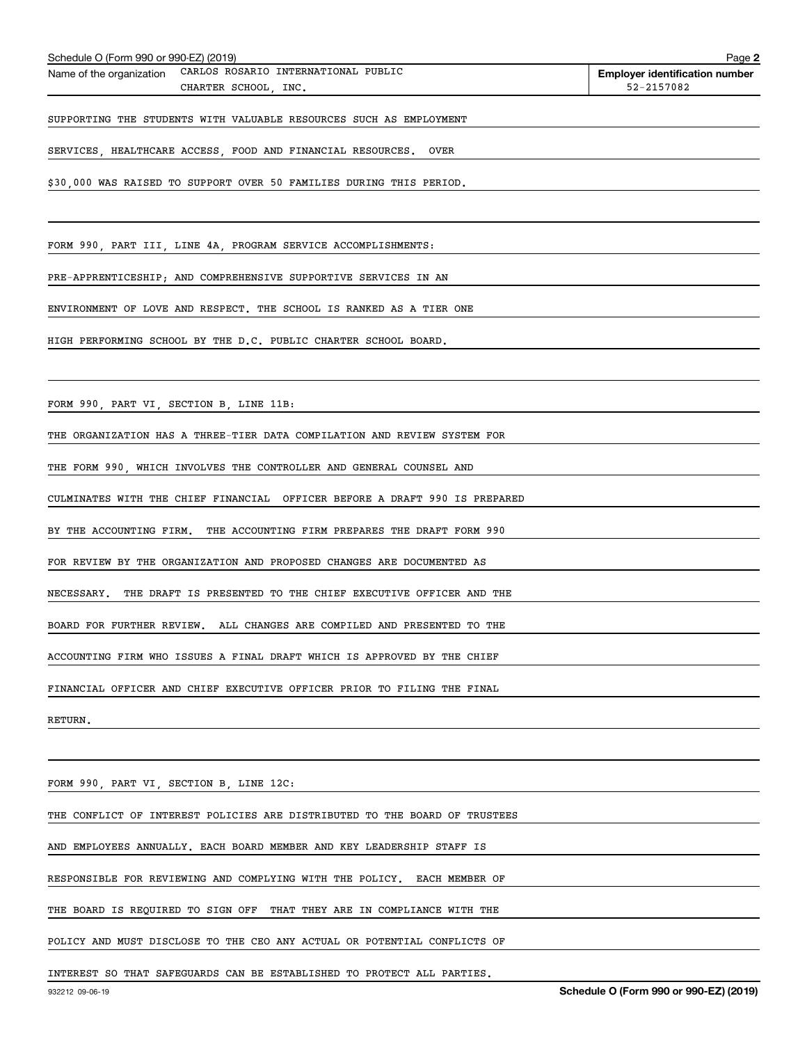Name of the organization CARLOS ROSARIO INTERNATIONAL PUBLIC CHARTER SCHOOL, INC.

**Employer identification number** 52-2157082

SUPPORTING THE STUDENTS WITH VALUABLE RESOURCES SUCH AS EMPLOYMENT SERVICES, HEALTHCARE ACCESS, FOOD AND FINANCIAL RESOURCES. OVER $30,000 WAS RAISED TO SUPPORT OVER 50 FAMILIES DURING THIS PERIOD.

FORM 990, PART III, LINE 4A, PROGRAM SERVICE ACCOMPLISHMENTS:

PRE-APPRENTICESHIP; AND COMPREHENSIVE SUPPORTIVE SERVICES IN AN ENVIRONMENT OF LOVE AND RESPECT. THE SCHOOL IS RANKED AS A TIER ONE HIGH PERFORMING SCHOOL BY THE D.C. PUBLIC CHARTER SCHOOL BOARD.

FORM 990, PART VI, SECTION B, LINE 11B:

THE ORGANIZATION HAS A THREE-TIER DATA COMPILATION AND REVIEW SYSTEM FOR THE FORM 990, WHICH INVOLVES THE CONTROLLER AND GENERAL COUNSEL AND CULMINATES WITH THE CHIEF FINANCIAL OFFICER BEFORE A DRAFT 990 IS PREPARED BY THE ACCOUNTING FIRM. THE ACCOUNTING FIRM PREPARES THE DRAFT FORM 990 FOR REVIEW BY THE ORGANIZATION AND PROPOSED CHANGES ARE DOCUMENTED AS NECESSARY. THE DRAFT IS PRESENTED TO THE CHIEF EXECUTIVE OFFICER AND THE BOARD FOR FURTHER REVIEW. ALL CHANGES ARE COMPILED AND PRESENTED TO THE ACCOUNTING FIRM WHO ISSUES A FINAL DRAFT WHICH IS APPROVED BY THE CHIEF FINANCIAL OFFICER AND CHIEF EXECUTIVE OFFICER PRIOR TO FILING THE FINAL RETURN.

FORM 990, PART VI, SECTION B, LINE 12C:

THE CONFLICT OF INTEREST POLICIES ARE DISTRIBUTED TO THE BOARD OF TRUSTEES AND EMPLOYEES ANNUALLY. EACH BOARD MEMBER AND KEY LEADERSHIP STAFF IS RESPONSIBLE FOR REVIEWING AND COMPLYING WITH THE POLICY. EACH MEMBER OF THE BOARD IS REQUIRED TO SIGN OFF THAT THEY ARE IN COMPLIANCE WITH THE POLICY AND MUST DISCLOSE TO THE CEO ANY ACTUAL OR POTENTIAL CONFLICTS OF INTEREST SO THAT SAFEGUARDS CAN BE ESTABLISHED TO PROTECT ALL PARTIES.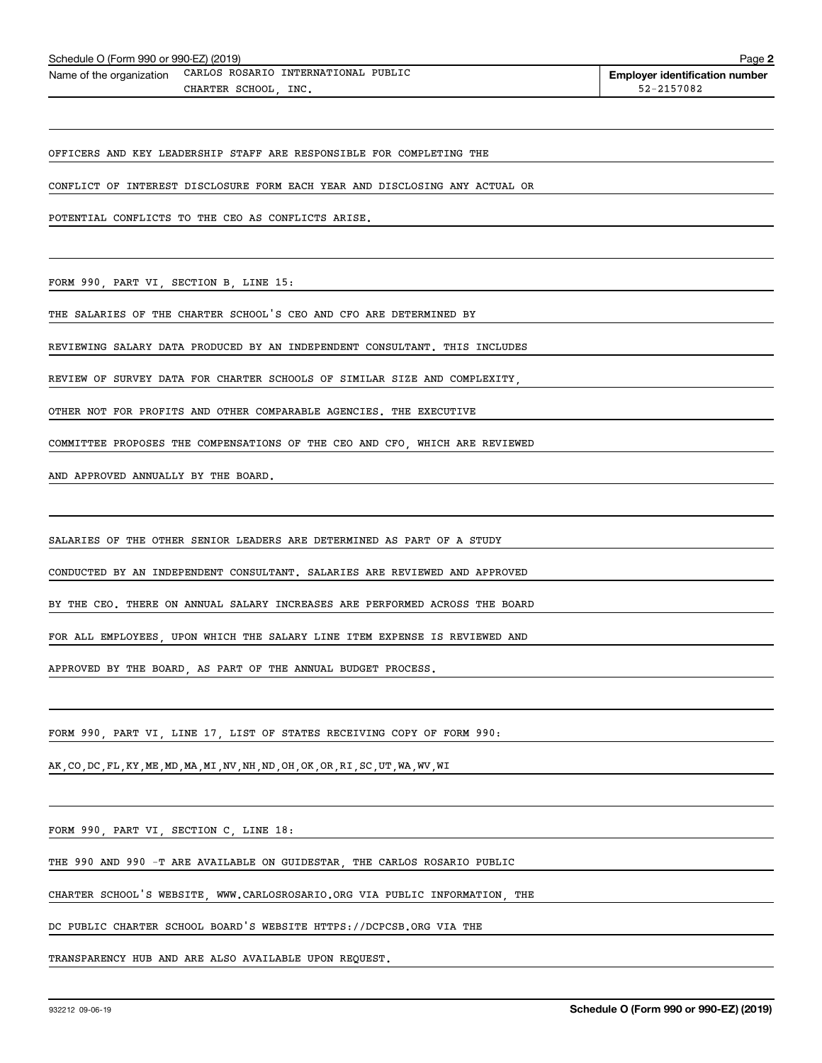Schedule O (Form 990 or 990-EZ) (2019)

Name of the organization: CARLOS ROSARIO INTERNATIONAL PUBLIC CHARTER SCHOOL, INC.

Employer identification number: 52-2157082

OFFICERS AND KEY LEADERSHIP STAFF ARE RESPONSIBLE FOR COMPLETING THE CONFLICT OF INTEREST DISCLOSURE FORM EACH YEAR AND DISCLOSING ANY ACTUAL OR POTENTIAL CONFLICTS TO THE CEO AS CONFLICTS ARISE.

FORM 990, PART VI, SECTION B, LINE 15:

THE SALARIES OF THE CHARTER SCHOOL'S CEO AND CFO ARE DETERMINED BY REVIEWING SALARY DATA PRODUCED BY AN INDEPENDENT CONSULTANT. THIS INCLUDES REVIEW OF SURVEY DATA FOR CHARTER SCHOOLS OF SIMILAR SIZE AND COMPLEXITY, OTHER NOT FOR PROFITS AND OTHER COMPARABLE AGENCIES. THE EXECUTIVE COMMITTEE PROPOSES THE COMPENSATIONS OF THE CEO AND CFO, WHICH ARE REVIEWED AND APPROVED ANNUALLY BY THE BOARD.

SALARIES OF THE OTHER SENIOR LEADERS ARE DETERMINED AS PART OF A STUDY CONDUCTED BY AN INDEPENDENT CONSULTANT. SALARIES ARE REVIEWED AND APPROVED BY THE CEO. THERE ON ANNUAL SALARY INCREASES ARE PERFORMED ACROSS THE BOARD FOR ALL EMPLOYEES, UPON WHICH THE SALARY LINE ITEM EXPENSE IS REVIEWED AND APPROVED BY THE BOARD, AS PART OF THE ANNUAL BUDGET PROCESS.

FORM 990, PART VI, LINE 17, LIST OF STATES RECEIVING COPY OF FORM 990:

AK,CO,DC,FL,KY,ME,MD,MA,MI,NV,NH,ND,OH,OK,OR,RI,SC,UT,WA,WV,WI

FORM 990, PART VI, SECTION C, LINE 18:

THE 990 AND 990 -T ARE AVAILABLE ON GUIDESTAR, THE CARLOS ROSARIO PUBLIC CHARTER SCHOOL'S WEBSITE, WWW.CARLOSROSARIO.ORG VIA PUBLIC INFORMATION, THE DC PUBLIC CHARTER SCHOOL BOARD'S WEBSITE HTTPS://DCPCSB.ORG VIA THE TRANSPARENCY HUB AND ARE ALSO AVAILABLE UPON REQUEST.

932212 09-06-19

Schedule O (Form 990 or 990-EZ) (2019)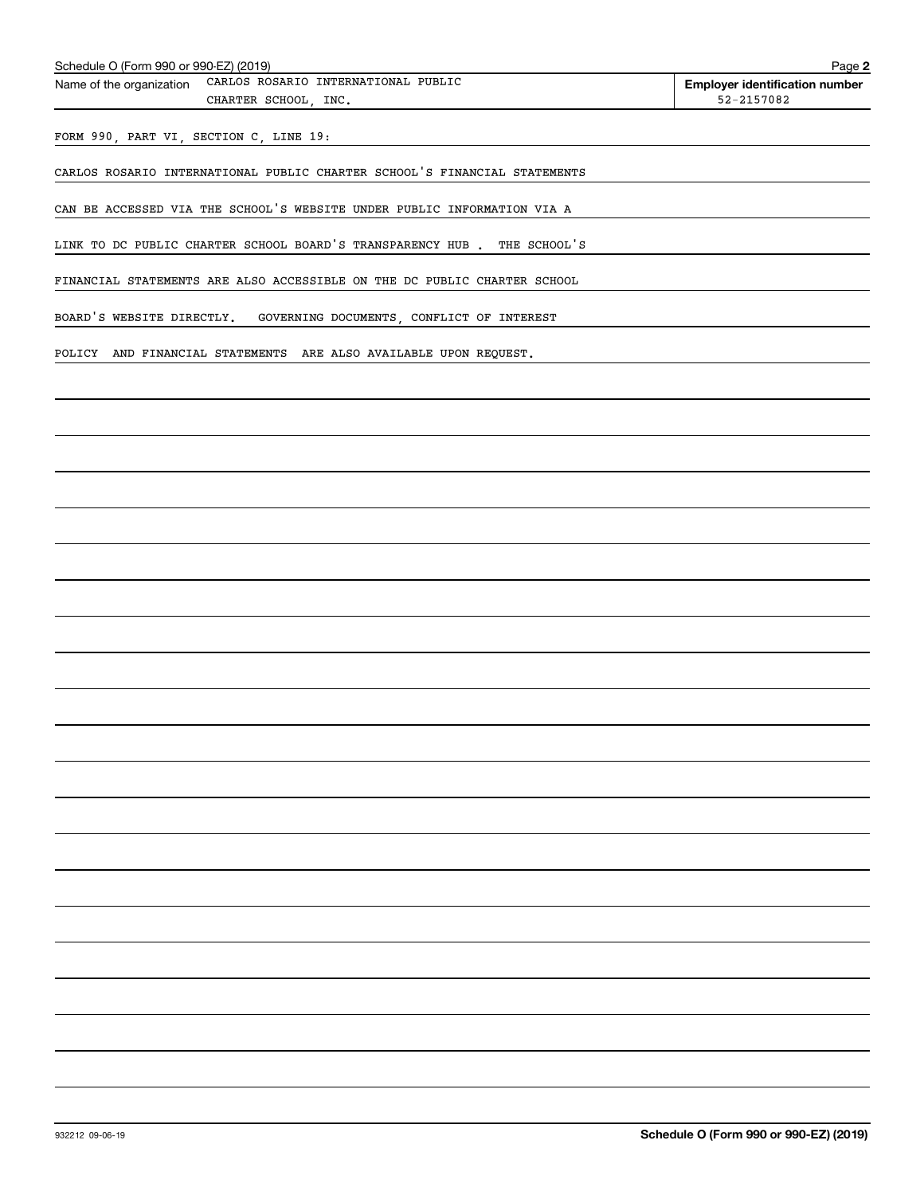Schedule O (Form 990 or 990-EZ) (2019)

Name of the organization: CARLOS ROSARIO INTERNATIONAL PUBLIC CHARTER SCHOOL, INC.

**Employer identification number** 52-2157082

FORM 990, PART VI, SECTION C, LINE 19:

CARLOS ROSARIO INTERNATIONAL PUBLIC CHARTER SCHOOL'S FINANCIAL STATEMENTS CAN BE ACCESSED VIA THE SCHOOL'S WEBSITE UNDER PUBLIC INFORMATION VIA A LINK TO DC PUBLIC CHARTER SCHOOL BOARD'S TRANSPARENCY HUB . THE SCHOOL'S FINANCIAL STATEMENTS ARE ALSO ACCESSIBLE ON THE DC PUBLIC CHARTER SCHOOL BOARD'S WEBSITE DIRECTLY. GOVERNING DOCUMENTS, CONFLICT OF INTEREST POLICY AND FINANCIAL STATEMENTS ARE ALSO AVAILABLE UPON REQUEST.

932212 09-06-19

**Schedule O (Form 990 or 990-EZ) (2019)**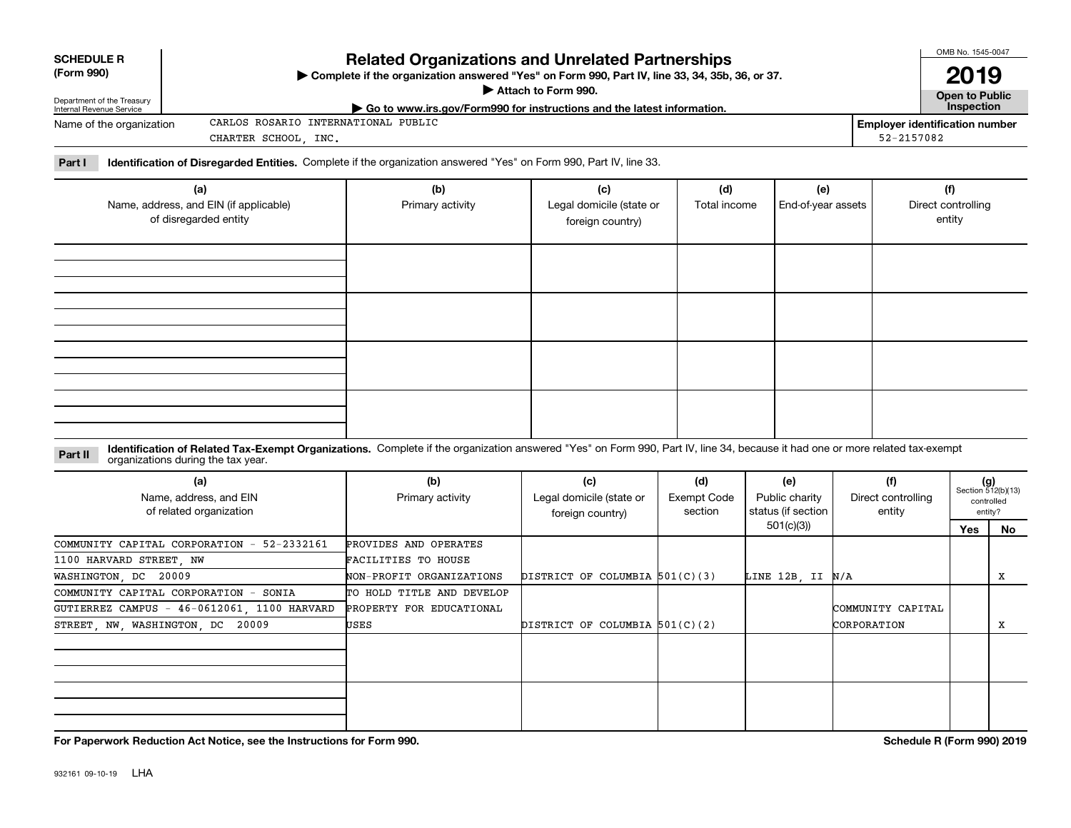**SCHEDULE R (Form 990)**

Department of the Treasury
Internal Revenue Service

# Related Organizations and Unrelated Partnerships

▶ Complete if the organization answered "Yes" on Form 990, Part IV, line 33, 34, 35b, 36, or 37.
▶ Attach to Form 990.
▶ Go to www.irs.gov/Form990 for instructions and the latest information.

OMB No. 1545-0047

**2019**

**Open to Public Inspection**

Name of the organization: CARLOS ROSARIO INTERNATIONAL PUBLIC CHARTER SCHOOL, INC.

Employer identification number: 52-2157082

**Part I** **Identification of Disregarded Entities.** Complete if the organization answered "Yes" on Form 990, Part IV, line 33.

| (a) Name, address, and EIN (if applicable) of disregarded entity | (b) Primary activity | (c) Legal domicile (state or foreign country) | (d) Total income | (e) End-of-year assets | (f) Direct controlling entity |
|---|---|---|---|---|---|
| | | | | | |
| | | | | | |
| | | | | | |
| | | | | | |

**Part II** **Identification of Related Tax-Exempt Organizations.** Complete if the organization answered "Yes" on Form 990, Part IV, line 34, because it had one or more related tax-exempt organizations during the tax year.

| (a) Name, address, and EIN of related organization | (b) Primary activity | (c) Legal domicile (state or foreign country) | (d) Exempt Code section | (e) Public charity status (if section 501(c)(3)) | (f) Direct controlling entity | (g) Section 512(b)(13) controlled entity? Yes | No |
|---|---|---|---|---|---|---|---|
| COMMUNITY CAPITAL CORPORATION - 52-2332161 1100 HARVARD STREET, NW WASHINGTON, DC 20009 | PROVIDES AND OPERATES FACILITIES TO HOUSE NON-PROFIT ORGANIZATIONS | DISTRICT OF COLUMBIA | 501(C)(3) | LINE 12B, II | N/A | | X |
| COMMUNITY CAPITAL CORPORATION - SONIA GUTIERREZ CAMPUS - 46-0612061, 1100 HARVARD STREET, NW, WASHINGTON, DC 20009 | TO HOLD TITLE AND DEVELOP PROPERTY FOR EDUCATIONAL USES | DISTRICT OF COLUMBIA | 501(C)(2) | | COMMUNITY CAPITAL CORPORATION | | X |
| | | | | | | | |
| | | | | | | | |

**For Paperwork Reduction Act Notice, see the Instructions for Form 990.**

**Schedule R (Form 990) 2019**

932161 09-10-19 LHA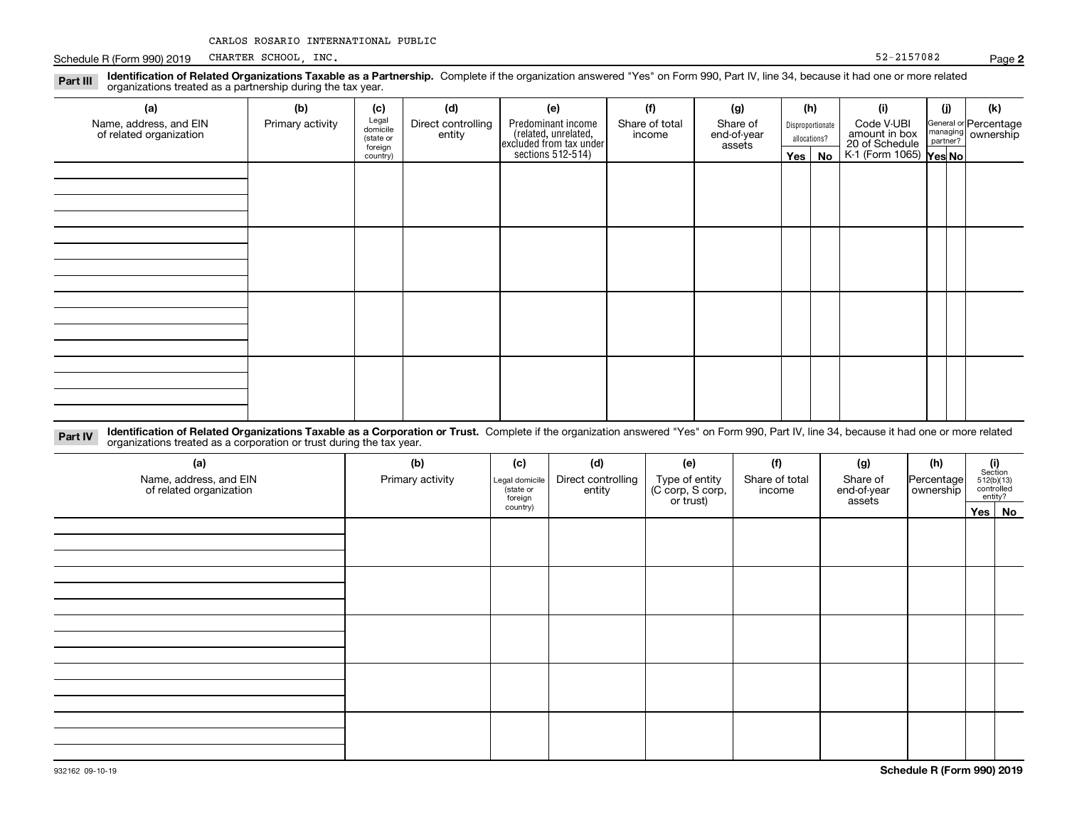CARLOS ROSARIO INTERNATIONAL PUBLIC CHARTER SCHOOL, INC.

52-2157082

**Part III** **Identification of Related Organizations Taxable as a Partnership.** Complete if the organization answered "Yes" on Form 990, Part IV, line 34, because it had one or more related organizations treated as a partnership during the tax year.

| (a) Name, address, and EIN of related organization | (b) Primary activity | (c) Legal domicile (state or foreign country) | (d) Direct controlling entity | (e) Predominant income (related, unrelated, excluded from tax under sections 512-514) | (f) Share of total income | (g) Share of end-of-year assets | (h) Disproportionate allocations? | | (i) Code V-UBI amount in box 20 of Schedule K-1 (Form 1065) | (j) General or managing partner? | | (k) Percentage ownership |
|---|---|---|---|---|---|---|---|---|---|---|---|---|
| | | | | | | | Yes | No | | Yes | No | |
| | | | | | | | | | | | | |
| | | | | | | | | | | | | |
| | | | | | | | | | | | | |
| | | | | | | | | | | | | |

**Part IV** **Identification of Related Organizations Taxable as a Corporation or Trust.** Complete if the organization answered "Yes" on Form 990, Part IV, line 34, because it had one or more related organizations treated as a corporation or trust during the tax year.

| (a) Name, address, and EIN of related organization | (b) Primary activity | (c) Legal domicile (state or foreign country) | (d) Direct controlling entity | (e) Type of entity (C corp, S corp, or trust) | (f) Share of total income | (g) Share of end-of-year assets | (h) Percentage ownership | (i) Section 512(b)(13) controlled entity? | |
|---|---|---|---|---|---|---|---|---|---|
| | | | | | | | | Yes | No |
| | | | | | | | | | |
| | | | | | | | | | |
| | | | | | | | | | |
| | | | | | | | | | |
| | | | | | | | | | |

932162 09-10-19

**Schedule R (Form 990) 2019**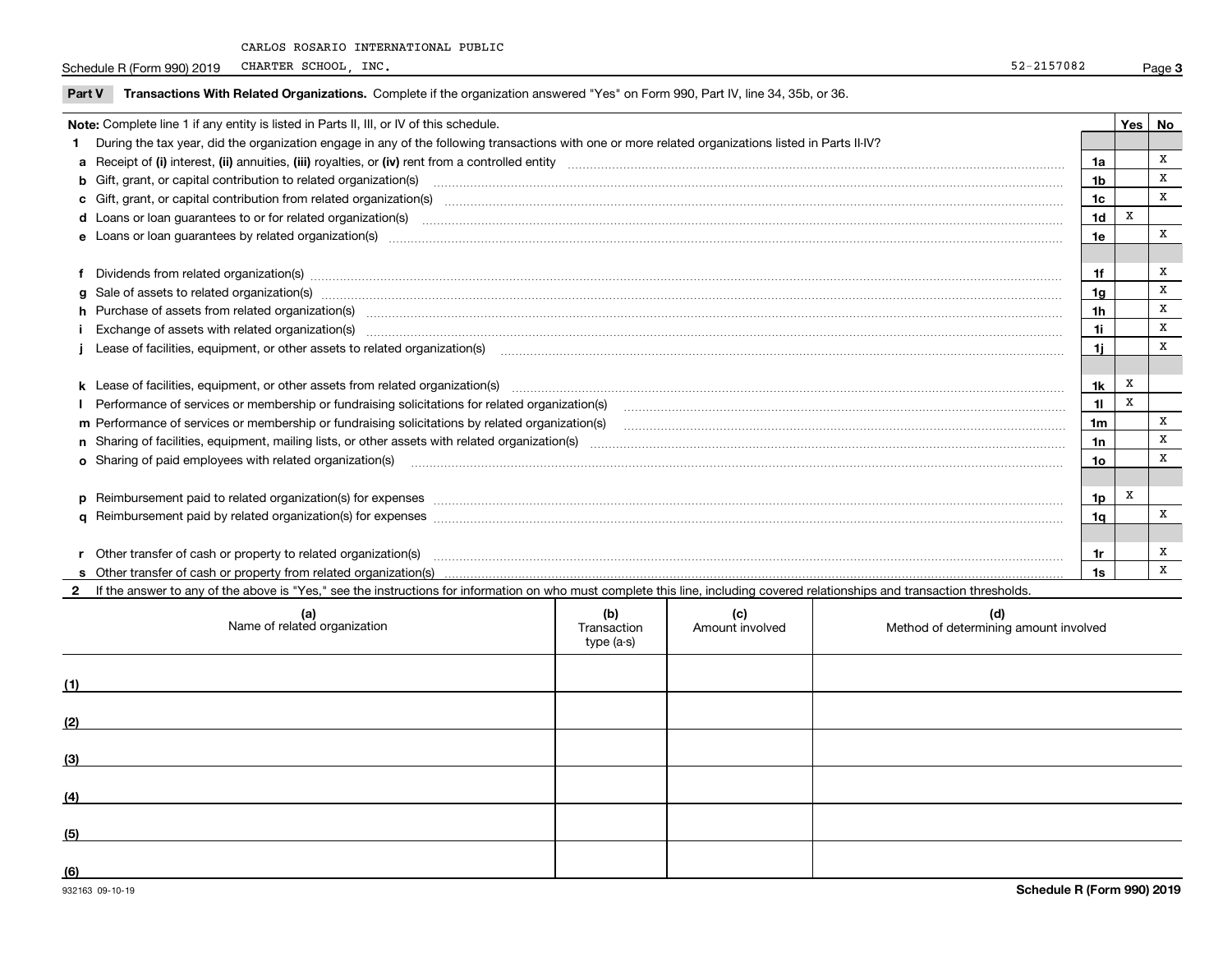CARLOS ROSARIO INTERNATIONAL PUBLIC

Schedule R (Form 990) 2019 CHARTER SCHOOL, INC. 52-2157082

**Part V Transactions With Related Organizations.** Complete if the organization answered "Yes" on Form 990, Part IV, line 34, 35b, or 36.

| Note: Complete line 1 if any entity is listed in Parts II, III, or IV of this schedule. | | Yes | No |
|---|---|---|---|
| **1** During the tax year, did the organization engage in any of the following transactions with one or more related organizations listed in Parts II-IV? | | | |
| **a** Receipt of **(i)** interest, **(ii)** annuities, **(iii)** royalties, or **(iv)** rent from a controlled entity | 1a | | X |
| **b** Gift, grant, or capital contribution to related organization(s) | 1b | | X |
| **c** Gift, grant, or capital contribution from related organization(s) | 1c | | X |
| **d** Loans or loan guarantees to or for related organization(s) | 1d | X | |
| **e** Loans or loan guarantees by related organization(s) | 1e | | X |
| **f** Dividends from related organization(s) | 1f | | X |
| **g** Sale of assets to related organization(s) | 1g | | X |
| **h** Purchase of assets from related organization(s) | 1h | | X |
| **i** Exchange of assets with related organization(s) | 1i | | X |
| **j** Lease of facilities, equipment, or other assets to related organization(s) | 1j | | X |
| **k** Lease of facilities, equipment, or other assets from related organization(s) | 1k | X | |
| **l** Performance of services or membership or fundraising solicitations for related organization(s) | 1l | X | |
| **m** Performance of services or membership or fundraising solicitations by related organization(s) | 1m | | X |
| **n** Sharing of facilities, equipment, mailing lists, or other assets with related organization(s) | 1n | | X |
| **o** Sharing of paid employees with related organization(s) | 1o | | X |
| **p** Reimbursement paid to related organization(s) for expenses | 1p | X | |
| **q** Reimbursement paid by related organization(s) for expenses | 1q | | X |
| **r** Other transfer of cash or property to related organization(s) | 1r | | X |
| **s** Other transfer of cash or property from related organization(s) | 1s | | X |

**2** If the answer to any of the above is "Yes," see the instructions for information on who must complete this line, including covered relationships and transaction thresholds.

| | (a) Name of related organization | (b) Transaction type (a-s) | (c) Amount involved | (d) Method of determining amount involved |
|---|---|---|---|---|
| (1) | | | | |
| (2) | | | | |
| (3) | | | | |
| (4) | | | | |
| (5) | | | | |
| (6) | | | | |

932163 09-10-19 **Schedule R (Form 990) 2019**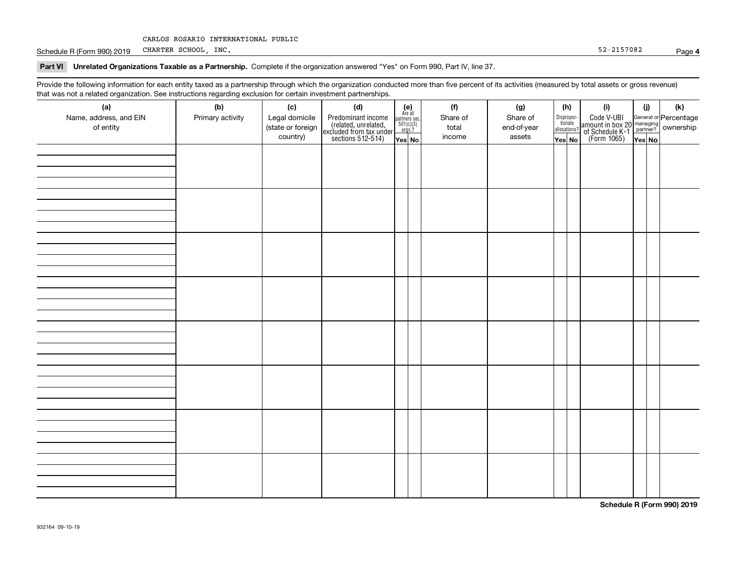CARLOS ROSARIO INTERNATIONAL PUBLIC

Schedule R (Form 990) 2019 CHARTER SCHOOL, INC. 52-2157082

**Part VI Unrelated Organizations Taxable as a Partnership.** Complete if the organization answered "Yes" on Form 990, Part IV, line 37.

Provide the following information for each entity taxed as a partnership through which the organization conducted more than five percent of its activities (measured by total assets or gross revenue) that was not a related organization. See instructions regarding exclusion for certain investment partnerships.

| (a) Name, address, and EIN of entity | (b) Primary activity | (c) Legal domicile (state or foreign country) | (d) Predominant income (related, unrelated, excluded from tax under sections 512-514) | (e) Are all partners sec. 501(c)(3) orgs.? Yes | No | (f) Share of total income | (g) Share of end-of-year assets | (h) Disproportionate allocations? Yes | No | (i) Code V-UBI amount in box 20 of Schedule K-1 (Form 1065) | (j) General or managing partner? Yes | No | (k) Percentage ownership |
|---|---|---|---|---|---|---|---|---|---|---|---|---|---|
| | | | | | | | | | | | | | |
| | | | | | | | | | | | | | |
| | | | | | | | | | | | | | |
| | | | | | | | | | | | | | |
| | | | | | | | | | | | | | |
| | | | | | | | | | | | | | |
| | | | | | | | | | | | | | |
| | | | | | | | | | | | | | |

**Schedule R (Form 990) 2019**

932164 09-10-19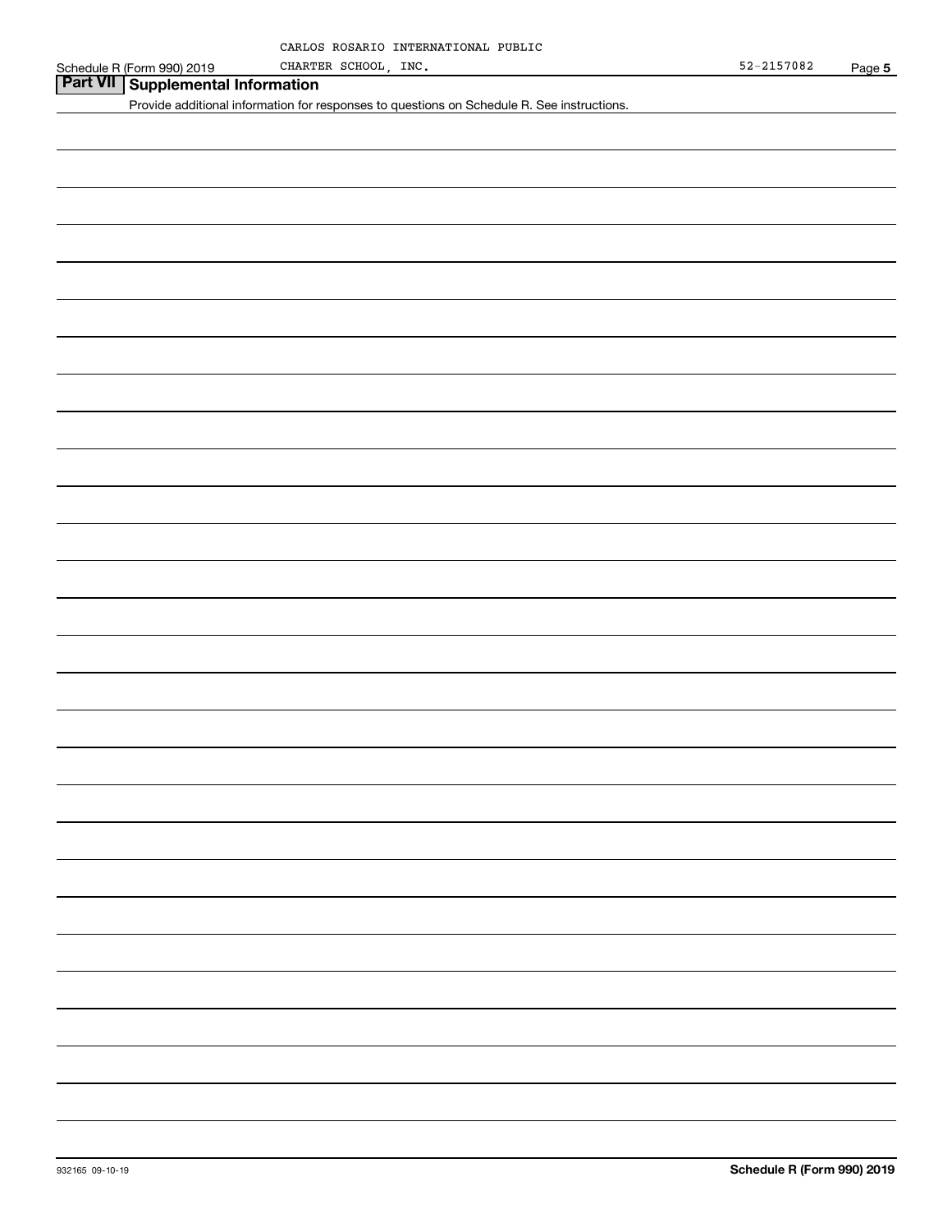CARLOS ROSARIO INTERNATIONAL PUBLIC CHARTER SCHOOL, INC. 52-2157082

## Part VII Supplemental Information

Provide additional information for responses to questions on Schedule R. See instructions.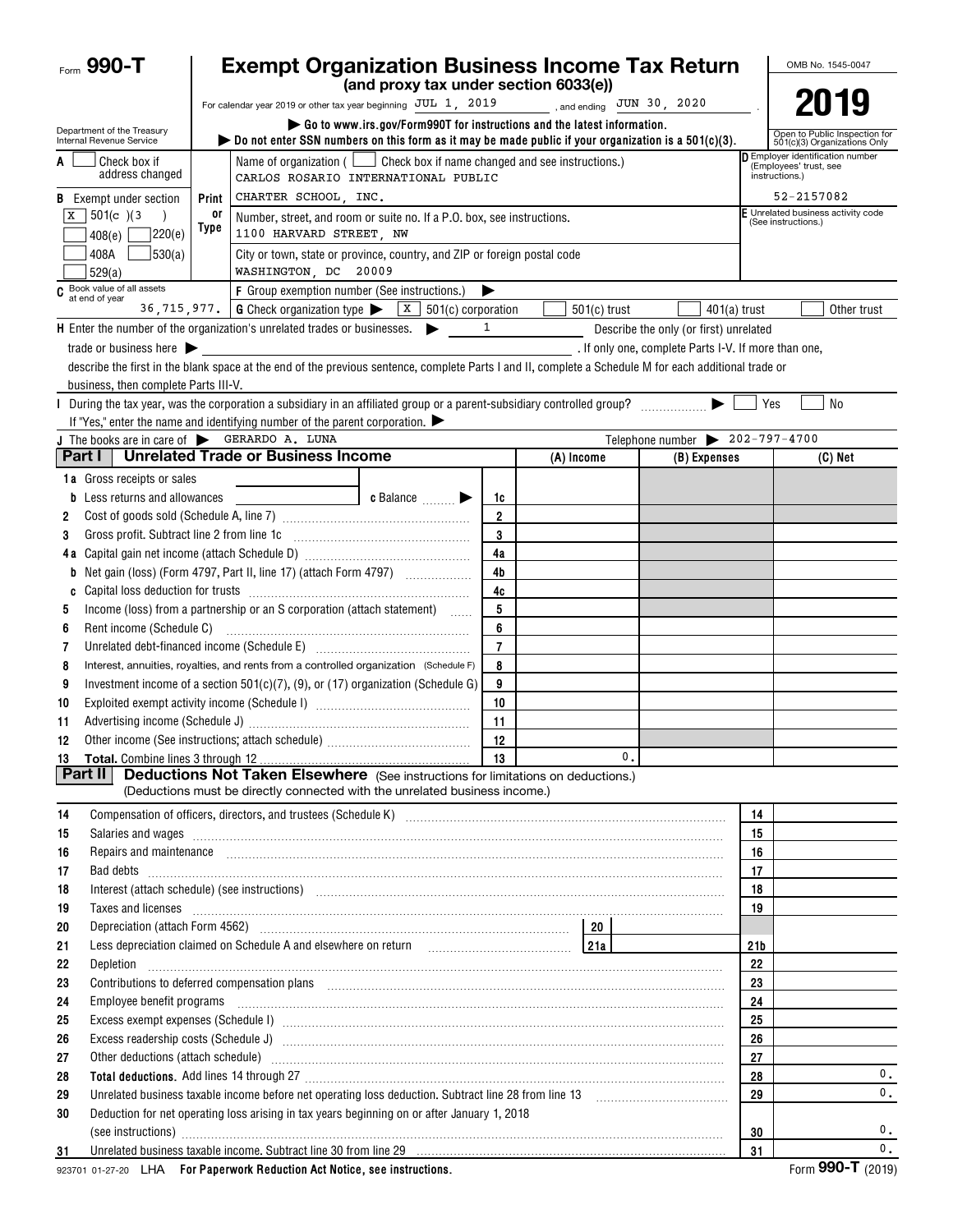Form **990-T**

# Exempt Organization Business Income Tax Return

**(and proxy tax under section 6033(e))**

For calendar year 2019 or other tax year beginning JUL 1, 2019 , and ending JUN 30, 2020 .

OMB No. 1545-0047

**2019**

Department of the Treasury
Internal Revenue Service

▶ Go to www.irs.gov/Form990T for instructions and the latest information.
▶ Do not enter SSN numbers on this form as it may be made public if your organization is a 501(c)(3).

Open to Public Inspection for 501(c)(3) Organizations Only

**A** ☐ Check box if address changed

**B** Exempt under section
☒ 501(c)(3)
☐ 408(e) ☐ 220(e)
☐ 408A ☐ 530(a)
☐ 529(a)

**C** Book value of all assets at end of year: 36,715,977.

Print or Type

Name of organization ( ☐ Check box if name changed and see instructions.)
CARLOS ROSARIO INTERNATIONAL PUBLIC CHARTER SCHOOL, INC.

Number, street, and room or suite no. If a P.O. box, see instructions.
1100 HARVARD STREET, NW

City or town, state or province, country, and ZIP or foreign postal code
WASHINGTON, DC 20009

**D** Employer identification number (Employees' trust, see instructions.)
52-2157082

**E** Unrelated business activity code (See instructions.)

**F** Group exemption number (See instructions.) ▶

**G** Check organization type ▶ ☒ 501(c) corporation ☐ 501(c) trust ☐ 401(a) trust ☐ Other trust

**H** Enter the number of the organization's unrelated trades or businesses. ▶ 1 Describe the only (or first) unrelated trade or business here ▶ . If only one, complete Parts I-V. If more than one, describe the first in the blank space at the end of the previous sentence, complete Parts I and II, complete a Schedule M for each additional trade or business, then complete Parts III-V.

**I** During the tax year, was the corporation a subsidiary in an affiliated group or a parent-subsidiary controlled group? ▶ ☐ Yes ☐ No
If "Yes," enter the name and identifying number of the parent corporation. ▶

**J** The books are in care of ▶ GERARDO A. LUNA Telephone number ▶ 202-797-4700

## Part I Unrelated Trade or Business Income

| | | | (A) Income | (B) Expenses | (C) Net |
|---|---|---|---|---|---|
| 1a | Gross receipts or sales | | | | |
| b | Less returns and allowances &nbsp;&nbsp; c Balance ▶ | 1c | | | |
| 2 | Cost of goods sold (Schedule A, line 7) | 2 | | | |
| 3 | Gross profit. Subtract line 2 from line 1c | 3 | | | |
| 4a | Capital gain net income (attach Schedule D) | 4a | | | |
| b | Net gain (loss) (Form 4797, Part II, line 17) (attach Form 4797) | 4b | | | |
| c | Capital loss deduction for trusts | 4c | | | |
| 5 | Income (loss) from a partnership or an S corporation (attach statement) | 5 | | | |
| 6 | Rent income (Schedule C) | 6 | | | |
| 7 | Unrelated debt-financed income (Schedule E) | 7 | | | |
| 8 | Interest, annuities, royalties, and rents from a controlled organization (Schedule F) | 8 | | | |
| 9 | Investment income of a section 501(c)(7), (9), or (17) organization (Schedule G) | 9 | | | |
| 10 | Exploited exempt activity income (Schedule I) | 10 | | | |
| 11 | Advertising income (Schedule J) | 11 | | | |
| 12 | Other income (See instructions; attach schedule) | 12 | | | |
| 13 | **Total.** Combine lines 3 through 12 | 13 | 0. | | |

## Part II Deductions Not Taken Elsewhere (See instructions for limitations on deductions.) (Deductions must be directly connected with the unrelated business income.)

| | | | |
|---|---|---|---|
| 14 | Compensation of officers, directors, and trustees (Schedule K) | 14 | |
| 15 | Salaries and wages | 15 | |
| 16 | Repairs and maintenance | 16 | |
| 17 | Bad debts | 17 | |
| 18 | Interest (attach schedule) (see instructions) | 18 | |
| 19 | Taxes and licenses | 19 | |
| 20 | Depreciation (attach Form 4562) &nbsp; 20 | | |
| 21 | Less depreciation claimed on Schedule A and elsewhere on return &nbsp; 21a | 21b | |
| 22 | Depletion | 22 | |
| 23 | Contributions to deferred compensation plans | 23 | |
| 24 | Employee benefit programs | 24 | |
| 25 | Excess exempt expenses (Schedule I) | 25 | |
| 26 | Excess readership costs (Schedule J) | 26 | |
| 27 | Other deductions (attach schedule) | 27 | |
| 28 | **Total deductions.** Add lines 14 through 27 | 28 | 0. |
| 29 | Unrelated business taxable income before net operating loss deduction. Subtract line 28 from line 13 | 29 | 0. |
| 30 | Deduction for net operating loss arising in tax years beginning on or after January 1, 2018 (see instructions) | 30 | 0. |
| 31 | Unrelated business taxable income. Subtract line 30 from line 29 | 31 | 0. |

923701 01-27-20 LHA **For Paperwork Reduction Act Notice, see instructions.** Form **990-T** (2019)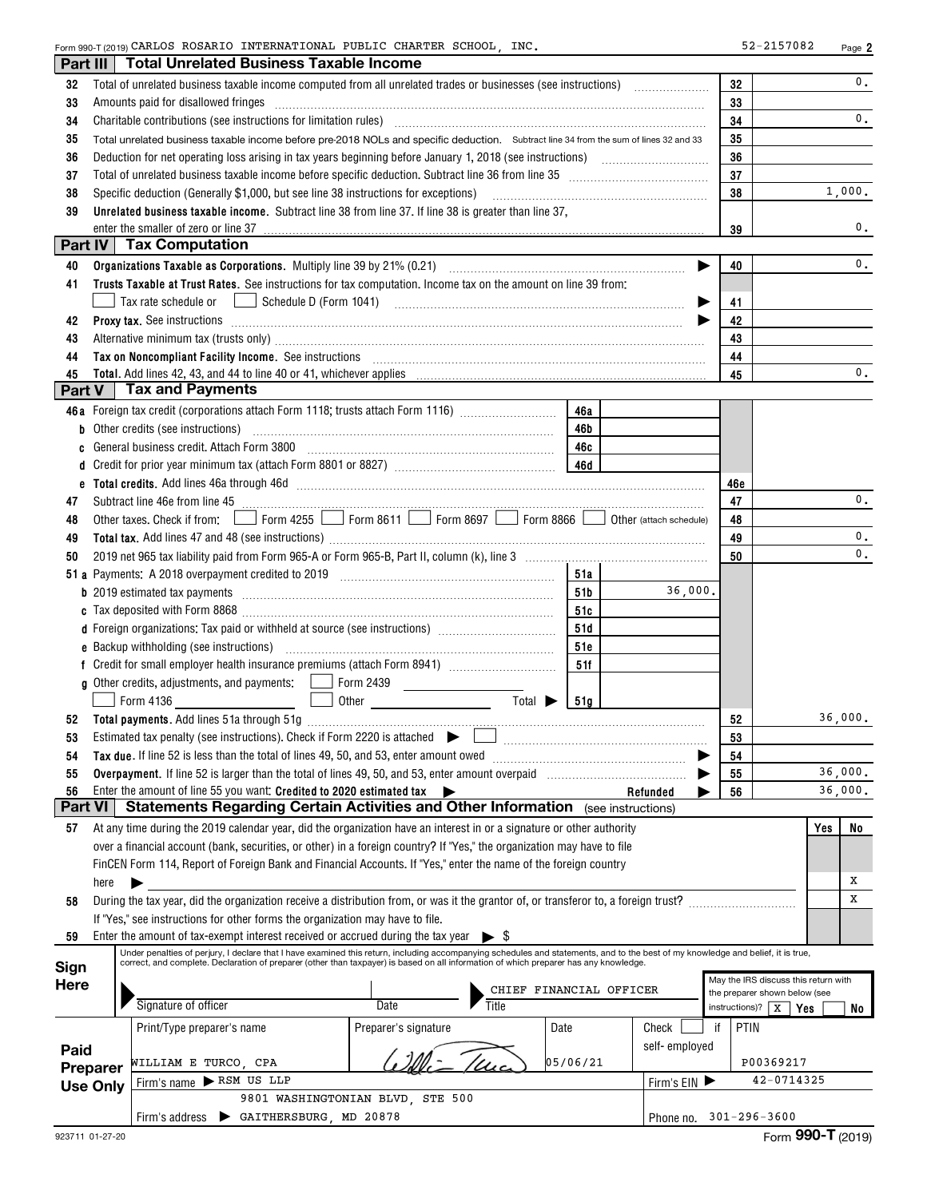Form 990-T (2019) CARLOS ROSARIO INTERNATIONAL PUBLIC CHARTER SCHOOL, INC. 52-2157082 Page 2

## Part III Total Unrelated Business Taxable Income

| Line | Description | | Amount |
|---|---|---|---|
| 32 | Total of unrelated business taxable income computed from all unrelated trades or businesses (see instructions) | 32 | 0. |
| 33 | Amounts paid for disallowed fringes | 33 | |
| 34 | Charitable contributions (see instructions for limitation rules) | 34 | 0. |
| 35 | Total unrelated business taxable income before pre-2018 NOLs and specific deduction. Subtract line 34 from the sum of lines 32 and 33 | 35 | |
| 36 | Deduction for net operating loss arising in tax years beginning before January 1, 2018 (see instructions) | 36 | |
| 37 | Total of unrelated business taxable income before specific deduction. Subtract line 36 from line 35 | 37 | |
| 38 | Specific deduction (Generally $1,000, but see line 38 instructions for exceptions) | 38 | 1,000. |
| 39 | **Unrelated business taxable income.** Subtract line 38 from line 37. If line 38 is greater than line 37, enter the smaller of zero or line 37 | 39 | 0. |

## Part IV Tax Computation

| Line | Description | | Amount |
|---|---|---|---|
| 40 | **Organizations Taxable as Corporations.** Multiply line 39 by 21% (0.21) | 40 | 0. |
| 41 | **Trusts Taxable at Trust Rates.** See instructions for tax computation. Income tax on the amount on line 39 from: ☐ Tax rate schedule or ☐ Schedule D (Form 1041) | 41 | |
| 42 | **Proxy tax.** See instructions | 42 | |
| 43 | Alternative minimum tax (trusts only) | 43 | |
| 44 | **Tax on Noncompliant Facility Income.** See instructions | 44 | |
| 45 | **Total.** Add lines 42, 43, and 44 to line 40 or 41, whichever applies | 45 | 0. |

## Part V Tax and Payments

| Line | Description | | | | Amount |
|---|---|---|---|---|---|
| 46a | Foreign tax credit (corporations attach Form 1118; trusts attach Form 1116) | 46a | | | |
| b | Other credits (see instructions) | 46b | | | |
| c | General business credit. Attach Form 3800 | 46c | | | |
| d | Credit for prior year minimum tax (attach Form 8801 or 8827) | 46d | | | |
| e | **Total credits.** Add lines 46a through 46d | | | 46e | |
| 47 | Subtract line 46e from line 45 | | | 47 | 0. |
| 48 | Other taxes. Check if from: ☐ Form 4255 ☐ Form 8611 ☐ Form 8697 ☐ Form 8866 ☐ Other (attach schedule) | | | 48 | |
| 49 | **Total tax.** Add lines 47 and 48 (see instructions) | | | 49 | 0. |
| 50 | 2019 net 965 tax liability paid from Form 965-A or Form 965-B, Part II, column (k), line 3 | | | 50 | 0. |
| 51a | Payments: A 2018 overpayment credited to 2019 | 51a | | | |
| b | 2019 estimated tax payments | 51b | 36,000. | | |
| c | Tax deposited with Form 8868 | 51c | | | |
| d | Foreign organizations: Tax paid or withheld at source (see instructions) | 51d | | | |
| e | Backup withholding (see instructions) | 51e | | | |
| f | Credit for small employer health insurance premiums (attach Form 8941) | 51f | | | |
| g | Other credits, adjustments, and payments: ☐ Form 2439 ☐ Form 4136 ☐ Other Total ▶ | 51g | | | |
| 52 | **Total payments.** Add lines 51a through 51g | | | 52 | 36,000. |
| 53 | Estimated tax penalty (see instructions). Check if Form 2220 is attached ▶ ☐ | | | 53 | |
| 54 | **Tax due.** If line 52 is less than the total of lines 49, 50, and 53, enter amount owed | | | 54 | |
| 55 | **Overpayment.** If line 52 is larger than the total of lines 49, 50, and 53, enter amount overpaid | | | 55 | 36,000. |
| 56 | Enter the amount of line 55 you want: **Credited to 2020 estimated tax** ▶ Refunded ▶ | | | 56 | 36,000. |

## Part VI Statements Regarding Certain Activities and Other Information (see instructions)

| Line | Question | Yes | No |
|---|---|---|---|
| 57 | At any time during the 2019 calendar year, did the organization have an interest in or a signature or other authority over a financial account (bank, securities, or other) in a foreign country? If "Yes," the organization may have to file FinCEN Form 114, Report of Foreign Bank and Financial Accounts. If "Yes," enter the name of the foreign country here ▶ | | X |
| 58 | During the tax year, did the organization receive a distribution from, or was it the grantor of, or transferor to, a foreign trust? If "Yes," see instructions for other forms the organization may have to file. | | X |
| 59 | Enter the amount of tax-exempt interest received or accrued during the tax year ▶ $ | | |

**Sign Here**

Under penalties of perjury, I declare that I have examined this return, including accompanying schedules and statements, and to the best of my knowledge and belief, it is true, correct, and complete. Declaration of preparer (other than taxpayer) is based on all information of which preparer has any knowledge.

Signature of officer | Date | Title: CHIEF FINANCIAL OFFICER

May the IRS discuss this return with the preparer shown below (see instructions)? ☒ Yes ☐ No

**Paid Preparer Use Only**

| Print/Type preparer's name | Preparer's signature | Date | Check ☐ if self-employed | PTIN |
|---|---|---|---|---|
| WILLIAM E TURCO, CPA | William Turco | 05/06/21 | | P00369217 |

Firm's name ▶ RSM US LLP — Firm's EIN ▶ 42-0714325

Firm's address ▶ 9801 WASHINGTONIAN BLVD, STE 500, GAITHERSBURG, MD 20878 — Phone no. 301-296-3600

923711 01-27-20 Form **990-T** (2019)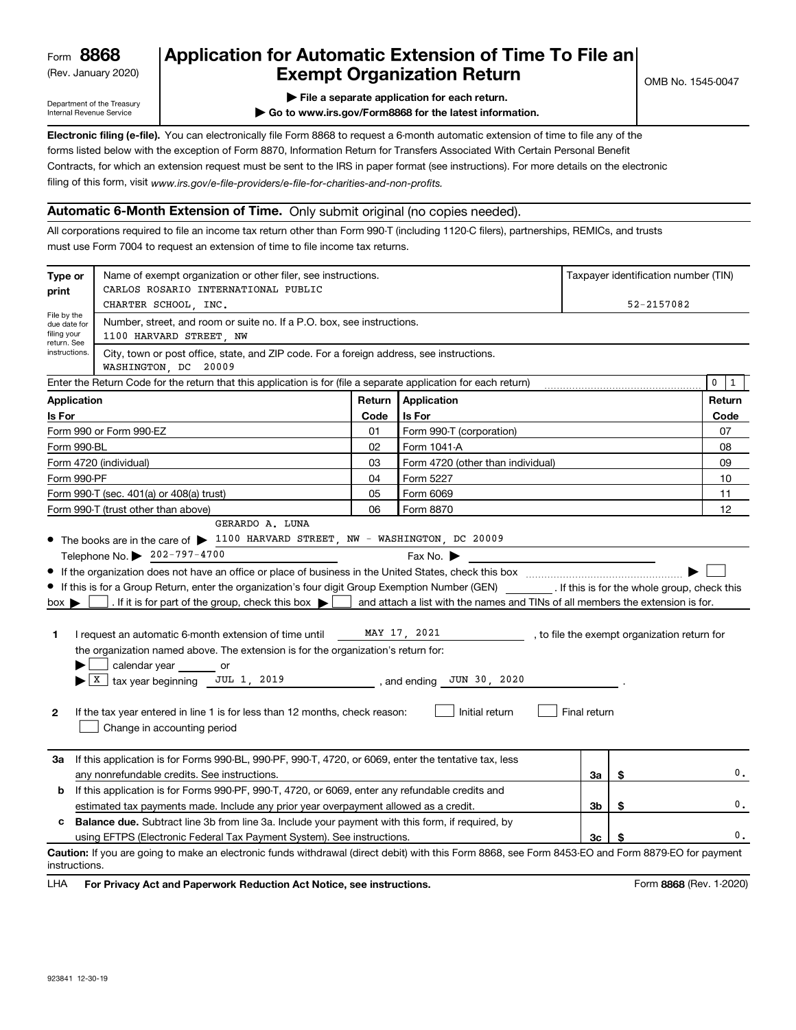Form **8868** (Rev. January 2020)

Department of the Treasury Internal Revenue Service

# Application for Automatic Extension of Time To File an Exempt Organization Return

OMB No. 1545-0047

▶ File a separate application for each return.

▶ Go to www.irs.gov/Form8868 for the latest information.

**Electronic filing (e-file).** You can electronically file Form 8868 to request a 6-month automatic extension of time to file any of the forms listed below with the exception of Form 8870, Information Return for Transfers Associated With Certain Personal Benefit Contracts, for which an extension request must be sent to the IRS in paper format (see instructions). For more details on the electronic filing of this form, visit *www.irs.gov/e-file-providers/e-file-for-charities-and-non-profits.*

## Automatic 6-Month Extension of Time. Only submit original (no copies needed).

All corporations required to file an income tax return other than Form 990-T (including 1120-C filers), partnerships, REMICs, and trusts must use Form 7004 to request an extension of time to file income tax returns.

| | | |
|---|---|---|
| **Type or print** | Name of exempt organization or other filer, see instructions. CARLOS ROSARIO INTERNATIONAL PUBLIC CHARTER SCHOOL, INC. | Taxpayer identification number (TIN) 52-2157082 |
| File by the due date for filing your return. See instructions. | Number, street, and room or suite no. If a P.O. box, see instructions. 1100 HARVARD STREET, NW | |
| | City, town or post office, state, and ZIP code. For a foreign address, see instructions. WASHINGTON, DC 20009 | |

Enter the Return Code for the return that this application is for (file a separate application for each return) 0 1

| Application Is For | Return Code | Application Is For | Return Code |
|---|---|---|---|
| Form 990 or Form 990-EZ | 01 | Form 990-T (corporation) | 07 |
| Form 990-BL | 02 | Form 1041-A | 08 |
| Form 4720 (individual) | 03 | Form 4720 (other than individual) | 09 |
| Form 990-PF | 04 | Form 5227 | 10 |
| Form 990-T (sec. 401(a) or 408(a) trust) | 05 | Form 6069 | 11 |
| Form 990-T (trust other than above) | 06 | Form 8870 | 12 |

- The books are in the care of ▶ GERARDO A. LUNA 1100 HARVARD STREET, NW - WASHINGTON, DC 20009
  Telephone No. ▶ 202-797-4700 Fax No. ▶
- If the organization does not have an office or place of business in the United States, check this box ▶ ☐
- If this is for a Group Return, enter the organization's four digit Group Exemption Number (GEN) ________ . If this is for the whole group, check this box ▶ ☐ . If it is for part of the group, check this box ▶ ☐ and attach a list with the names and TINs of all members the extension is for.

**1** I request an automatic 6-month extension of time until MAY 17, 2021 , to file the exempt organization return for the organization named above. The extension is for the organization's return for:
▶ ☐ calendar year ______ or
▶ ☒ tax year beginning JUL 1, 2019 , and ending JUN 30, 2020 .

**2** If the tax year entered in line 1 is for less than 12 months, check reason: ☐ Initial return ☐ Final return ☐ Change in accounting period

| | | | |
|---|---|---|---|
| **3a** | If this application is for Forms 990-BL, 990-PF, 990-T, 4720, or 6069, enter the tentative tax, less any nonrefundable credits. See instructions. | 3a | $ 0. |
| **b** | If this application is for Forms 990-PF, 990-T, 4720, or 6069, enter any refundable credits and estimated tax payments made. Include any prior year overpayment allowed as a credit. | 3b | $ 0. |
| **c** | **Balance due.** Subtract line 3b from line 3a. Include your payment with this form, if required, by using EFTPS (Electronic Federal Tax Payment System). See instructions. | 3c | $ 0. |

**Caution:** If you are going to make an electronic funds withdrawal (direct debit) with this Form 8868, see Form 8453-EO and Form 8879-EO for payment instructions.

LHA **For Privacy Act and Paperwork Reduction Act Notice, see instructions.** Form **8868** (Rev. 1-2020)

923841 12-30-19